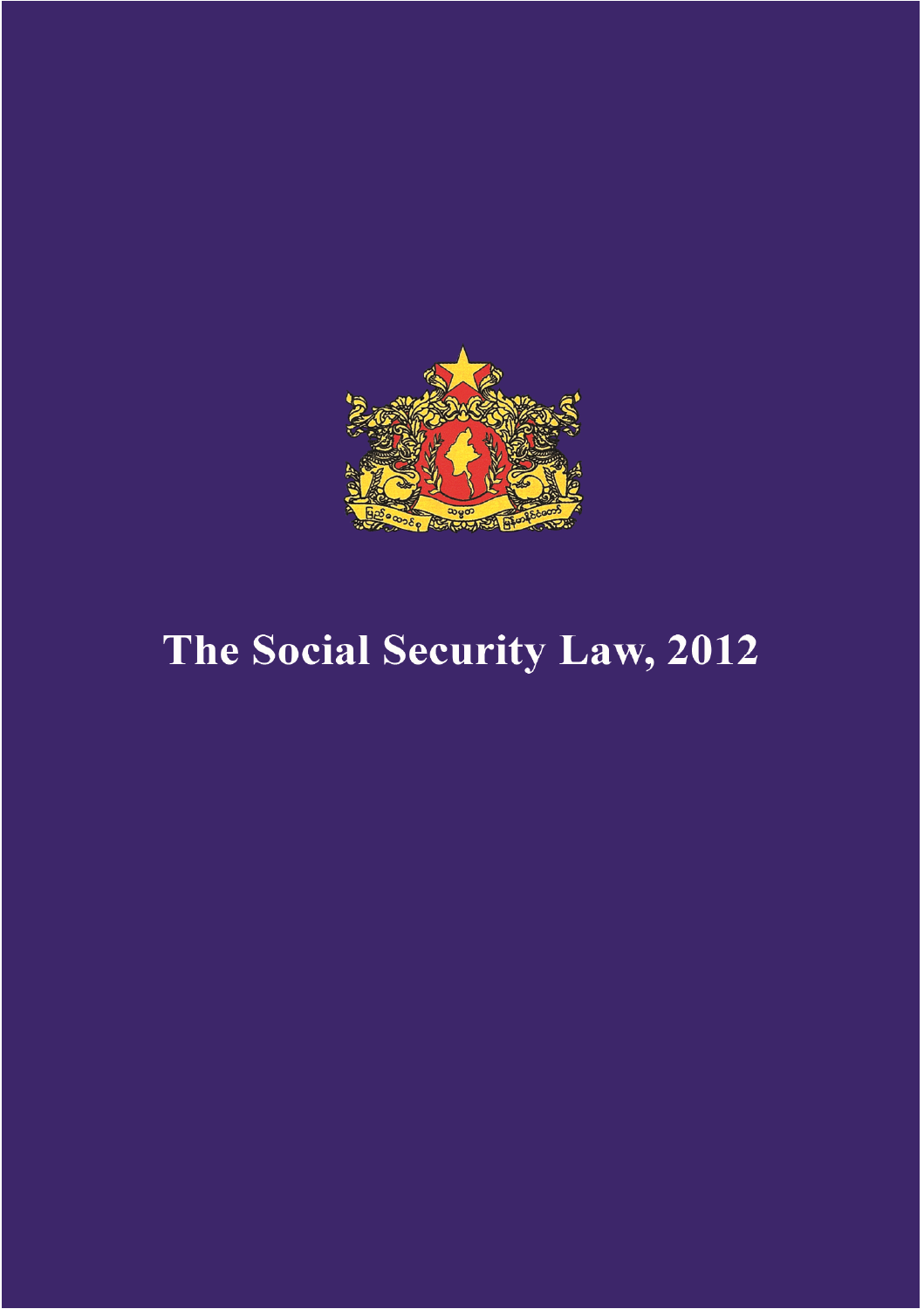# The Social Security Law, 2012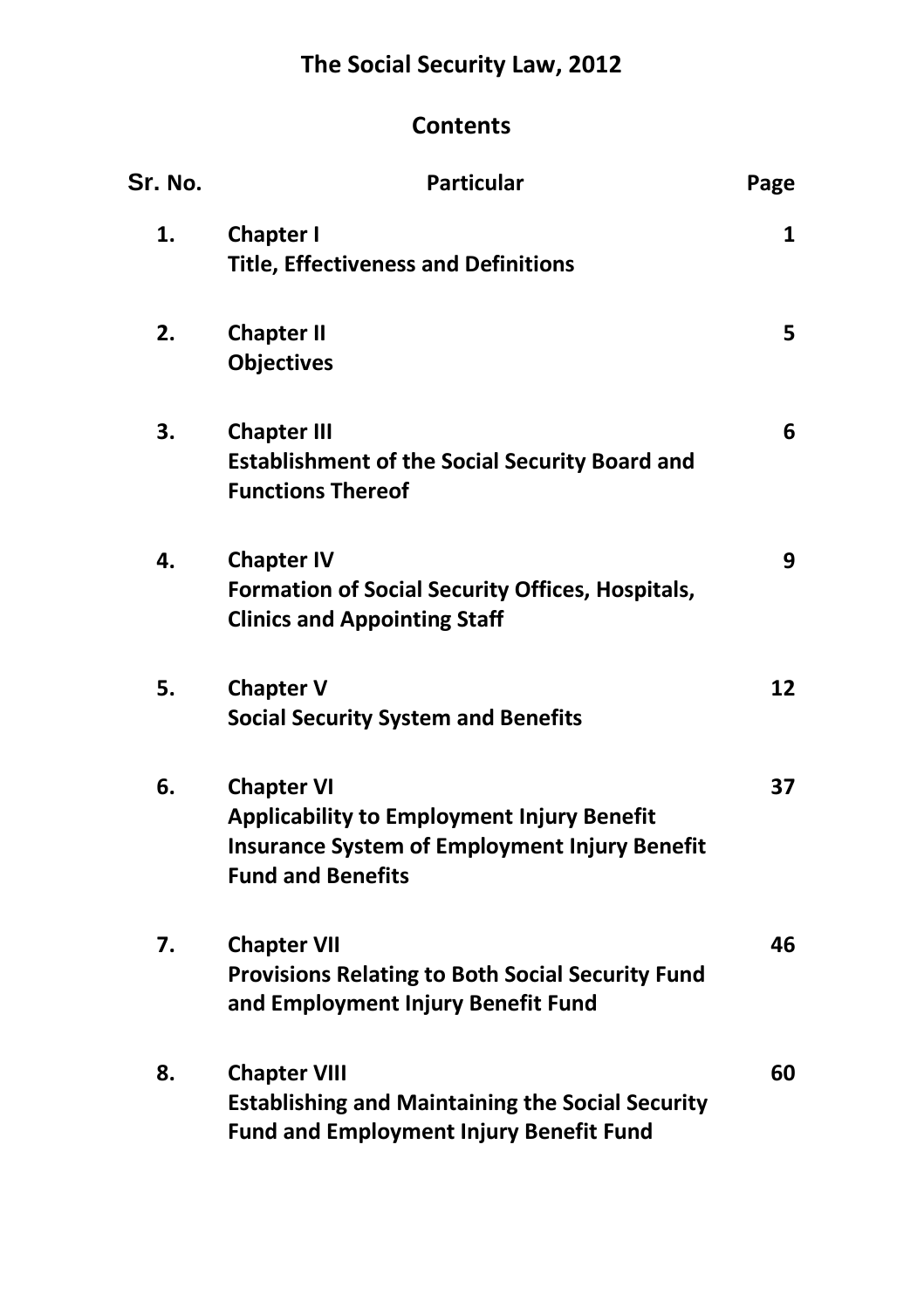# The Social Security Law, 2012

## Contents

| Sr. No. | Particular | Page |
| --- | --- | --- |
| 1. | **Chapter I**<br>**Title, Effectiveness and Definitions** | 1 |
| 2. | **Chapter II**<br>**Objectives** | 5 |
| 3. | **Chapter III**<br>**Establishment of the Social Security Board and Functions Thereof** | 6 |
| 4. | **Chapter IV**<br>**Formation of Social Security Offices, Hospitals, Clinics and Appointing Staff** | 9 |
| 5. | **Chapter V**<br>**Social Security System and Benefits** | 12 |
| 6. | **Chapter VI**<br>**Applicability to Employment Injury Benefit Insurance System of Employment Injury Benefit Fund and Benefits** | 37 |
| 7. | **Chapter VII**<br>**Provisions Relating to Both Social Security Fund and Employment Injury Benefit Fund** | 46 |
| 8. | **Chapter VIII**<br>**Establishing and Maintaining the Social Security Fund and Employment Injury Benefit Fund** | 60 |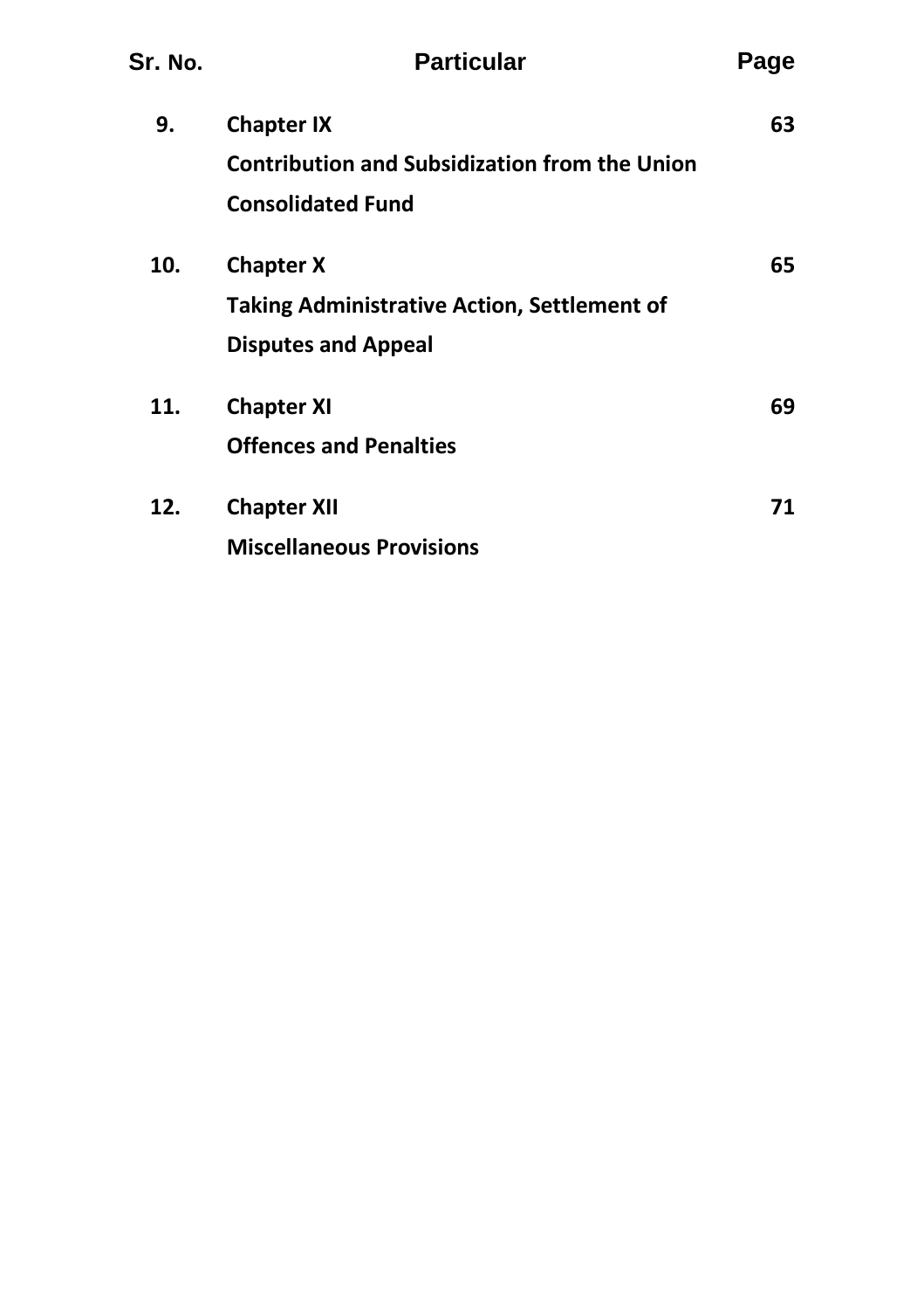| Sr. No. | Particular | Page |
|---|---|---|
| **9.** | **Chapter IX**<br>**Contribution and Subsidization from the Union Consolidated Fund** | **63** |
| **10.** | **Chapter X**<br>**Taking Administrative Action, Settlement of Disputes and Appeal** | **65** |
| **11.** | **Chapter XI**<br>**Offences and Penalties** | **69** |
| **12.** | **Chapter XII**<br>**Miscellaneous Provisions** | **71** |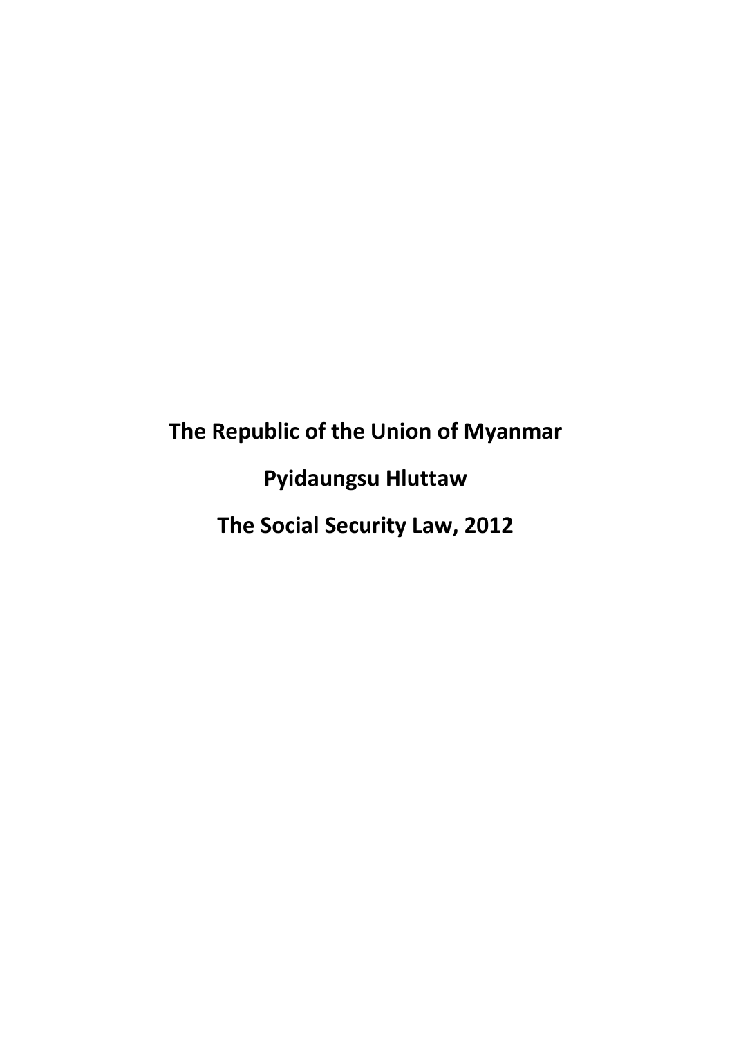# The Republic of the Union of Myanmar

# Pyidaungsu Hluttaw

# The Social Security Law, 2012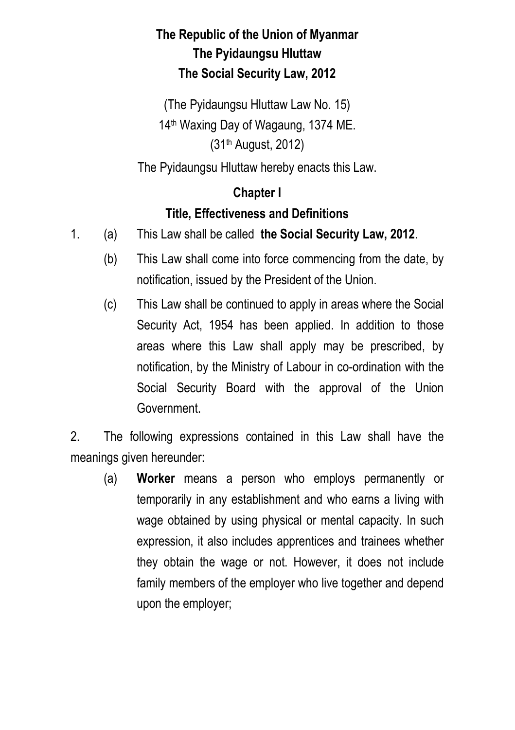# The Republic of the Union of Myanmar
# The Pyidaungsu Hluttaw
# The Social Security Law, 2012

(The Pyidaungsu Hluttaw Law No. 15)

14th Waxing Day of Wagaung, 1374 ME.

(31st August, 2012)

The Pyidaungsu Hluttaw hereby enacts this Law.

## Chapter I
## Title, Effectiveness and Definitions

1. (a) This Law shall be called **the Social Security Law, 2012**.

   (b) This Law shall come into force commencing from the date, by notification, issued by the President of the Union.

   (c) This Law shall be continued to apply in areas where the Social Security Act, 1954 has been applied. In addition to those areas where this Law shall apply may be prescribed, by notification, by the Ministry of Labour in co-ordination with the Social Security Board with the approval of the Union Government.

2. The following expressions contained in this Law shall have the meanings given hereunder:

   (a) **Worker** means a person who employs permanently or temporarily in any establishment and who earns a living with wage obtained by using physical or mental capacity. In such expression, it also includes apprentices and trainees whether they obtain the wage or not. However, it does not include family members of the employer who live together and depend upon the employer;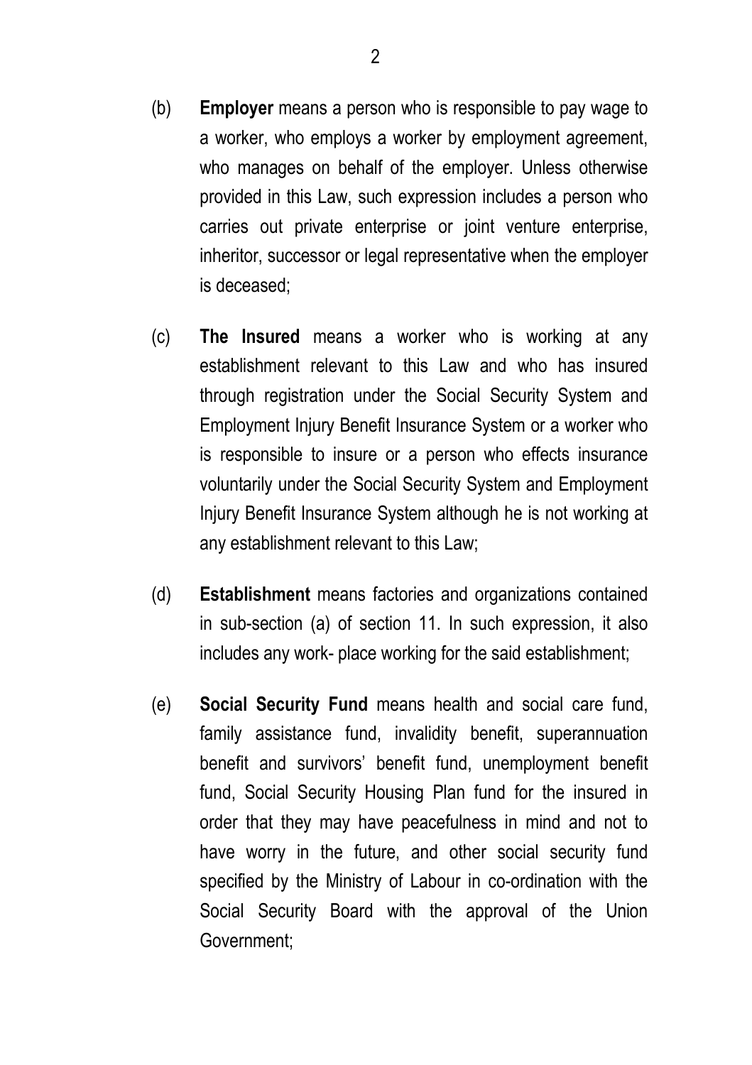(b) **Employer** means a person who is responsible to pay wage to a worker, who employs a worker by employment agreement, who manages on behalf of the employer. Unless otherwise provided in this Law, such expression includes a person who carries out private enterprise or joint venture enterprise, inheritor, successor or legal representative when the employer is deceased;

(c) **The Insured** means a worker who is working at any establishment relevant to this Law and who has insured through registration under the Social Security System and Employment Injury Benefit Insurance System or a worker who is responsible to insure or a person who effects insurance voluntarily under the Social Security System and Employment Injury Benefit Insurance System although he is not working at any establishment relevant to this Law;

(d) **Establishment** means factories and organizations contained in sub-section (a) of section 11. In such expression, it also includes any work- place working for the said establishment;

(e) **Social Security Fund** means health and social care fund, family assistance fund, invalidity benefit, superannuation benefit and survivors' benefit fund, unemployment benefit fund, Social Security Housing Plan fund for the insured in order that they may have peacefulness in mind and not to have worry in the future, and other social security fund specified by the Ministry of Labour in co-ordination with the Social Security Board with the approval of the Union Government;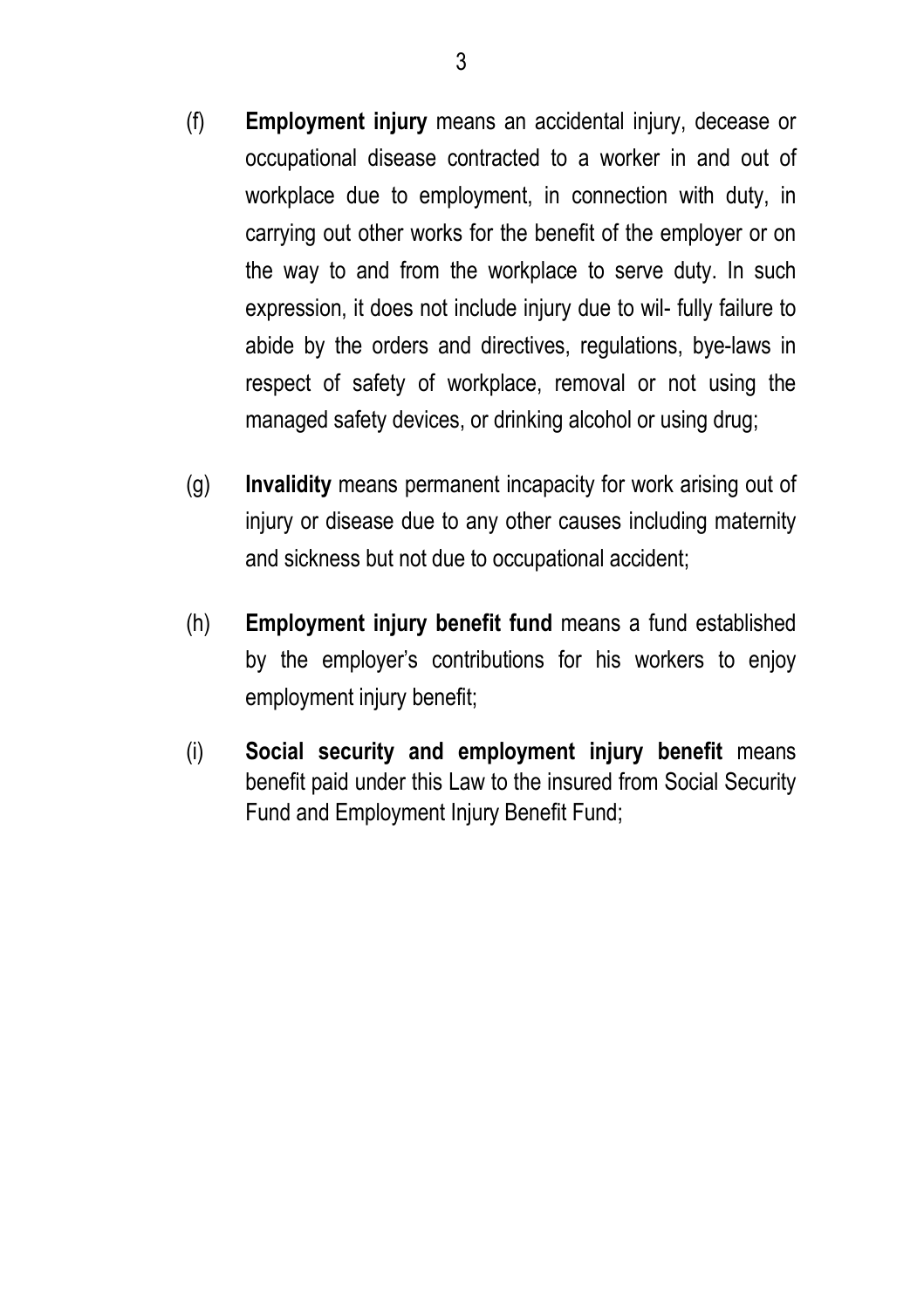(f) **Employment injury** means an accidental injury, decease or occupational disease contracted to a worker in and out of workplace due to employment, in connection with duty, in carrying out other works for the benefit of the employer or on the way to and from the workplace to serve duty. In such expression, it does not include injury due to wil- fully failure to abide by the orders and directives, regulations, bye-laws in respect of safety of workplace, removal or not using the managed safety devices, or drinking alcohol or using drug;

(g) **Invalidity** means permanent incapacity for work arising out of injury or disease due to any other causes including maternity and sickness but not due to occupational accident;

(h) **Employment injury benefit fund** means a fund established by the employer's contributions for his workers to enjoy employment injury benefit;

(i) **Social security and employment injury benefit** means benefit paid under this Law to the insured from Social Security Fund and Employment Injury Benefit Fund;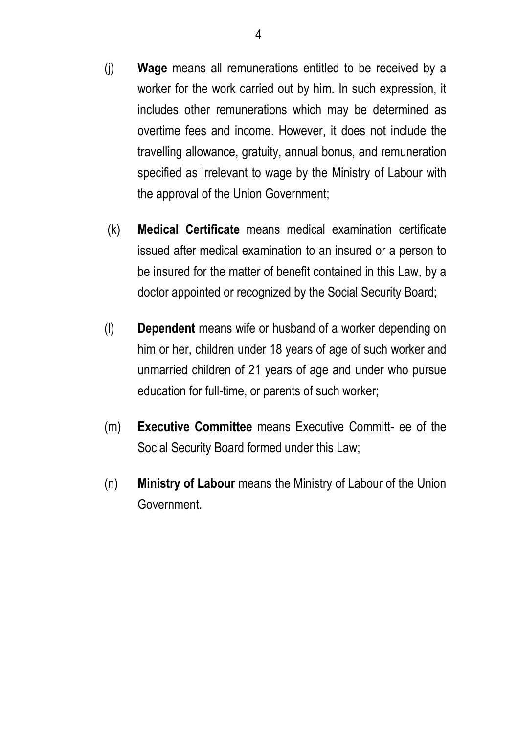(j) **Wage** means all remunerations entitled to be received by a worker for the work carried out by him. In such expression, it includes other remunerations which may be determined as overtime fees and income. However, it does not include the travelling allowance, gratuity, annual bonus, and remuneration specified as irrelevant to wage by the Ministry of Labour with the approval of the Union Government;

(k) **Medical Certificate** means medical examination certificate issued after medical examination to an insured or a person to be insured for the matter of benefit contained in this Law, by a doctor appointed or recognized by the Social Security Board;

(l) **Dependent** means wife or husband of a worker depending on him or her, children under 18 years of age of such worker and unmarried children of 21 years of age and under who pursue education for full-time, or parents of such worker;

(m) **Executive Committee** means Executive Committ- ee of the Social Security Board formed under this Law;

(n) **Ministry of Labour** means the Ministry of Labour of the Union Government.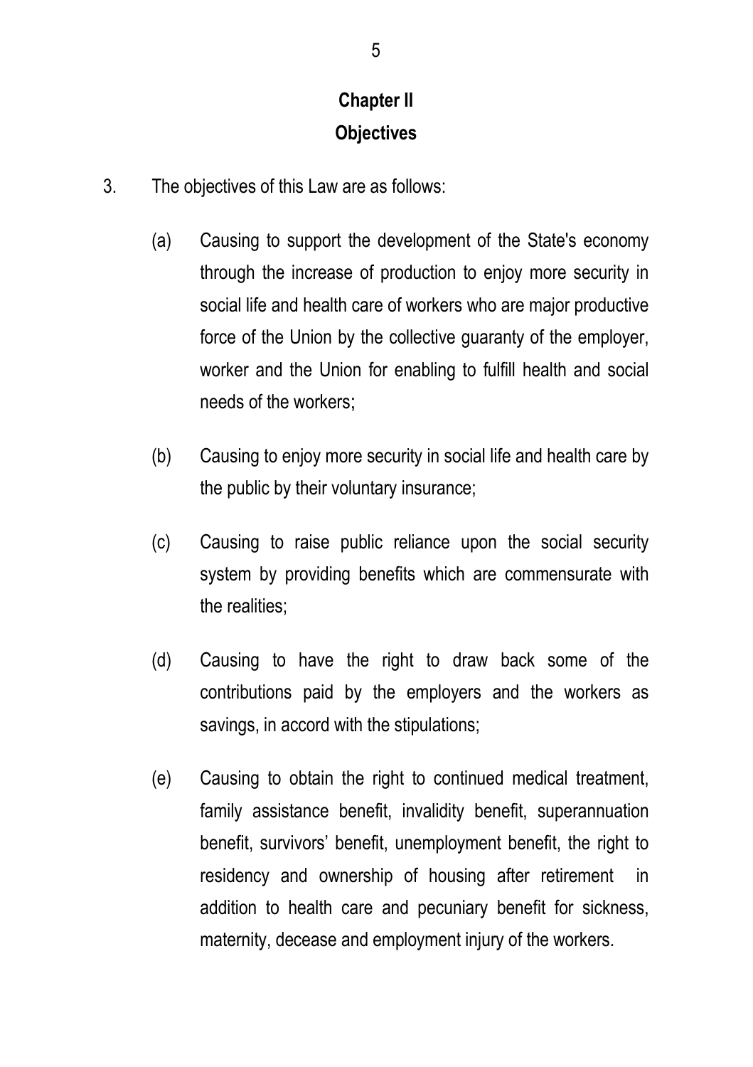## Chapter II
## Objectives

3. The objectives of this Law are as follows:

   (a) Causing to support the development of the State's economy through the increase of production to enjoy more security in social life and health care of workers who are major productive force of the Union by the collective guaranty of the employer, worker and the Union for enabling to fulfill health and social needs of the workers;

   (b) Causing to enjoy more security in social life and health care by the public by their voluntary insurance;

   (c) Causing to raise public reliance upon the social security system by providing benefits which are commensurate with the realities;

   (d) Causing to have the right to draw back some of the contributions paid by the employers and the workers as savings, in accord with the stipulations;

   (e) Causing to obtain the right to continued medical treatment, family assistance benefit, invalidity benefit, superannuation benefit, survivors' benefit, unemployment benefit, the right to residency and ownership of housing after retirement in addition to health care and pecuniary benefit for sickness, maternity, decease and employment injury of the workers.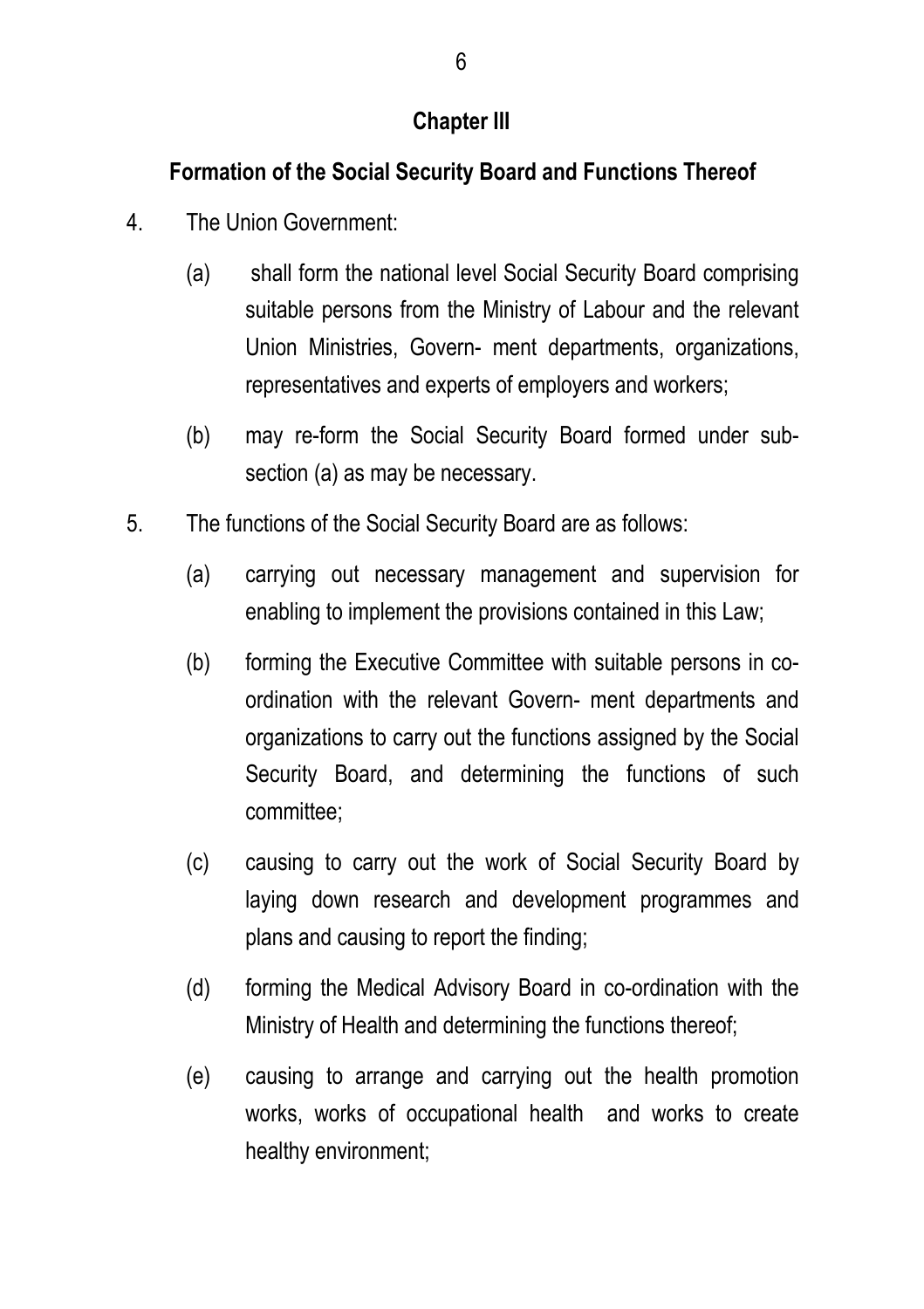## Chapter III

## Formation of the Social Security Board and Functions Thereof

4. The Union Government:

   (a) shall form the national level Social Security Board comprising suitable persons from the Ministry of Labour and the relevant Union Ministries, Govern- ment departments, organizations, representatives and experts of employers and workers;

   (b) may re-form the Social Security Board formed under sub-section (a) as may be necessary.

5. The functions of the Social Security Board are as follows:

   (a) carrying out necessary management and supervision for enabling to implement the provisions contained in this Law;

   (b) forming the Executive Committee with suitable persons in co-ordination with the relevant Govern- ment departments and organizations to carry out the functions assigned by the Social Security Board, and determining the functions of such committee;

   (c) causing to carry out the work of Social Security Board by laying down research and development programmes and plans and causing to report the finding;

   (d) forming the Medical Advisory Board in co-ordination with the Ministry of Health and determining the functions thereof;

   (e) causing to arrange and carrying out the health promotion works, works of occupational health and works to create healthy environment;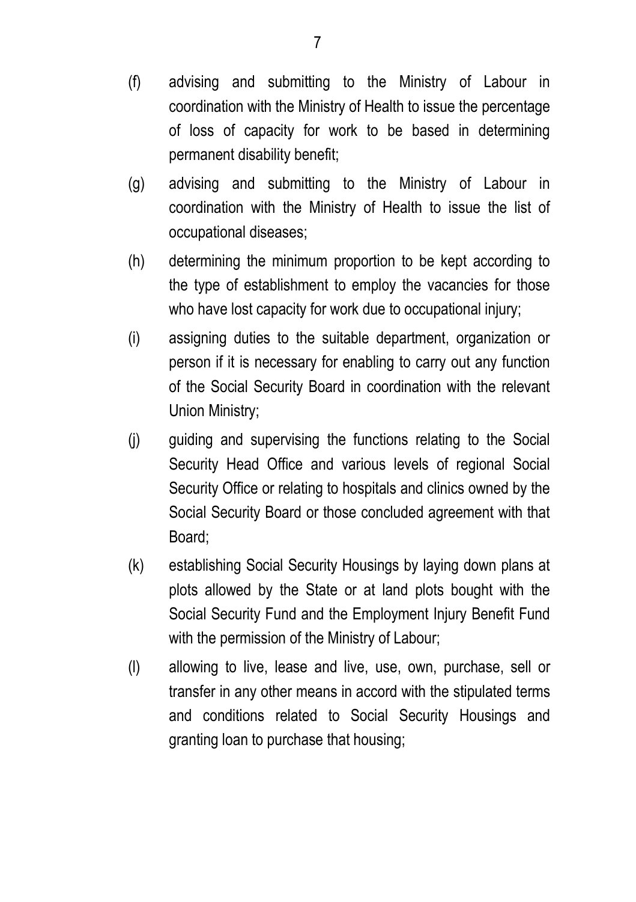(f) advising and submitting to the Ministry of Labour in coordination with the Ministry of Health to issue the percentage of loss of capacity for work to be based in determining permanent disability benefit;

(g) advising and submitting to the Ministry of Labour in coordination with the Ministry of Health to issue the list of occupational diseases;

(h) determining the minimum proportion to be kept according to the type of establishment to employ the vacancies for those who have lost capacity for work due to occupational injury;

(i) assigning duties to the suitable department, organization or person if it is necessary for enabling to carry out any function of the Social Security Board in coordination with the relevant Union Ministry;

(j) guiding and supervising the functions relating to the Social Security Head Office and various levels of regional Social Security Office or relating to hospitals and clinics owned by the Social Security Board or those concluded agreement with that Board;

(k) establishing Social Security Housings by laying down plans at plots allowed by the State or at land plots bought with the Social Security Fund and the Employment Injury Benefit Fund with the permission of the Ministry of Labour;

(l) allowing to live, lease and live, use, own, purchase, sell or transfer in any other means in accord with the stipulated terms and conditions related to Social Security Housings and granting loan to purchase that housing;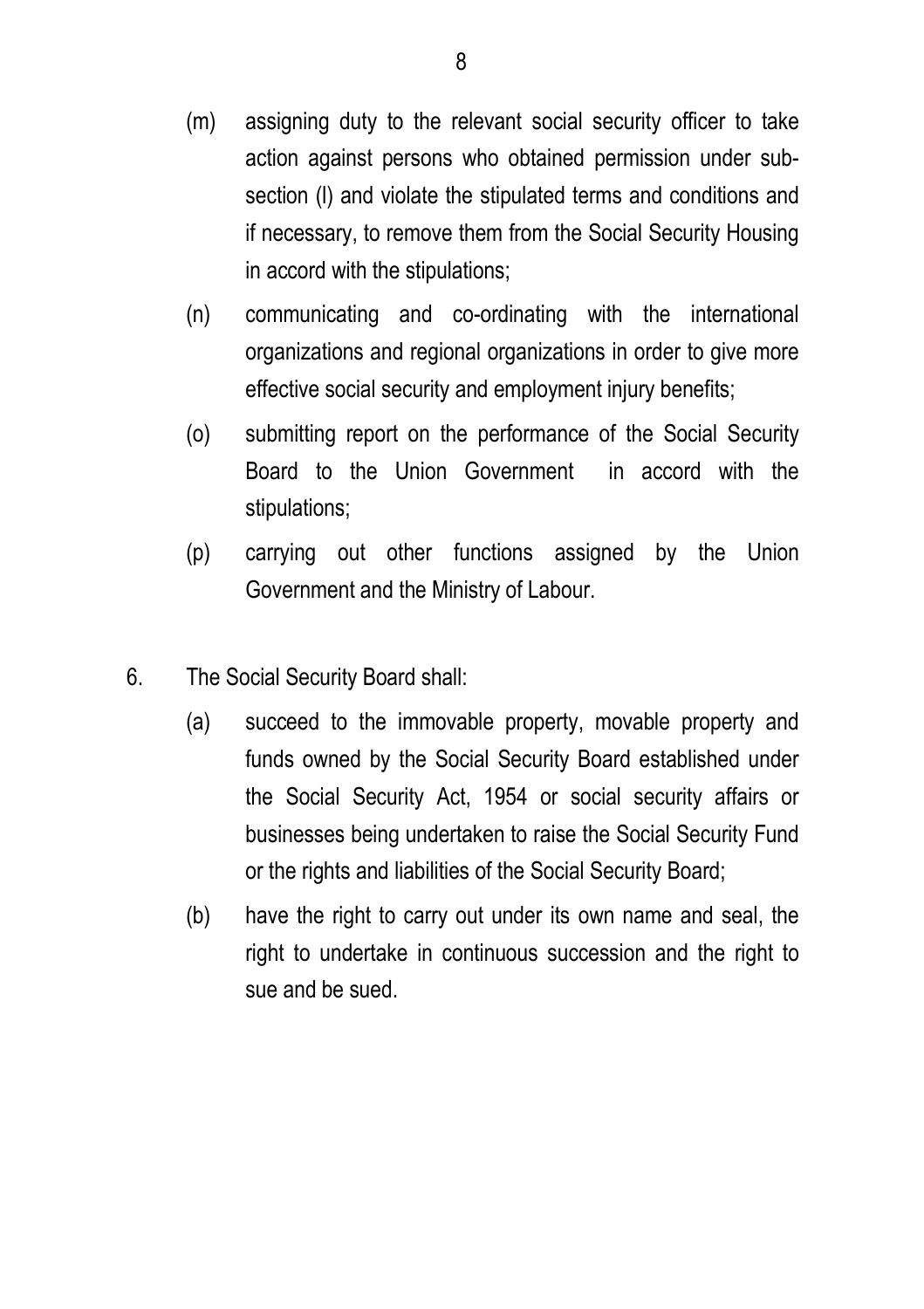(m) assigning duty to the relevant social security officer to take action against persons who obtained permission under sub-section (l) and violate the stipulated terms and conditions and if necessary, to remove them from the Social Security Housing in accord with the stipulations;

(n) communicating and co-ordinating with the international organizations and regional organizations in order to give more effective social security and employment injury benefits;

(o) submitting report on the performance of the Social Security Board to the Union Government in accord with the stipulations;

(p) carrying out other functions assigned by the Union Government and the Ministry of Labour.

6. The Social Security Board shall:

(a) succeed to the immovable property, movable property and funds owned by the Social Security Board established under the Social Security Act, 1954 or social security affairs or businesses being undertaken to raise the Social Security Fund or the rights and liabilities of the Social Security Board;

(b) have the right to carry out under its own name and seal, the right to undertake in continuous succession and the right to sue and be sued.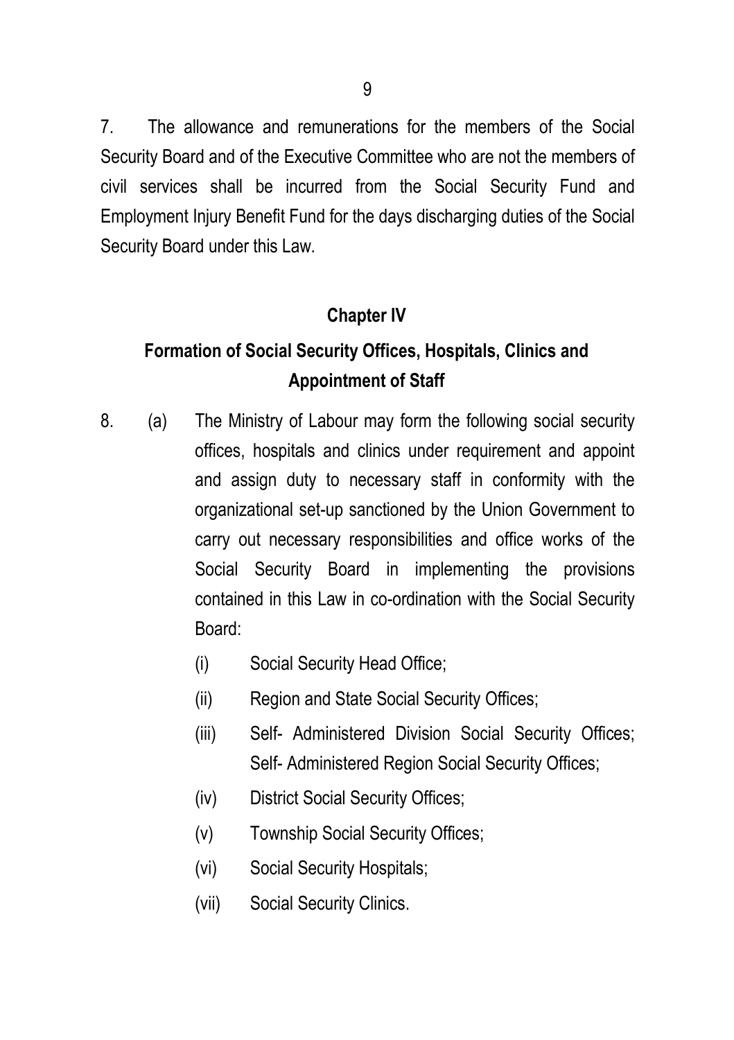7. The allowance and remunerations for the members of the Social Security Board and of the Executive Committee who are not the members of civil services shall be incurred from the Social Security Fund and Employment Injury Benefit Fund for the days discharging duties of the Social Security Board under this Law.

## Chapter IV

## Formation of Social Security Offices, Hospitals, Clinics and Appointment of Staff

8. (a) The Ministry of Labour may form the following social security offices, hospitals and clinics under requirement and appoint and assign duty to necessary staff in conformity with the organizational set-up sanctioned by the Union Government to carry out necessary responsibilities and office works of the Social Security Board in implementing the provisions contained in this Law in co-ordination with the Social Security Board:

    (i) Social Security Head Office;

    (ii) Region and State Social Security Offices;

    (iii) Self- Administered Division Social Security Offices; Self- Administered Region Social Security Offices;

    (iv) District Social Security Offices;

    (v) Township Social Security Offices;

    (vi) Social Security Hospitals;

    (vii) Social Security Clinics.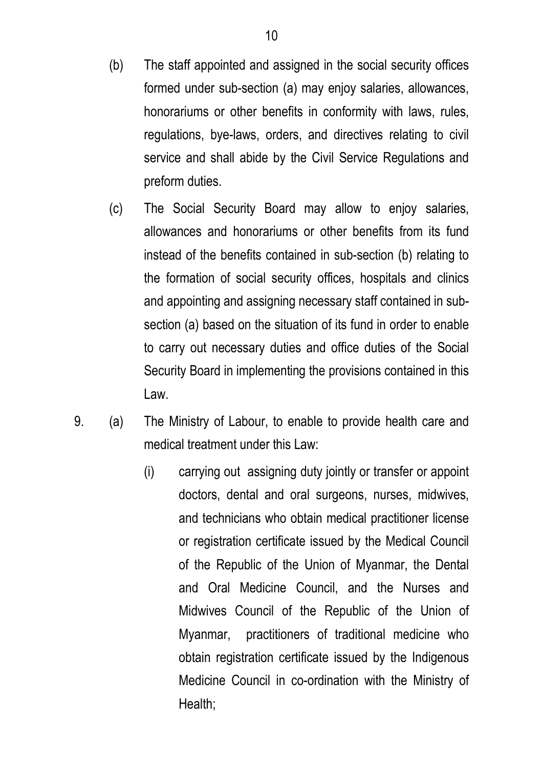(b) The staff appointed and assigned in the social security offices formed under sub-section (a) may enjoy salaries, allowances, honorariums or other benefits in conformity with laws, rules, regulations, bye-laws, orders, and directives relating to civil service and shall abide by the Civil Service Regulations and preform duties.

(c) The Social Security Board may allow to enjoy salaries, allowances and honorariums or other benefits from its fund instead of the benefits contained in sub-section (b) relating to the formation of social security offices, hospitals and clinics and appointing and assigning necessary staff contained in sub-section (a) based on the situation of its fund in order to enable to carry out necessary duties and office duties of the Social Security Board in implementing the provisions contained in this Law.

9. (a) The Ministry of Labour, to enable to provide health care and medical treatment under this Law:

(i) carrying out assigning duty jointly or transfer or appoint doctors, dental and oral surgeons, nurses, midwives, and technicians who obtain medical practitioner license or registration certificate issued by the Medical Council of the Republic of the Union of Myanmar, the Dental and Oral Medicine Council, and the Nurses and Midwives Council of the Republic of the Union of Myanmar, practitioners of traditional medicine who obtain registration certificate issued by the Indigenous Medicine Council in co-ordination with the Ministry of Health;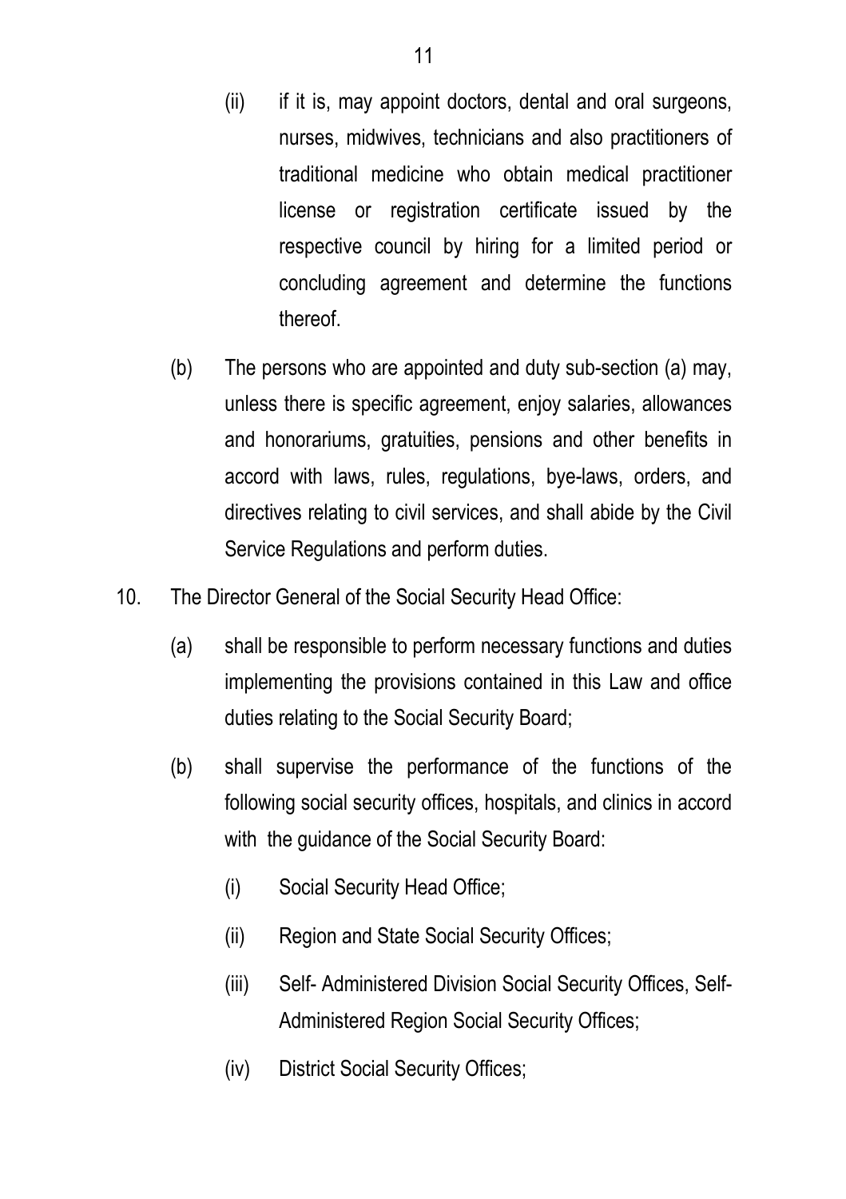(ii) if it is, may appoint doctors, dental and oral surgeons, nurses, midwives, technicians and also practitioners of traditional medicine who obtain medical practitioner license or registration certificate issued by the respective council by hiring for a limited period or concluding agreement and determine the functions thereof.

(b) The persons who are appointed and duty sub-section (a) may, unless there is specific agreement, enjoy salaries, allowances and honorariums, gratuities, pensions and other benefits in accord with laws, rules, regulations, bye-laws, orders, and directives relating to civil services, and shall abide by the Civil Service Regulations and perform duties.

10. The Director General of the Social Security Head Office:

(a) shall be responsible to perform necessary functions and duties implementing the provisions contained in this Law and office duties relating to the Social Security Board;

(b) shall supervise the performance of the functions of the following social security offices, hospitals, and clinics in accord with the guidance of the Social Security Board:

(i) Social Security Head Office;

(ii) Region and State Social Security Offices;

(iii) Self- Administered Division Social Security Offices, Self-Administered Region Social Security Offices;

(iv) District Social Security Offices;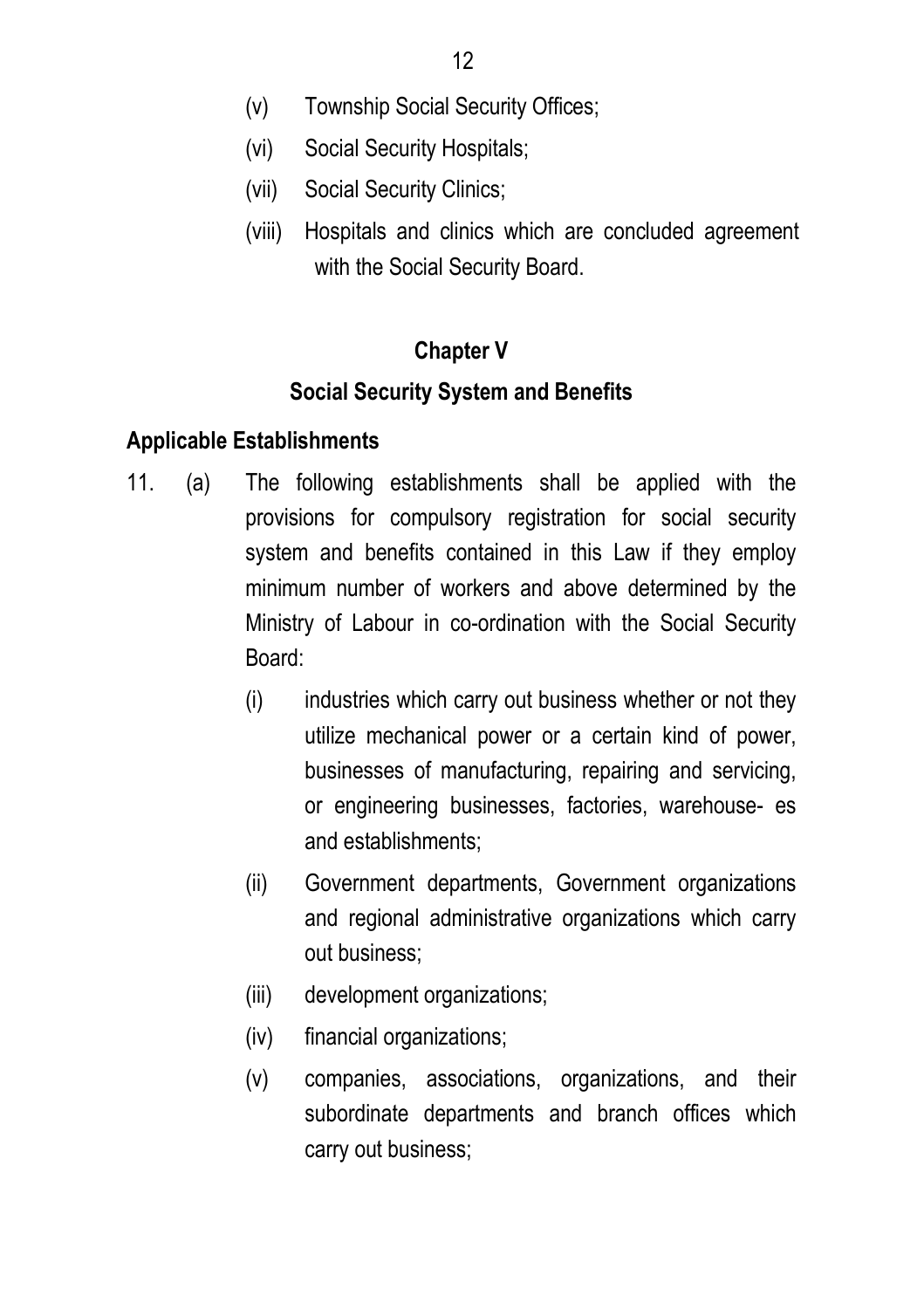(v) Township Social Security Offices;

(vi) Social Security Hospitals;

(vii) Social Security Clinics;

(viii) Hospitals and clinics which are concluded agreement with the Social Security Board.

## Chapter V

## Social Security System and Benefits

### Applicable Establishments

11. (a) The following establishments shall be applied with the provisions for compulsory registration for social security system and benefits contained in this Law if they employ minimum number of workers and above determined by the Ministry of Labour in co-ordination with the Social Security Board:

    (i) industries which carry out business whether or not they utilize mechanical power or a certain kind of power, businesses of manufacturing, repairing and servicing, or engineering businesses, factories, warehouse- es and establishments;

    (ii) Government departments, Government organizations and regional administrative organizations which carry out business;

    (iii) development organizations;

    (iv) financial organizations;

    (v) companies, associations, organizations, and their subordinate departments and branch offices which carry out business;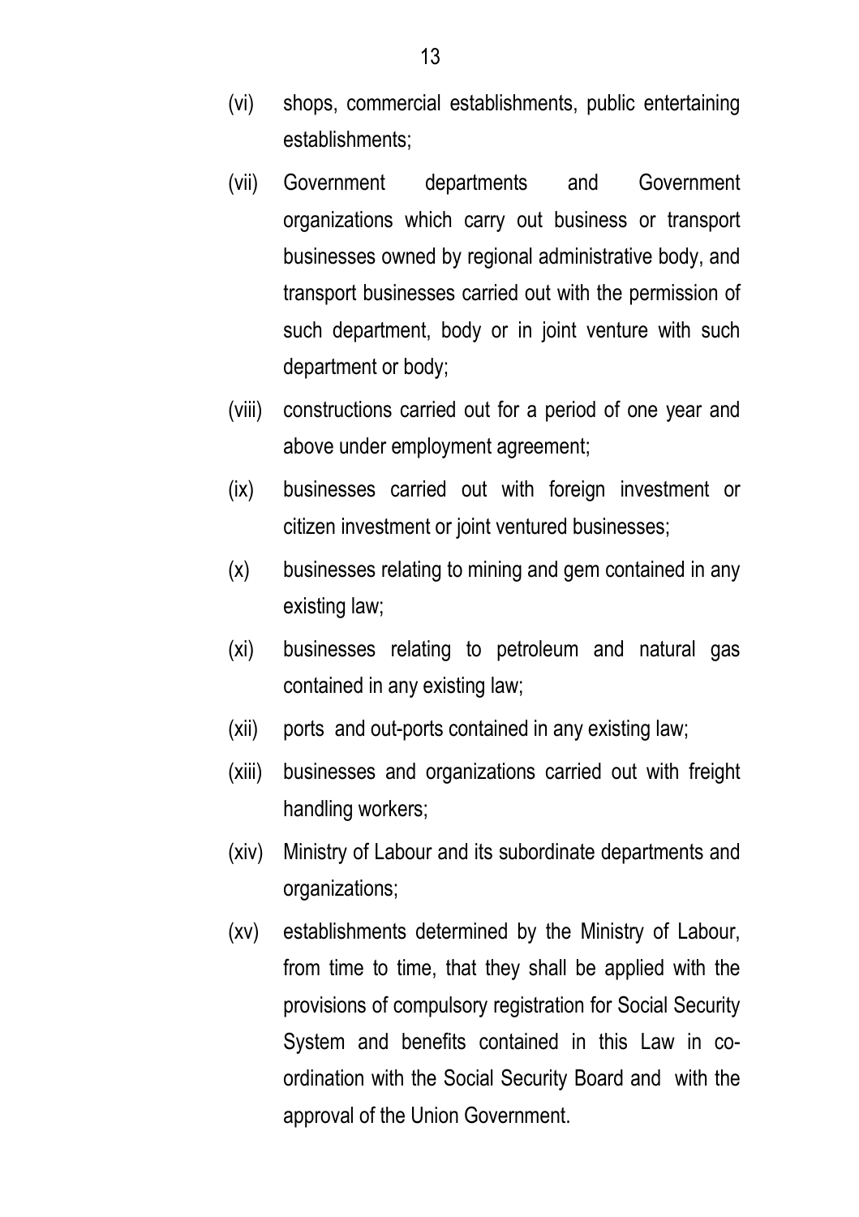(vi) shops, commercial establishments, public entertaining establishments;

(vii) Government departments and Government organizations which carry out business or transport businesses owned by regional administrative body, and transport businesses carried out with the permission of such department, body or in joint venture with such department or body;

(viii) constructions carried out for a period of one year and above under employment agreement;

(ix) businesses carried out with foreign investment or citizen investment or joint ventured businesses;

(x) businesses relating to mining and gem contained in any existing law;

(xi) businesses relating to petroleum and natural gas contained in any existing law;

(xii) ports and out-ports contained in any existing law;

(xiii) businesses and organizations carried out with freight handling workers;

(xiv) Ministry of Labour and its subordinate departments and organizations;

(xv) establishments determined by the Ministry of Labour, from time to time, that they shall be applied with the provisions of compulsory registration for Social Security System and benefits contained in this Law in co-ordination with the Social Security Board and with the approval of the Union Government.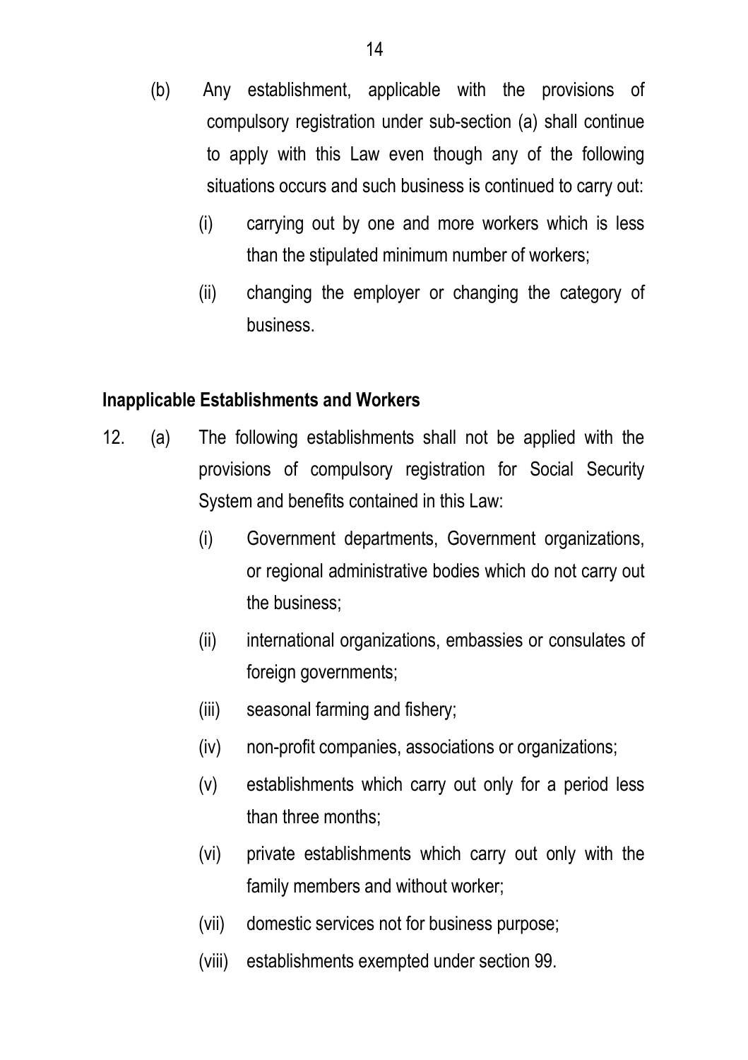(b) Any establishment, applicable with the provisions of compulsory registration under sub-section (a) shall continue to apply with this Law even though any of the following situations occurs and such business is continued to carry out:

  (i) carrying out by one and more workers which is less than the stipulated minimum number of workers;

  (ii) changing the employer or changing the category of business.

**Inapplicable Establishments and Workers**

12. (a) The following establishments shall not be applied with the provisions of compulsory registration for Social Security System and benefits contained in this Law:

  (i) Government departments, Government organizations, or regional administrative bodies which do not carry out the business;

  (ii) international organizations, embassies or consulates of foreign governments;

  (iii) seasonal farming and fishery;

  (iv) non-profit companies, associations or organizations;

  (v) establishments which carry out only for a period less than three months;

  (vi) private establishments which carry out only with the family members and without worker;

  (vii) domestic services not for business purpose;

  (viii) establishments exempted under section 99.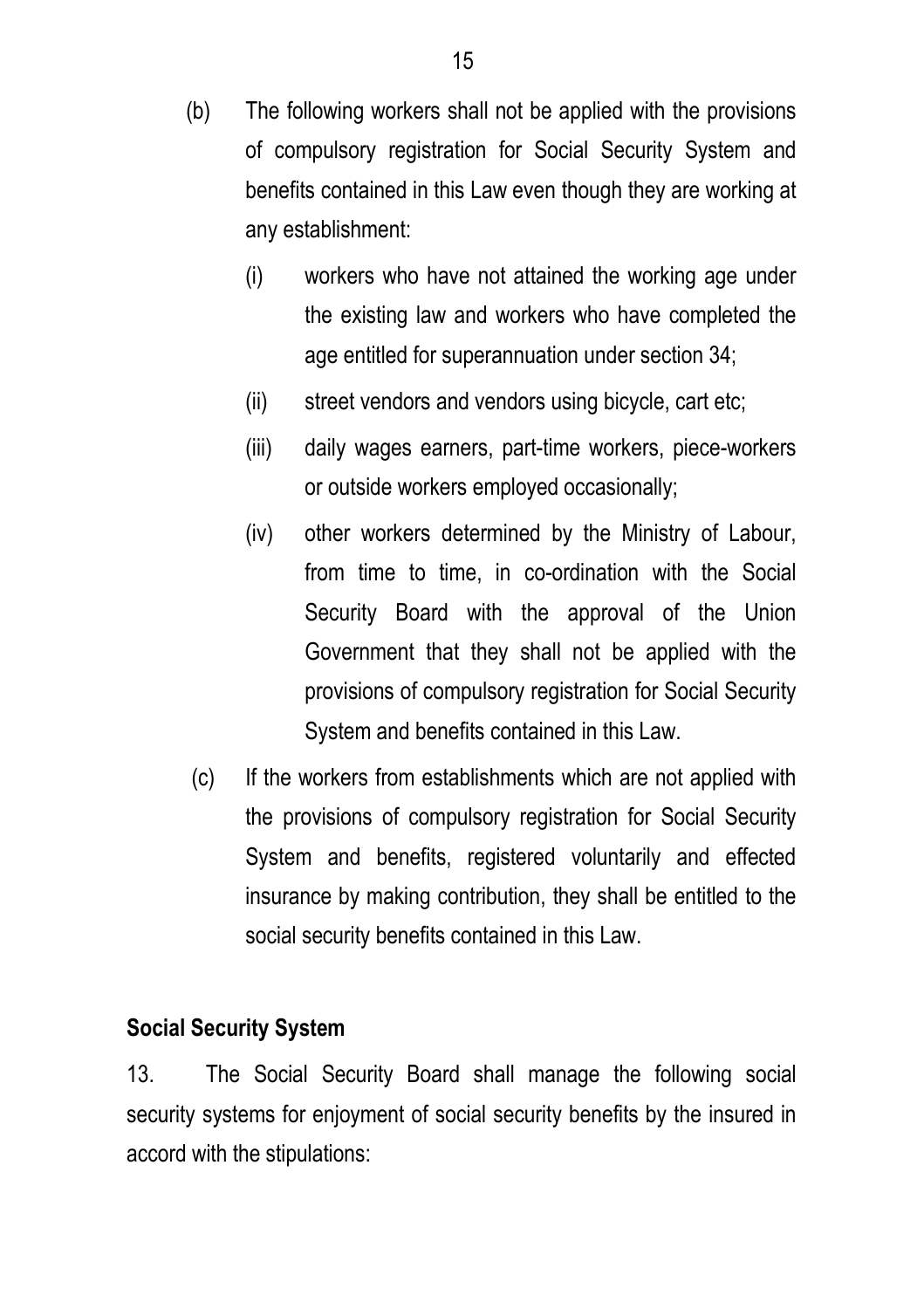(b) The following workers shall not be applied with the provisions of compulsory registration for Social Security System and benefits contained in this Law even though they are working at any establishment:

   (i) workers who have not attained the working age under the existing law and workers who have completed the age entitled for superannuation under section 34;

   (ii) street vendors and vendors using bicycle, cart etc;

   (iii) daily wages earners, part-time workers, piece-workers or outside workers employed occasionally;

   (iv) other workers determined by the Ministry of Labour, from time to time, in co-ordination with the Social Security Board with the approval of the Union Government that they shall not be applied with the provisions of compulsory registration for Social Security System and benefits contained in this Law.

(c) If the workers from establishments which are not applied with the provisions of compulsory registration for Social Security System and benefits, registered voluntarily and effected insurance by making contribution, they shall be entitled to the social security benefits contained in this Law.

**Social Security System**

13. The Social Security Board shall manage the following social security systems for enjoyment of social security benefits by the insured in accord with the stipulations: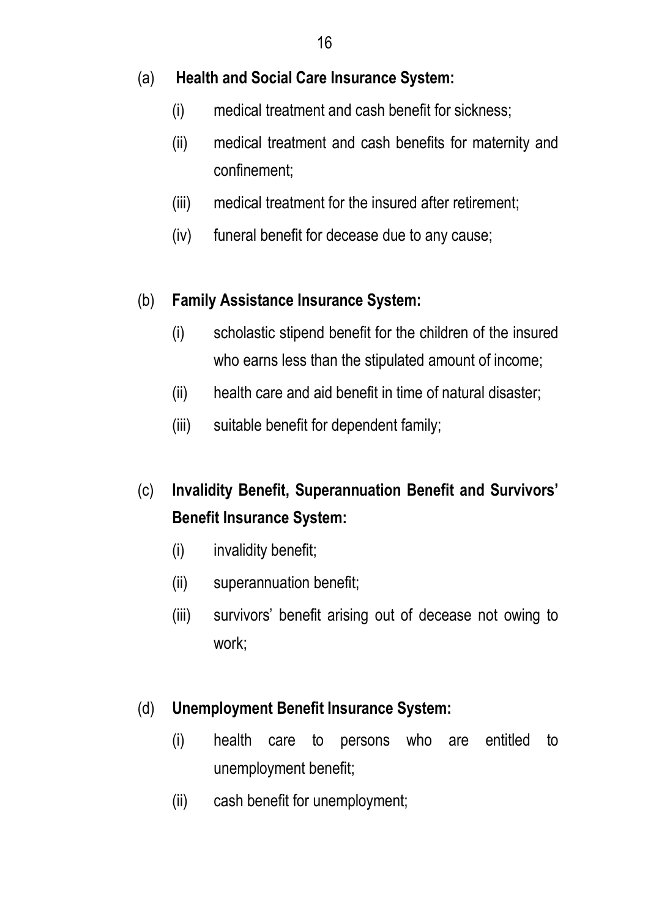(a) **Health and Social Care Insurance System:**

(i) medical treatment and cash benefit for sickness;

(ii) medical treatment and cash benefits for maternity and confinement;

(iii) medical treatment for the insured after retirement;

(iv) funeral benefit for decease due to any cause;

(b) **Family Assistance Insurance System:**

(i) scholastic stipend benefit for the children of the insured who earns less than the stipulated amount of income;

(ii) health care and aid benefit in time of natural disaster;

(iii) suitable benefit for dependent family;

(c) **Invalidity Benefit, Superannuation Benefit and Survivors' Benefit Insurance System:**

(i) invalidity benefit;

(ii) superannuation benefit;

(iii) survivors' benefit arising out of decease not owing to work;

(d) **Unemployment Benefit Insurance System:**

(i) health care to persons who are entitled to unemployment benefit;

(ii) cash benefit for unemployment;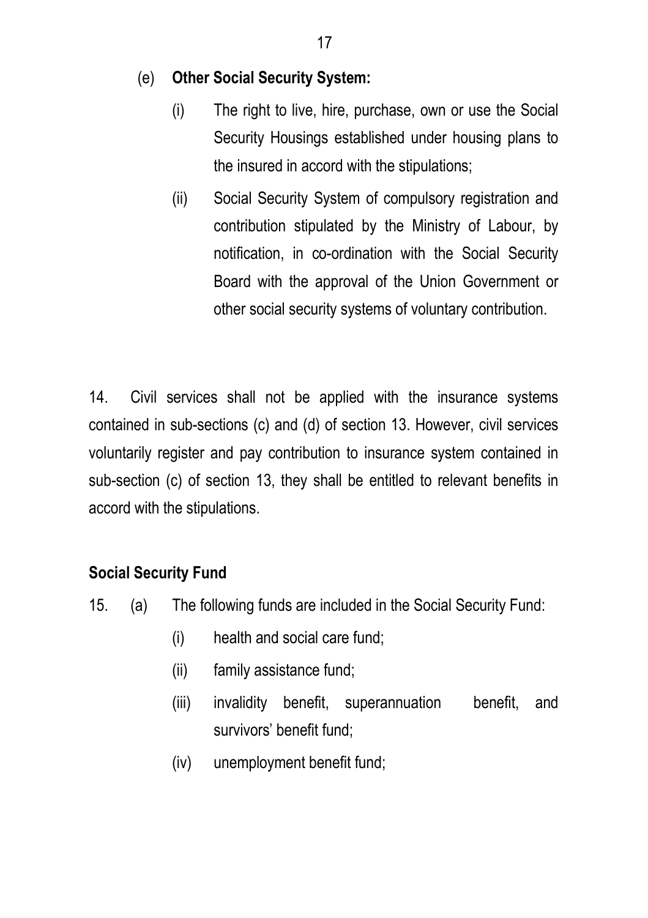(e) **Other Social Security System:**

(i) The right to live, hire, purchase, own or use the Social Security Housings established under housing plans to the insured in accord with the stipulations;

(ii) Social Security System of compulsory registration and contribution stipulated by the Ministry of Labour, by notification, in co-ordination with the Social Security Board with the approval of the Union Government or other social security systems of voluntary contribution.

14. Civil services shall not be applied with the insurance systems contained in sub-sections (c) and (d) of section 13. However, civil services voluntarily register and pay contribution to insurance system contained in sub-section (c) of section 13, they shall be entitled to relevant benefits in accord with the stipulations.

**Social Security Fund**

15. (a) The following funds are included in the Social Security Fund:

(i) health and social care fund;

(ii) family assistance fund;

(iii) invalidity benefit, superannuation benefit, and survivors' benefit fund;

(iv) unemployment benefit fund;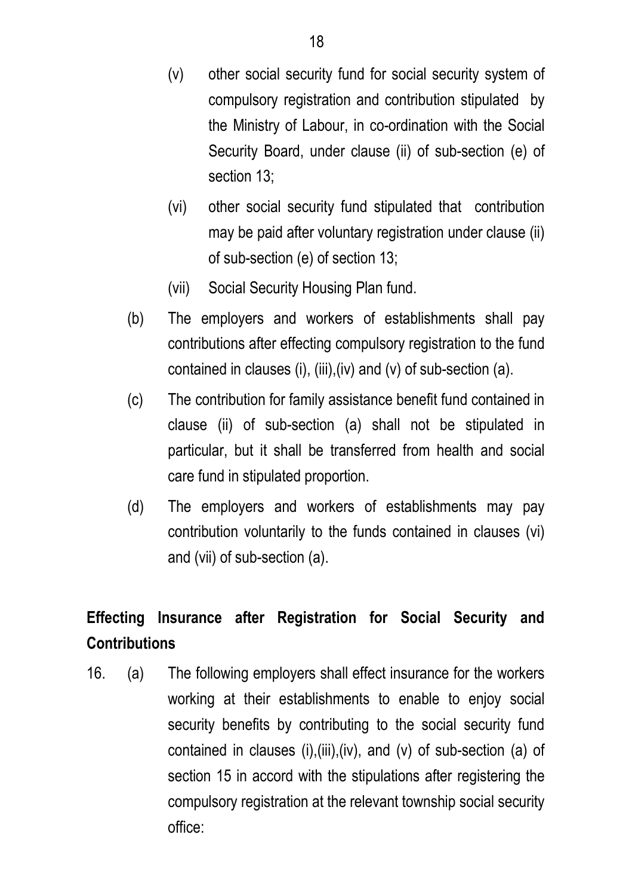(v) other social security fund for social security system of compulsory registration and contribution stipulated by the Ministry of Labour, in co-ordination with the Social Security Board, under clause (ii) of sub-section (e) of section 13;

(vi) other social security fund stipulated that contribution may be paid after voluntary registration under clause (ii) of sub-section (e) of section 13;

(vii) Social Security Housing Plan fund.

(b) The employers and workers of establishments shall pay contributions after effecting compulsory registration to the fund contained in clauses (i), (iii),(iv) and (v) of sub-section (a).

(c) The contribution for family assistance benefit fund contained in clause (ii) of sub-section (a) shall not be stipulated in particular, but it shall be transferred from health and social care fund in stipulated proportion.

(d) The employers and workers of establishments may pay contribution voluntarily to the funds contained in clauses (vi) and (vii) of sub-section (a).

**Effecting Insurance after Registration for Social Security and Contributions**

16. (a) The following employers shall effect insurance for the workers working at their establishments to enable to enjoy social security benefits by contributing to the social security fund contained in clauses (i),(iii),(iv), and (v) of sub-section (a) of section 15 in accord with the stipulations after registering the compulsory registration at the relevant township social security office: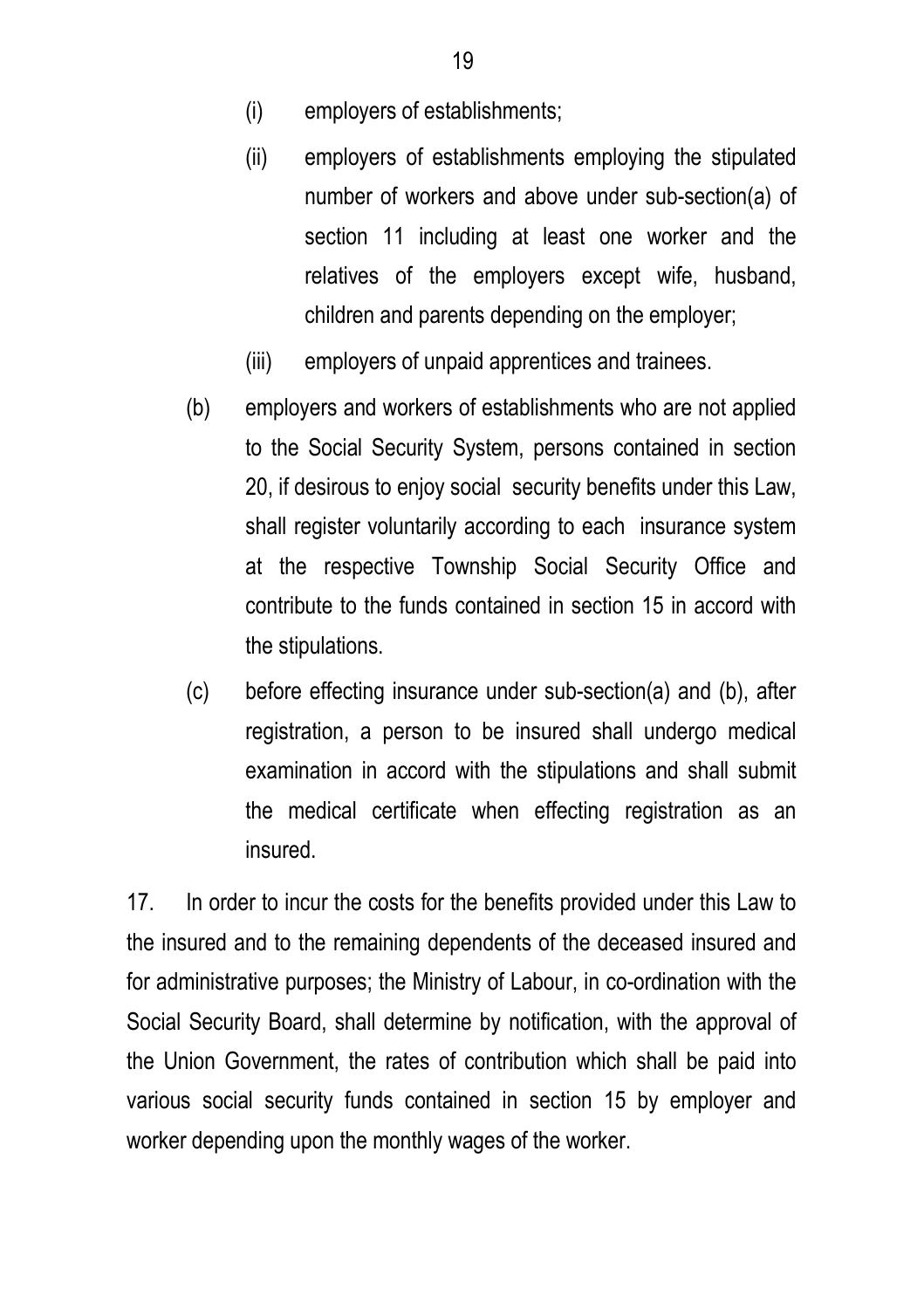(i) employers of establishments;

(ii) employers of establishments employing the stipulated number of workers and above under sub-section(a) of section 11 including at least one worker and the relatives of the employers except wife, husband, children and parents depending on the employer;

(iii) employers of unpaid apprentices and trainees.

(b) employers and workers of establishments who are not applied to the Social Security System, persons contained in section 20, if desirous to enjoy social security benefits under this Law, shall register voluntarily according to each insurance system at the respective Township Social Security Office and contribute to the funds contained in section 15 in accord with the stipulations.

(c) before effecting insurance under sub-section(a) and (b), after registration, a person to be insured shall undergo medical examination in accord with the stipulations and shall submit the medical certificate when effecting registration as an insured.

17. In order to incur the costs for the benefits provided under this Law to the insured and to the remaining dependents of the deceased insured and for administrative purposes; the Ministry of Labour, in co-ordination with the Social Security Board, shall determine by notification, with the approval of the Union Government, the rates of contribution which shall be paid into various social security funds contained in section 15 by employer and worker depending upon the monthly wages of the worker.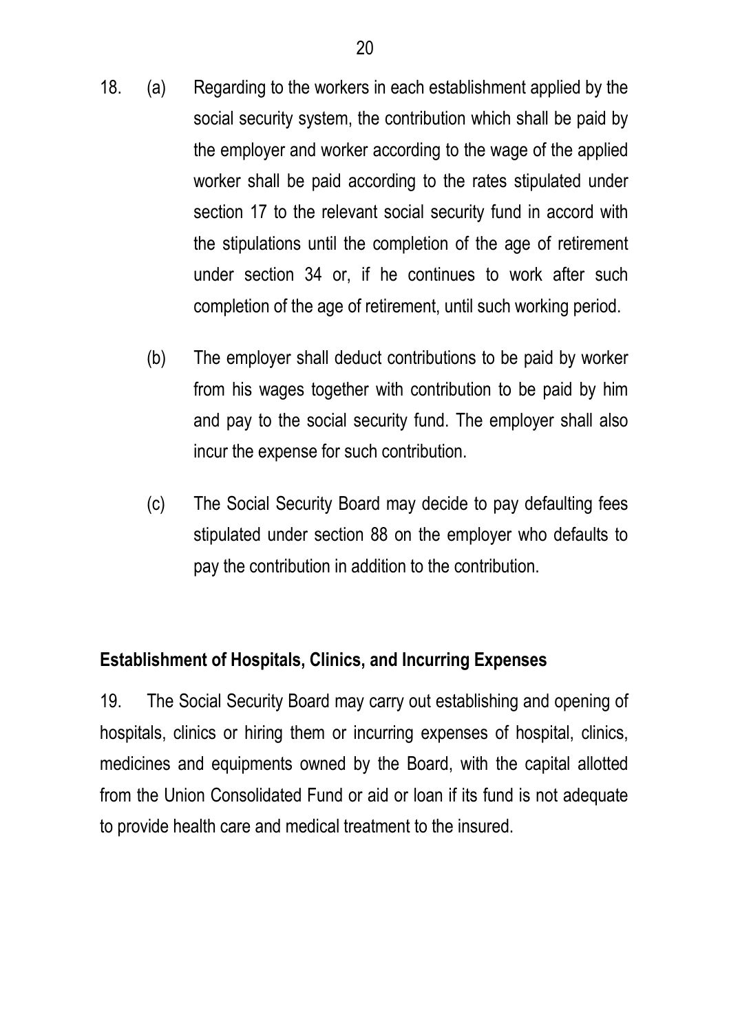18. (a) Regarding to the workers in each establishment applied by the social security system, the contribution which shall be paid by the employer and worker according to the wage of the applied worker shall be paid according to the rates stipulated under section 17 to the relevant social security fund in accord with the stipulations until the completion of the age of retirement under section 34 or, if he continues to work after such completion of the age of retirement, until such working period.

    (b) The employer shall deduct contributions to be paid by worker from his wages together with contribution to be paid by him and pay to the social security fund. The employer shall also incur the expense for such contribution.

    (c) The Social Security Board may decide to pay defaulting fees stipulated under section 88 on the employer who defaults to pay the contribution in addition to the contribution.

**Establishment of Hospitals, Clinics, and Incurring Expenses**

19. The Social Security Board may carry out establishing and opening of hospitals, clinics or hiring them or incurring expenses of hospital, clinics, medicines and equipments owned by the Board, with the capital allotted from the Union Consolidated Fund or aid or loan if its fund is not adequate to provide health care and medical treatment to the insured.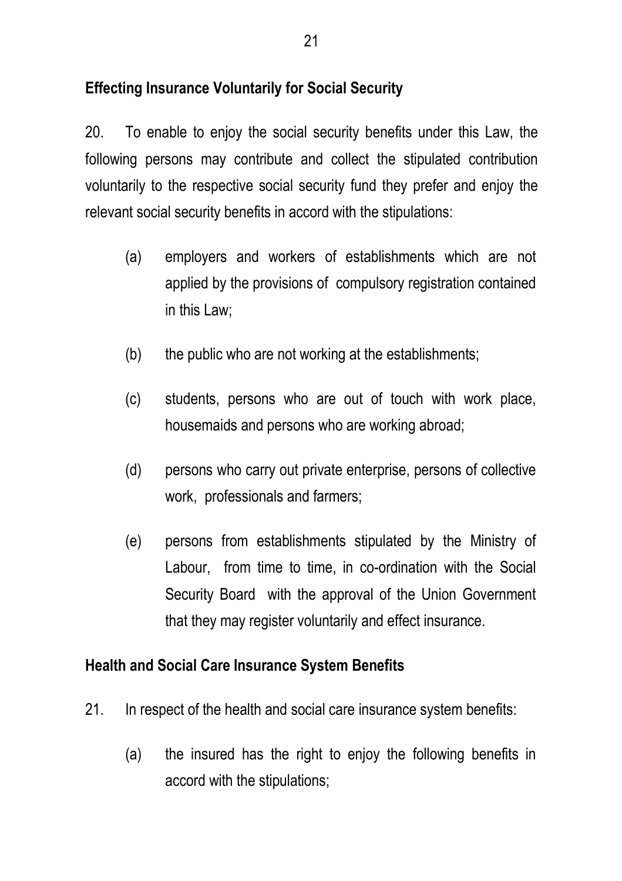**Effecting Insurance Voluntarily for Social Security**

20. To enable to enjoy the social security benefits under this Law, the following persons may contribute and collect the stipulated contribution voluntarily to the respective social security fund they prefer and enjoy the relevant social security benefits in accord with the stipulations:

(a) employers and workers of establishments which are not applied by the provisions of compulsory registration contained in this Law;

(b) the public who are not working at the establishments;

(c) students, persons who are out of touch with work place, housemaids and persons who are working abroad;

(d) persons who carry out private enterprise, persons of collective work, professionals and farmers;

(e) persons from establishments stipulated by the Ministry of Labour, from time to time, in co-ordination with the Social Security Board with the approval of the Union Government that they may register voluntarily and effect insurance.

**Health and Social Care Insurance System Benefits**

21. In respect of the health and social care insurance system benefits:

(a) the insured has the right to enjoy the following benefits in accord with the stipulations;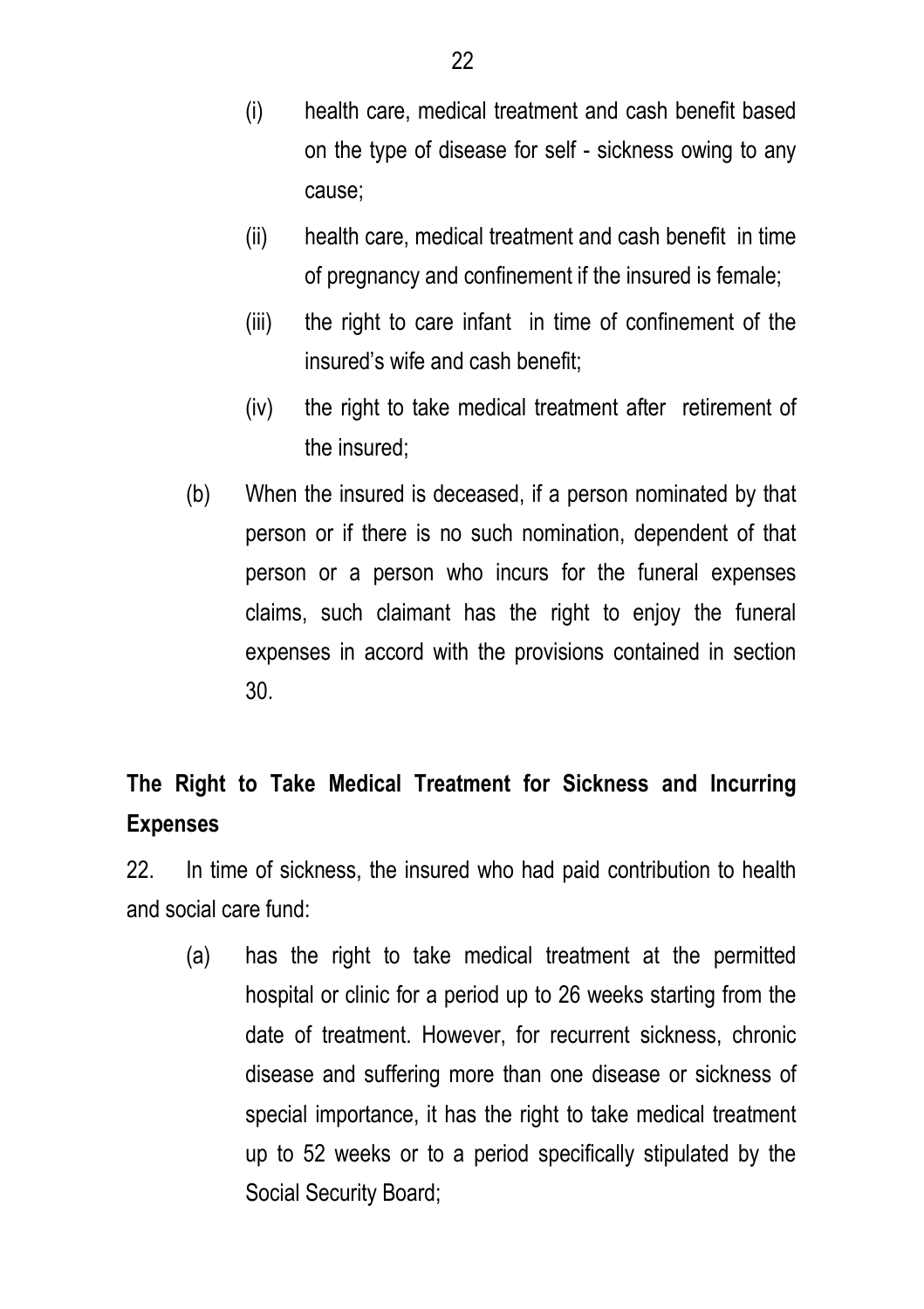(i) health care, medical treatment and cash benefit based on the type of disease for self - sickness owing to any cause;

(ii) health care, medical treatment and cash benefit in time of pregnancy and confinement if the insured is female;

(iii) the right to care infant in time of confinement of the insured's wife and cash benefit;

(iv) the right to take medical treatment after retirement of the insured;

(b) When the insured is deceased, if a person nominated by that person or if there is no such nomination, dependent of that person or a person who incurs for the funeral expenses claims, such claimant has the right to enjoy the funeral expenses in accord with the provisions contained in section 30.

**The Right to Take Medical Treatment for Sickness and Incurring Expenses**

22. In time of sickness, the insured who had paid contribution to health and social care fund:

(a) has the right to take medical treatment at the permitted hospital or clinic for a period up to 26 weeks starting from the date of treatment. However, for recurrent sickness, chronic disease and suffering more than one disease or sickness of special importance, it has the right to take medical treatment up to 52 weeks or to a period specifically stipulated by the Social Security Board;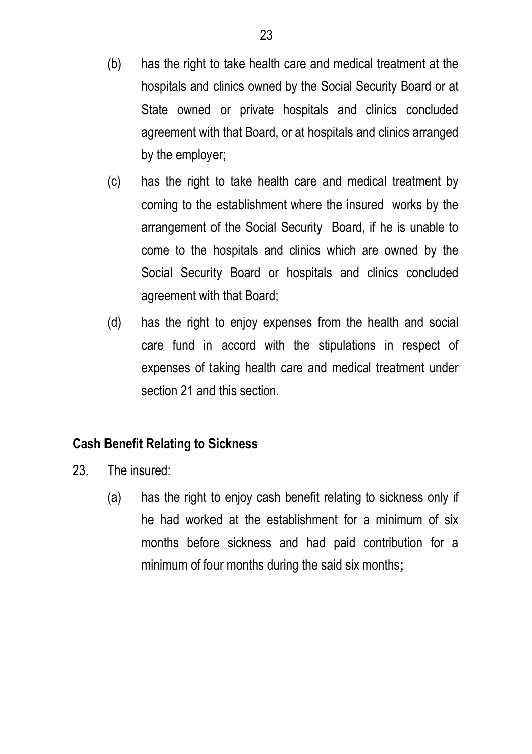(b) has the right to take health care and medical treatment at the hospitals and clinics owned by the Social Security Board or at State owned or private hospitals and clinics concluded agreement with that Board, or at hospitals and clinics arranged by the employer;

(c) has the right to take health care and medical treatment by coming to the establishment where the insured works by the arrangement of the Social Security Board, if he is unable to come to the hospitals and clinics which are owned by the Social Security Board or hospitals and clinics concluded agreement with that Board;

(d) has the right to enjoy expenses from the health and social care fund in accord with the stipulations in respect of expenses of taking health care and medical treatment under section 21 and this section.

**Cash Benefit Relating to Sickness**

23. The insured:

(a) has the right to enjoy cash benefit relating to sickness only if he had worked at the establishment for a minimum of six months before sickness and had paid contribution for a minimum of four months during the said six months;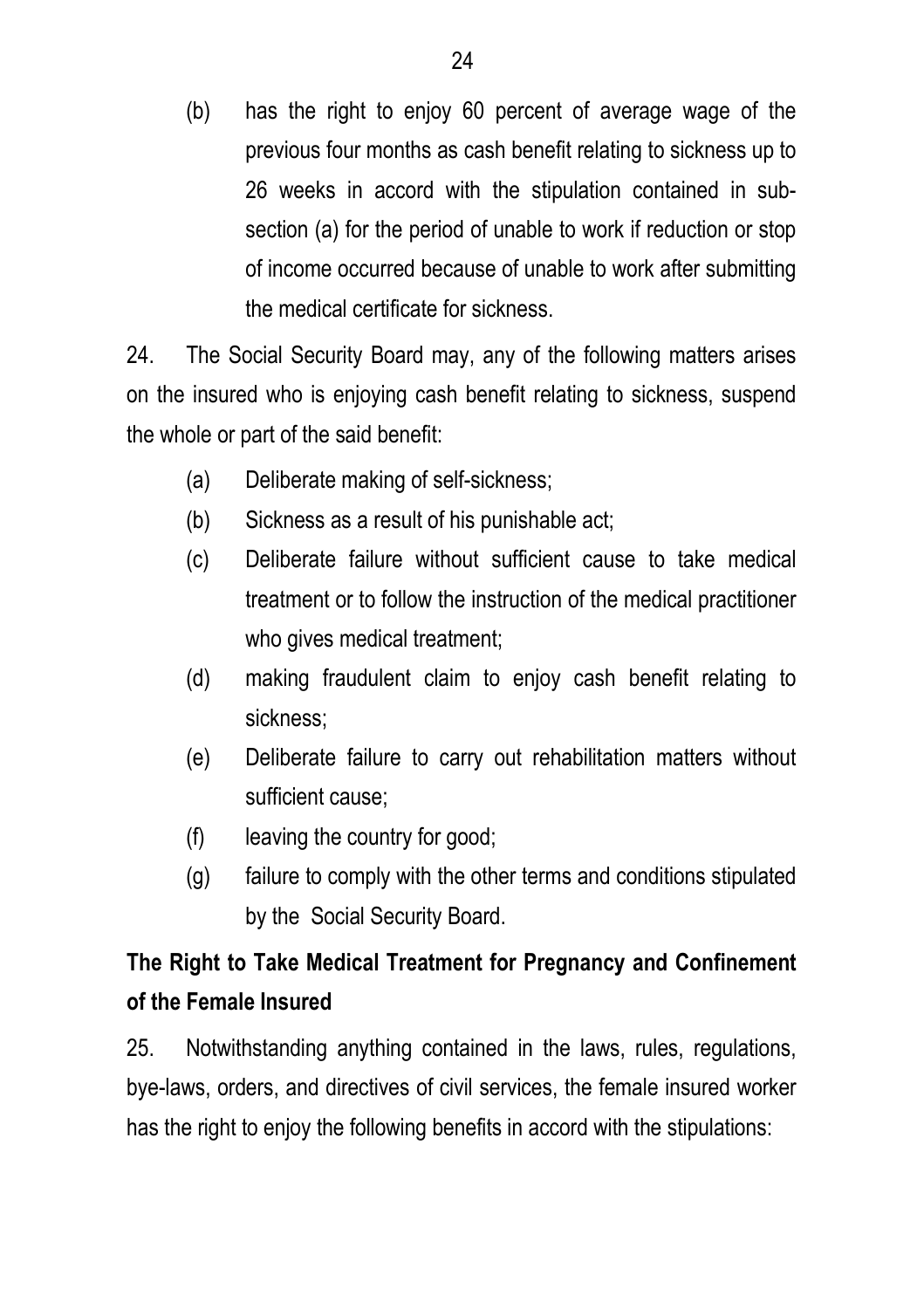(b) has the right to enjoy 60 percent of average wage of the previous four months as cash benefit relating to sickness up to 26 weeks in accord with the stipulation contained in sub-section (a) for the period of unable to work if reduction or stop of income occurred because of unable to work after submitting the medical certificate for sickness.

24. The Social Security Board may, any of the following matters arises on the insured who is enjoying cash benefit relating to sickness, suspend the whole or part of the said benefit:

(a) Deliberate making of self-sickness;

(b) Sickness as a result of his punishable act;

(c) Deliberate failure without sufficient cause to take medical treatment or to follow the instruction of the medical practitioner who gives medical treatment;

(d) making fraudulent claim to enjoy cash benefit relating to sickness;

(e) Deliberate failure to carry out rehabilitation matters without sufficient cause;

(f) leaving the country for good;

(g) failure to comply with the other terms and conditions stipulated by the Social Security Board.

**The Right to Take Medical Treatment for Pregnancy and Confinement of the Female Insured**

25. Notwithstanding anything contained in the laws, rules, regulations, bye-laws, orders, and directives of civil services, the female insured worker has the right to enjoy the following benefits in accord with the stipulations: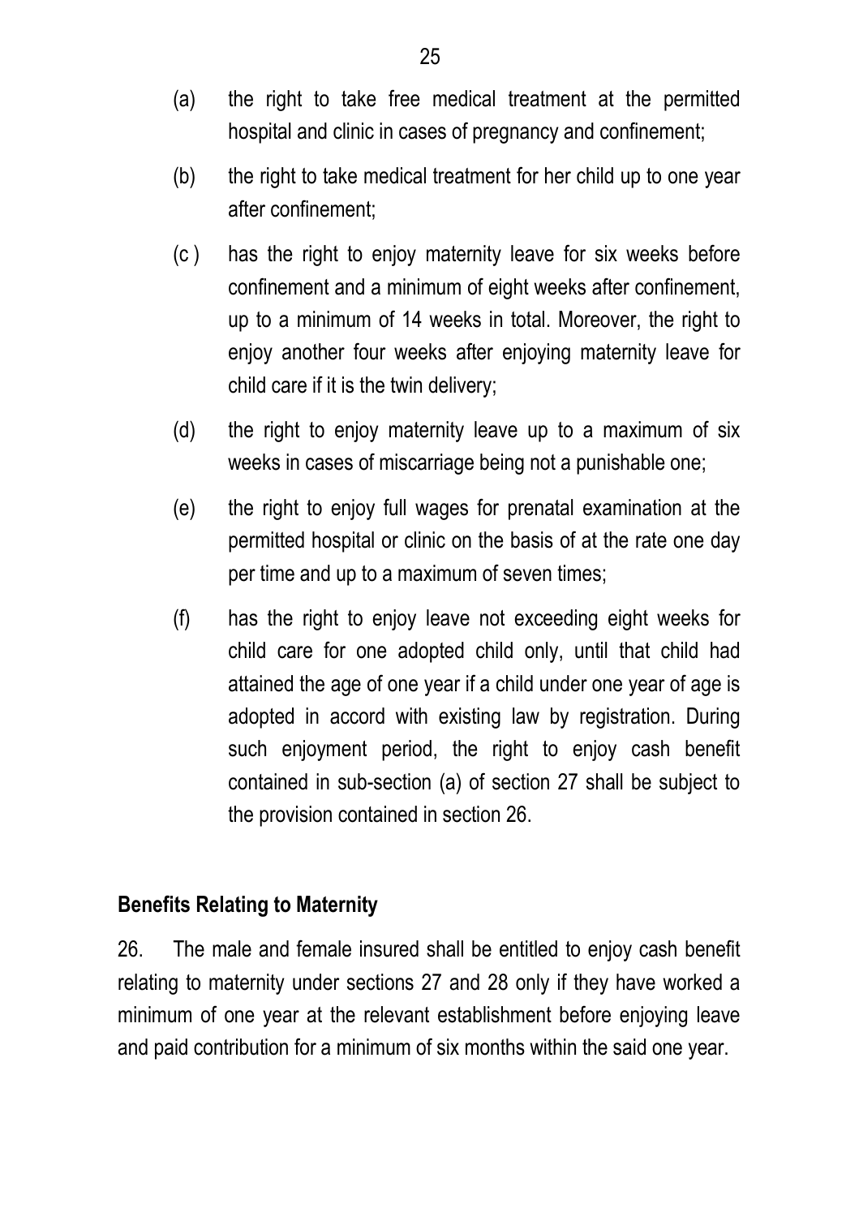(a) the right to take free medical treatment at the permitted hospital and clinic in cases of pregnancy and confinement;

(b) the right to take medical treatment for her child up to one year after confinement;

(c ) has the right to enjoy maternity leave for six weeks before confinement and a minimum of eight weeks after confinement, up to a minimum of 14 weeks in total. Moreover, the right to enjoy another four weeks after enjoying maternity leave for child care if it is the twin delivery;

(d) the right to enjoy maternity leave up to a maximum of six weeks in cases of miscarriage being not a punishable one;

(e) the right to enjoy full wages for prenatal examination at the permitted hospital or clinic on the basis of at the rate one day per time and up to a maximum of seven times;

(f) has the right to enjoy leave not exceeding eight weeks for child care for one adopted child only, until that child had attained the age of one year if a child under one year of age is adopted in accord with existing law by registration. During such enjoyment period, the right to enjoy cash benefit contained in sub-section (a) of section 27 shall be subject to the provision contained in section 26.

**Benefits Relating to Maternity**

26. The male and female insured shall be entitled to enjoy cash benefit relating to maternity under sections 27 and 28 only if they have worked a minimum of one year at the relevant establishment before enjoying leave and paid contribution for a minimum of six months within the said one year.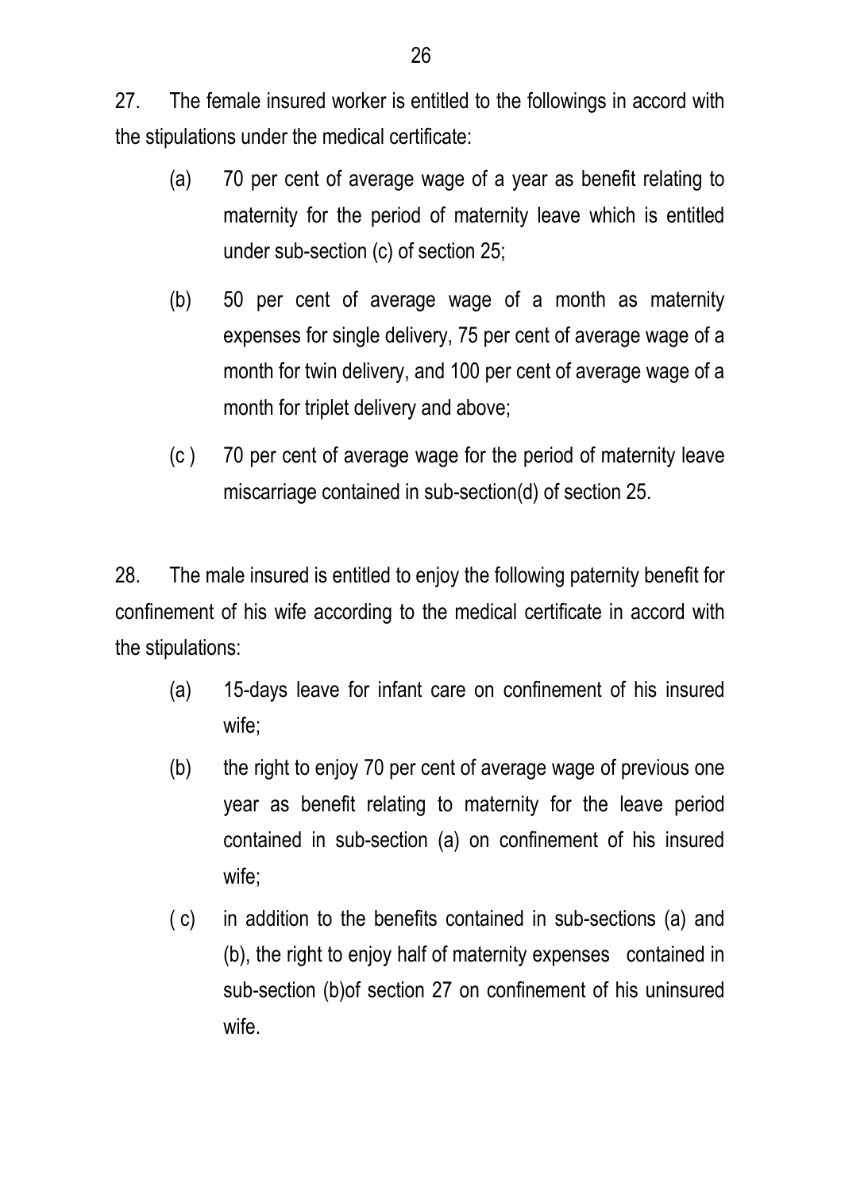27. The female insured worker is entitled to the followings in accord with the stipulations under the medical certificate:

(a) 70 per cent of average wage of a year as benefit relating to maternity for the period of maternity leave which is entitled under sub-section (c) of section 25;

(b) 50 per cent of average wage of a month as maternity expenses for single delivery, 75 per cent of average wage of a month for twin delivery, and 100 per cent of average wage of a month for triplet delivery and above;

(c ) 70 per cent of average wage for the period of maternity leave miscarriage contained in sub-section(d) of section 25.

28. The male insured is entitled to enjoy the following paternity benefit for confinement of his wife according to the medical certificate in accord with the stipulations:

(a) 15-days leave for infant care on confinement of his insured wife;

(b) the right to enjoy 70 per cent of average wage of previous one year as benefit relating to maternity for the leave period contained in sub-section (a) on confinement of his insured wife;

( c) in addition to the benefits contained in sub-sections (a) and (b), the right to enjoy half of maternity expenses contained in sub-section (b)of section 27 on confinement of his uninsured wife.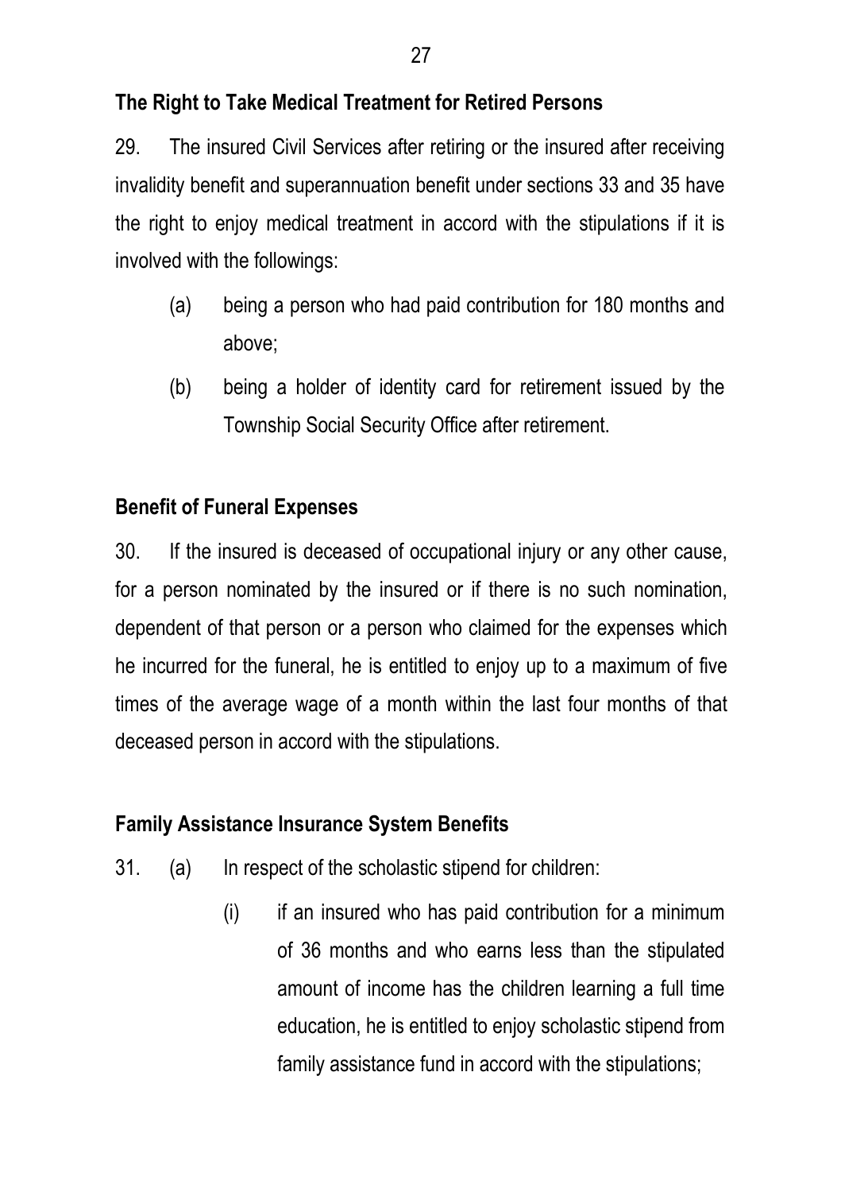**The Right to Take Medical Treatment for Retired Persons**

29. The insured Civil Services after retiring or the insured after receiving invalidity benefit and superannuation benefit under sections 33 and 35 have the right to enjoy medical treatment in accord with the stipulations if it is involved with the followings:

(a) being a person who had paid contribution for 180 months and above;

(b) being a holder of identity card for retirement issued by the Township Social Security Office after retirement.

**Benefit of Funeral Expenses**

30. If the insured is deceased of occupational injury or any other cause, for a person nominated by the insured or if there is no such nomination, dependent of that person or a person who claimed for the expenses which he incurred for the funeral, he is entitled to enjoy up to a maximum of five times of the average wage of a month within the last four months of that deceased person in accord with the stipulations.

**Family Assistance Insurance System Benefits**

31. (a) In respect of the scholastic stipend for children:

(i) if an insured who has paid contribution for a minimum of 36 months and who earns less than the stipulated amount of income has the children learning a full time education, he is entitled to enjoy scholastic stipend from family assistance fund in accord with the stipulations;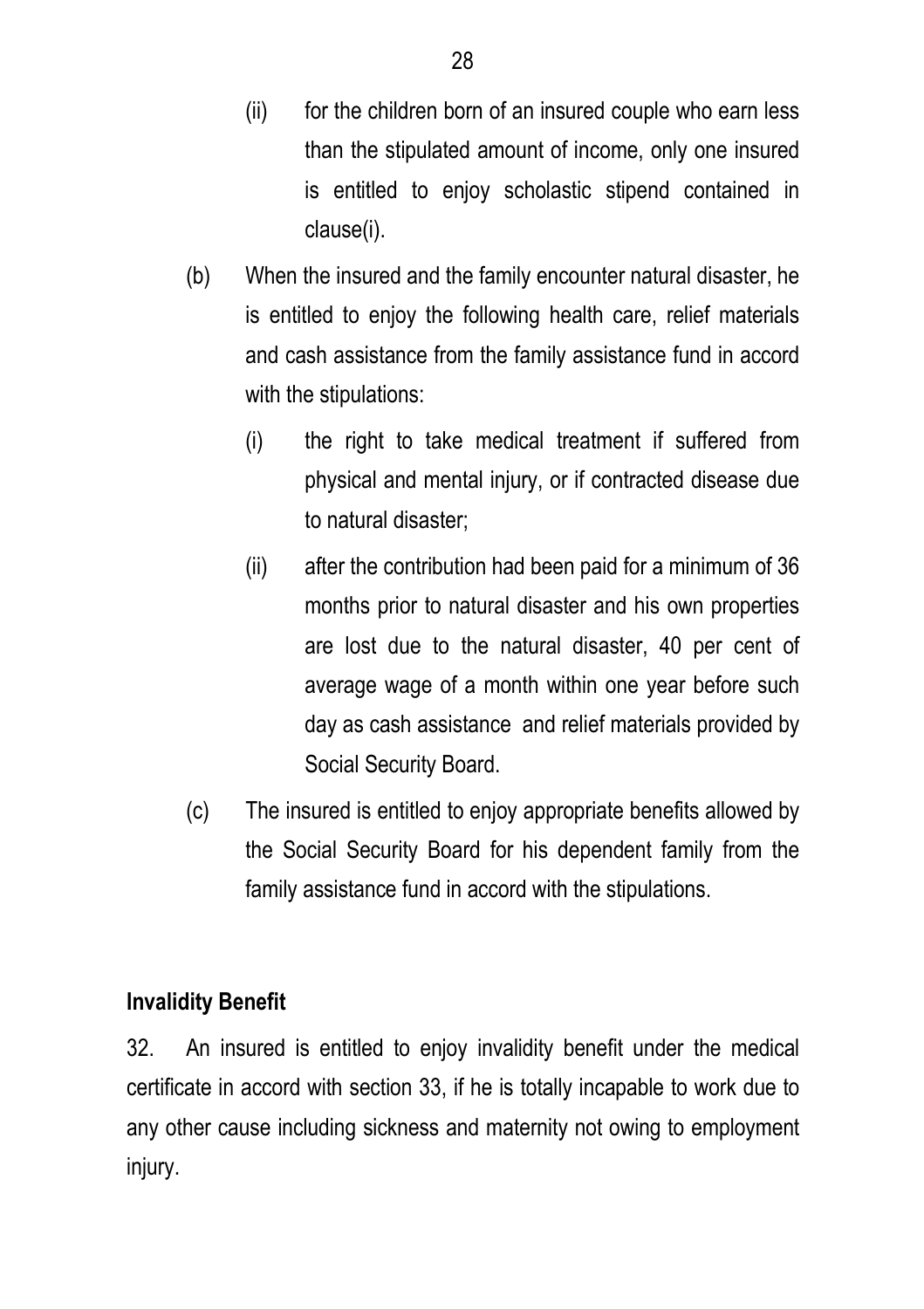(ii) for the children born of an insured couple who earn less than the stipulated amount of income, only one insured is entitled to enjoy scholastic stipend contained in clause(i).

(b) When the insured and the family encounter natural disaster, he is entitled to enjoy the following health care, relief materials and cash assistance from the family assistance fund in accord with the stipulations:

(i) the right to take medical treatment if suffered from physical and mental injury, or if contracted disease due to natural disaster;

(ii) after the contribution had been paid for a minimum of 36 months prior to natural disaster and his own properties are lost due to the natural disaster, 40 per cent of average wage of a month within one year before such day as cash assistance and relief materials provided by Social Security Board.

(c) The insured is entitled to enjoy appropriate benefits allowed by the Social Security Board for his dependent family from the family assistance fund in accord with the stipulations.

**Invalidity Benefit**

32. An insured is entitled to enjoy invalidity benefit under the medical certificate in accord with section 33, if he is totally incapable to work due to any other cause including sickness and maternity not owing to employment injury.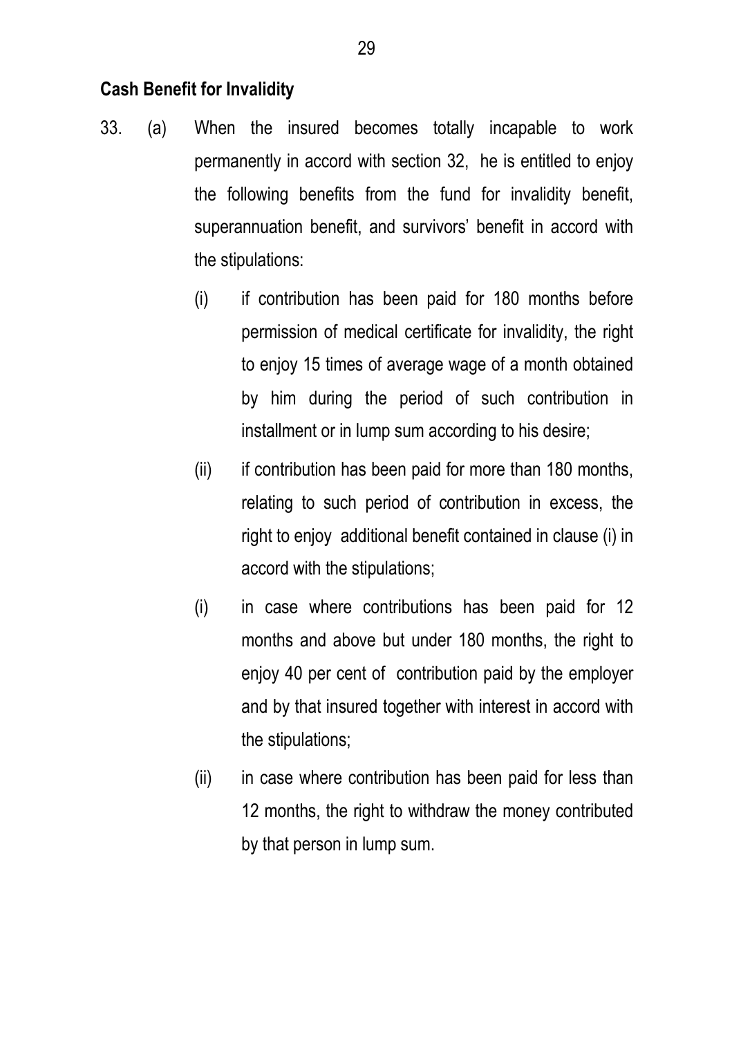**Cash Benefit for Invalidity**

33. (a) When the insured becomes totally incapable to work permanently in accord with section 32, he is entitled to enjoy the following benefits from the fund for invalidity benefit, superannuation benefit, and survivors' benefit in accord with the stipulations:

    (i) if contribution has been paid for 180 months before permission of medical certificate for invalidity, the right to enjoy 15 times of average wage of a month obtained by him during the period of such contribution in installment or in lump sum according to his desire;

    (ii) if contribution has been paid for more than 180 months, relating to such period of contribution in excess, the right to enjoy additional benefit contained in clause (i) in accord with the stipulations;

    (i) in case where contributions has been paid for 12 months and above but under 180 months, the right to enjoy 40 per cent of contribution paid by the employer and by that insured together with interest in accord with the stipulations;

    (ii) in case where contribution has been paid for less than 12 months, the right to withdraw the money contributed by that person in lump sum.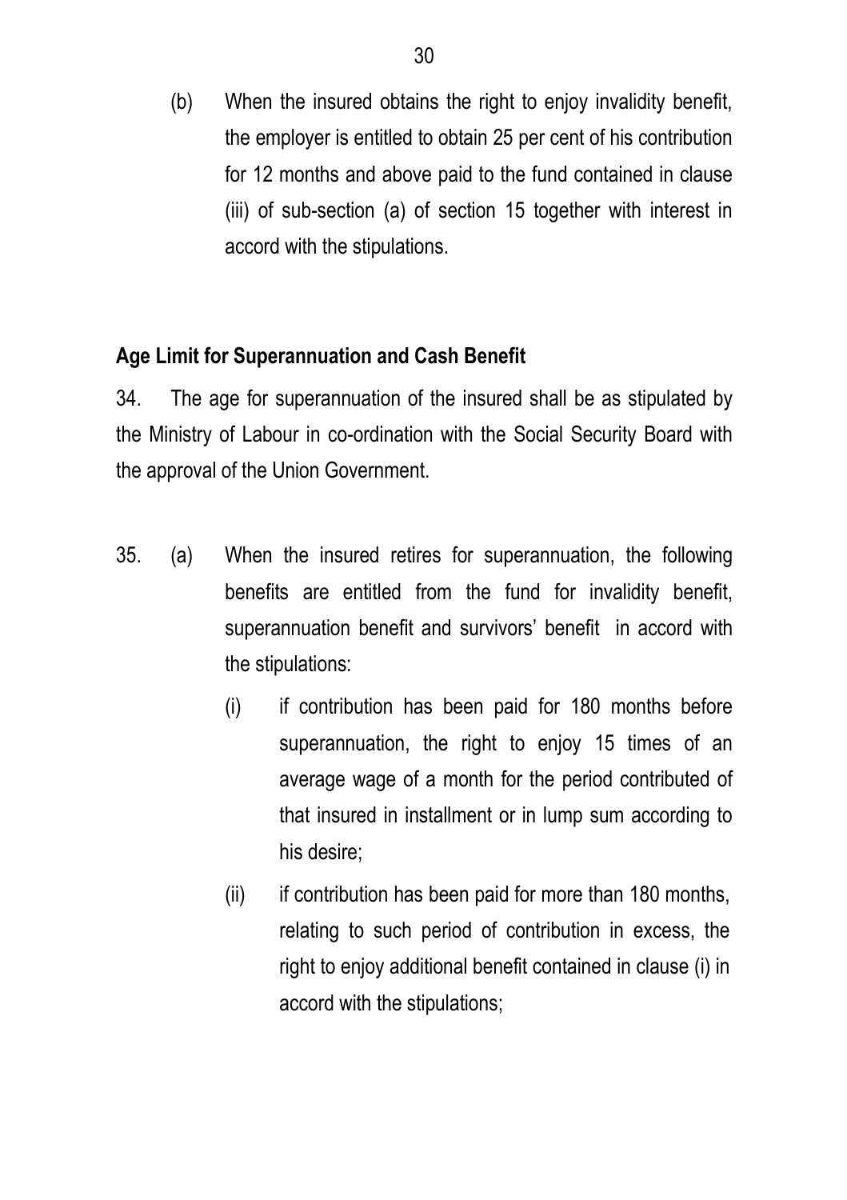(b) When the insured obtains the right to enjoy invalidity benefit, the employer is entitled to obtain 25 per cent of his contribution for 12 months and above paid to the fund contained in clause (iii) of sub-section (a) of section 15 together with interest in accord with the stipulations.

**Age Limit for Superannuation and Cash Benefit**

34. The age for superannuation of the insured shall be as stipulated by the Ministry of Labour in co-ordination with the Social Security Board with the approval of the Union Government.

35. (a) When the insured retires for superannuation, the following benefits are entitled from the fund for invalidity benefit, superannuation benefit and survivors' benefit in accord with the stipulations:

(i) if contribution has been paid for 180 months before superannuation, the right to enjoy 15 times of an average wage of a month for the period contributed of that insured in installment or in lump sum according to his desire;

(ii) if contribution has been paid for more than 180 months, relating to such period of contribution in excess, the right to enjoy additional benefit contained in clause (i) in accord with the stipulations;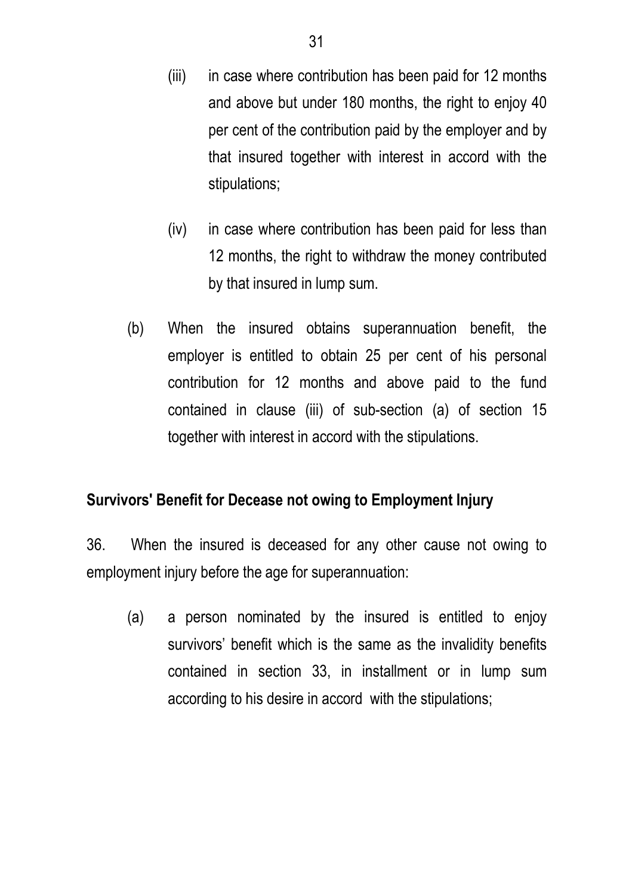(iii) in case where contribution has been paid for 12 months and above but under 180 months, the right to enjoy 40 per cent of the contribution paid by the employer and by that insured together with interest in accord with the stipulations;

(iv) in case where contribution has been paid for less than 12 months, the right to withdraw the money contributed by that insured in lump sum.

(b) When the insured obtains superannuation benefit, the employer is entitled to obtain 25 per cent of his personal contribution for 12 months and above paid to the fund contained in clause (iii) of sub-section (a) of section 15 together with interest in accord with the stipulations.

**Survivors' Benefit for Decease not owing to Employment Injury**

36. When the insured is deceased for any other cause not owing to employment injury before the age for superannuation:

(a) a person nominated by the insured is entitled to enjoy survivors' benefit which is the same as the invalidity benefits contained in section 33, in installment or in lump sum according to his desire in accord with the stipulations;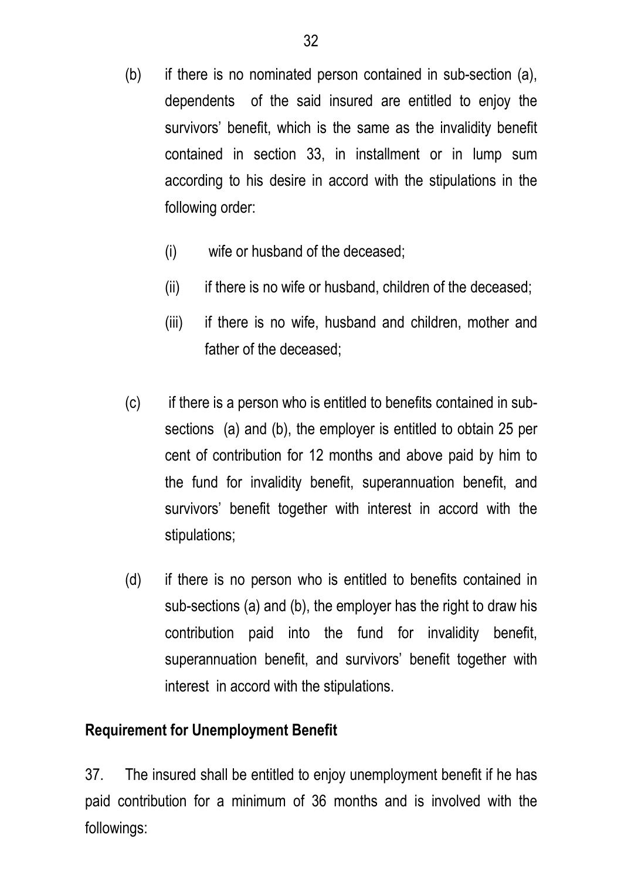(b) if there is no nominated person contained in sub-section (a), dependents of the said insured are entitled to enjoy the survivors' benefit, which is the same as the invalidity benefit contained in section 33, in installment or in lump sum according to his desire in accord with the stipulations in the following order:

  (i) wife or husband of the deceased;

  (ii) if there is no wife or husband, children of the deceased;

  (iii) if there is no wife, husband and children, mother and father of the deceased;

(c) if there is a person who is entitled to benefits contained in sub-sections (a) and (b), the employer is entitled to obtain 25 per cent of contribution for 12 months and above paid by him to the fund for invalidity benefit, superannuation benefit, and survivors' benefit together with interest in accord with the stipulations;

(d) if there is no person who is entitled to benefits contained in sub-sections (a) and (b), the employer has the right to draw his contribution paid into the fund for invalidity benefit, superannuation benefit, and survivors' benefit together with interest in accord with the stipulations.

**Requirement for Unemployment Benefit**

37. The insured shall be entitled to enjoy unemployment benefit if he has paid contribution for a minimum of 36 months and is involved with the followings: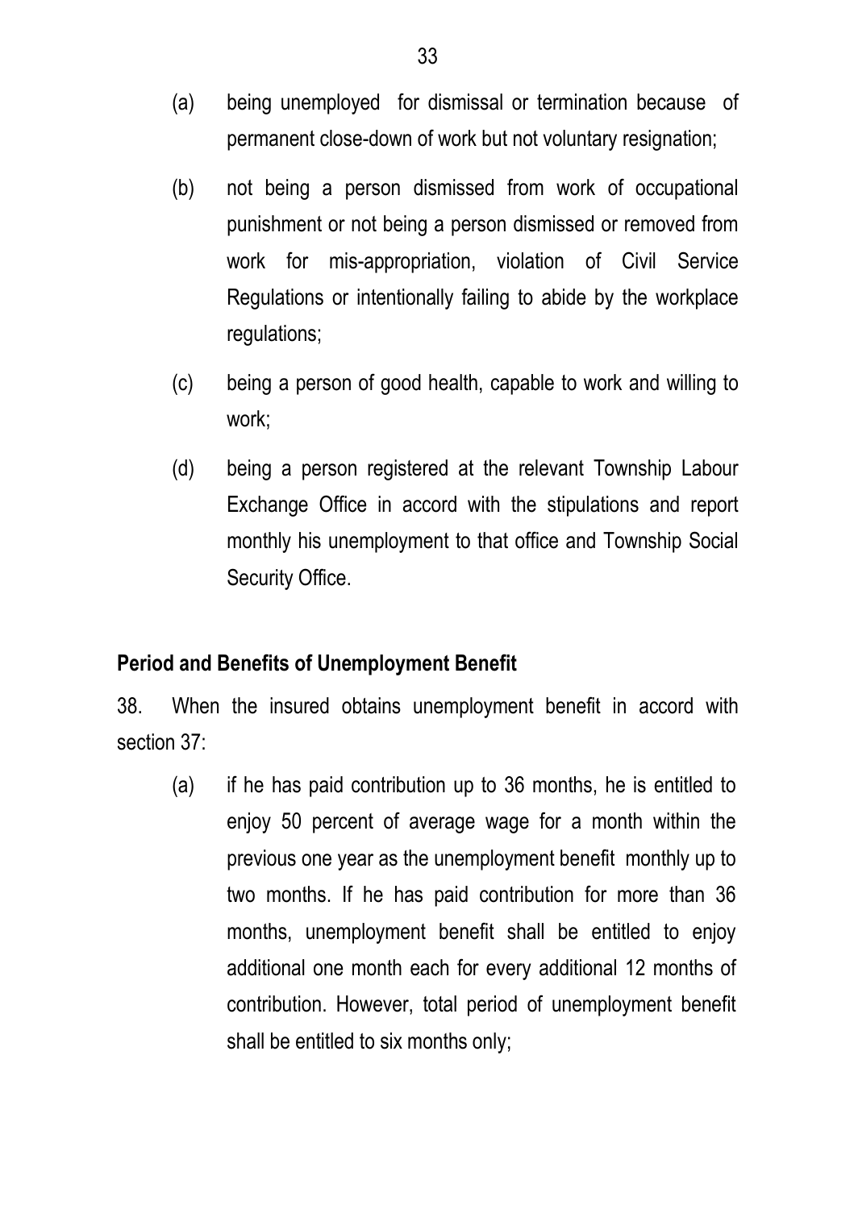(a) being unemployed for dismissal or termination because of permanent close-down of work but not voluntary resignation;

(b) not being a person dismissed from work of occupational punishment or not being a person dismissed or removed from work for mis-appropriation, violation of Civil Service Regulations or intentionally failing to abide by the workplace regulations;

(c) being a person of good health, capable to work and willing to work;

(d) being a person registered at the relevant Township Labour Exchange Office in accord with the stipulations and report monthly his unemployment to that office and Township Social Security Office.

**Period and Benefits of Unemployment Benefit**

38. When the insured obtains unemployment benefit in accord with section 37:

(a) if he has paid contribution up to 36 months, he is entitled to enjoy 50 percent of average wage for a month within the previous one year as the unemployment benefit monthly up to two months. If he has paid contribution for more than 36 months, unemployment benefit shall be entitled to enjoy additional one month each for every additional 12 months of contribution. However, total period of unemployment benefit shall be entitled to six months only;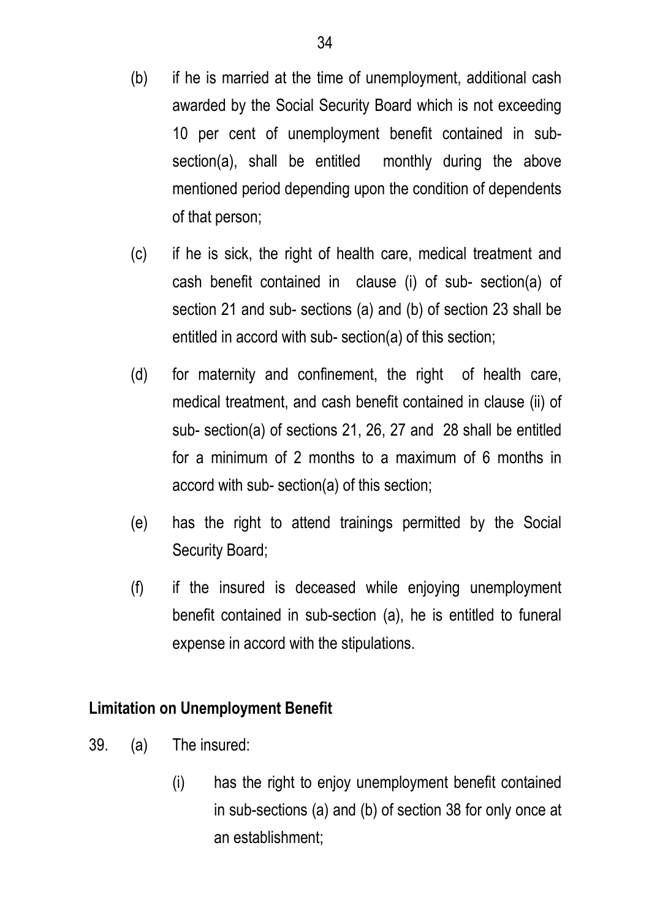(b) if he is married at the time of unemployment, additional cash awarded by the Social Security Board which is not exceeding 10 per cent of unemployment benefit contained in sub-section(a), shall be entitled monthly during the above mentioned period depending upon the condition of dependents of that person;

(c) if he is sick, the right of health care, medical treatment and cash benefit contained in clause (i) of sub- section(a) of section 21 and sub- sections (a) and (b) of section 23 shall be entitled in accord with sub- section(a) of this section;

(d) for maternity and confinement, the right of health care, medical treatment, and cash benefit contained in clause (ii) of sub- section(a) of sections 21, 26, 27 and 28 shall be entitled for a minimum of 2 months to a maximum of 6 months in accord with sub- section(a) of this section;

(e) has the right to attend trainings permitted by the Social Security Board;

(f) if the insured is deceased while enjoying unemployment benefit contained in sub-section (a), he is entitled to funeral expense in accord with the stipulations.

**Limitation on Unemployment Benefit**

39. (a) The insured:

(i) has the right to enjoy unemployment benefit contained in sub-sections (a) and (b) of section 38 for only once at an establishment;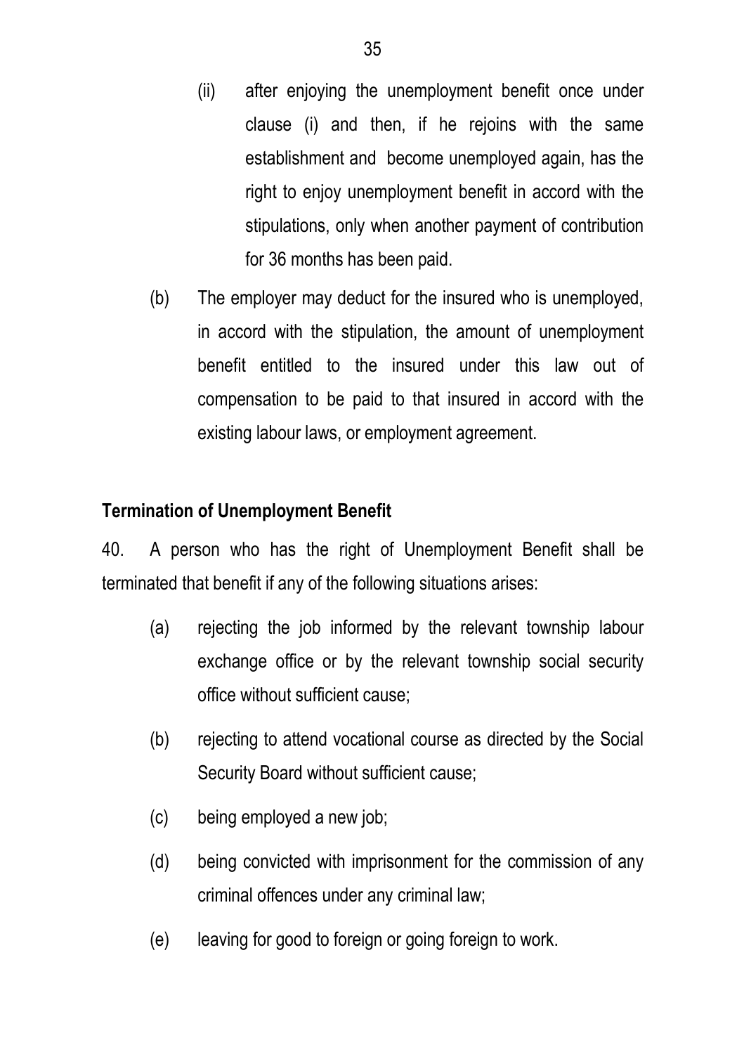(ii) after enjoying the unemployment benefit once under clause (i) and then, if he rejoins with the same establishment and become unemployed again, has the right to enjoy unemployment benefit in accord with the stipulations, only when another payment of contribution for 36 months has been paid.

(b) The employer may deduct for the insured who is unemployed, in accord with the stipulation, the amount of unemployment benefit entitled to the insured under this law out of compensation to be paid to that insured in accord with the existing labour laws, or employment agreement.

**Termination of Unemployment Benefit**

40. A person who has the right of Unemployment Benefit shall be terminated that benefit if any of the following situations arises:

(a) rejecting the job informed by the relevant township labour exchange office or by the relevant township social security office without sufficient cause;

(b) rejecting to attend vocational course as directed by the Social Security Board without sufficient cause;

(c) being employed a new job;

(d) being convicted with imprisonment for the commission of any criminal offences under any criminal law;

(e) leaving for good to foreign or going foreign to work.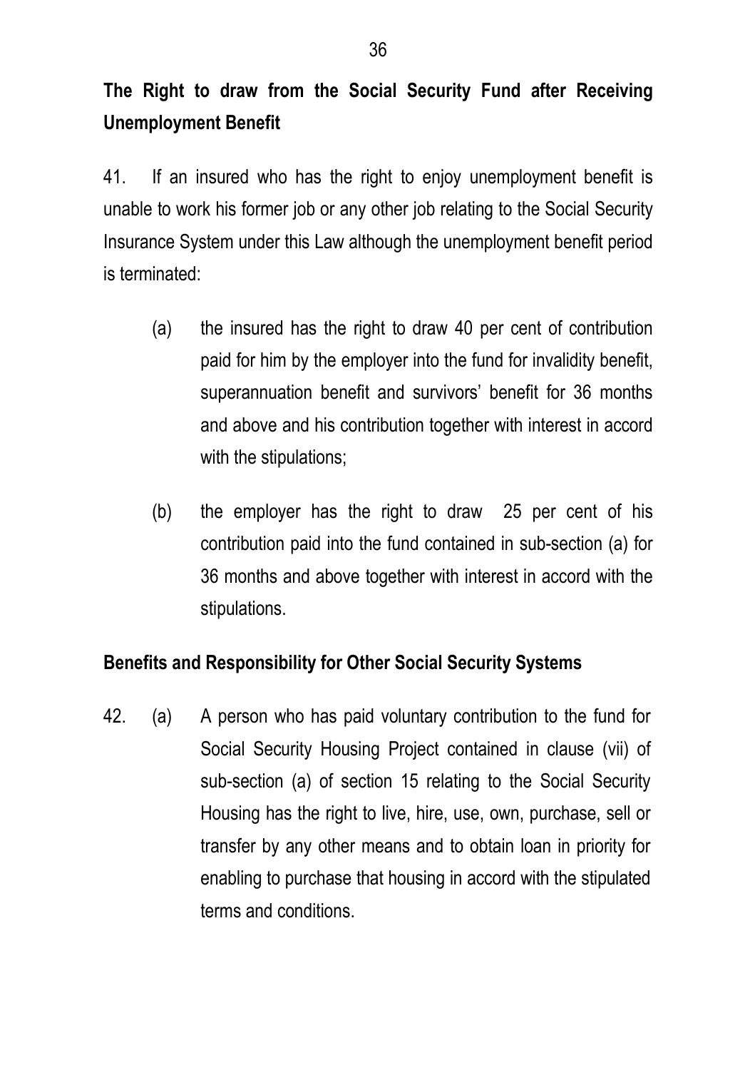**The Right to draw from the Social Security Fund after Receiving Unemployment Benefit**

41. If an insured who has the right to enjoy unemployment benefit is unable to work his former job or any other job relating to the Social Security Insurance System under this Law although the unemployment benefit period is terminated:

(a) the insured has the right to draw 40 per cent of contribution paid for him by the employer into the fund for invalidity benefit, superannuation benefit and survivors' benefit for 36 months and above and his contribution together with interest in accord with the stipulations;

(b) the employer has the right to draw 25 per cent of his contribution paid into the fund contained in sub-section (a) for 36 months and above together with interest in accord with the stipulations.

**Benefits and Responsibility for Other Social Security Systems**

42. (a) A person who has paid voluntary contribution to the fund for Social Security Housing Project contained in clause (vii) of sub-section (a) of section 15 relating to the Social Security Housing has the right to live, hire, use, own, purchase, sell or transfer by any other means and to obtain loan in priority for enabling to purchase that housing in accord with the stipulated terms and conditions.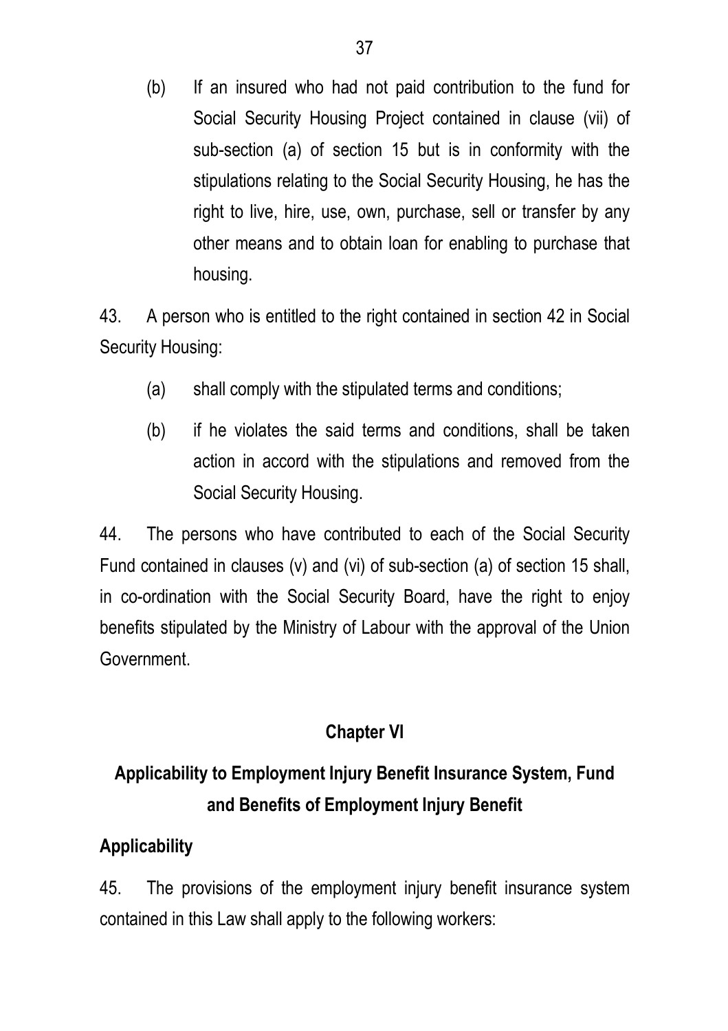(b) If an insured who had not paid contribution to the fund for Social Security Housing Project contained in clause (vii) of sub-section (a) of section 15 but is in conformity with the stipulations relating to the Social Security Housing, he has the right to live, hire, use, own, purchase, sell or transfer by any other means and to obtain loan for enabling to purchase that housing.

43. A person who is entitled to the right contained in section 42 in Social Security Housing:

(a) shall comply with the stipulated terms and conditions;

(b) if he violates the said terms and conditions, shall be taken action in accord with the stipulations and removed from the Social Security Housing.

44. The persons who have contributed to each of the Social Security Fund contained in clauses (v) and (vi) of sub-section (a) of section 15 shall, in co-ordination with the Social Security Board, have the right to enjoy benefits stipulated by the Ministry of Labour with the approval of the Union Government.

## Chapter VI

## Applicability to Employment Injury Benefit Insurance System, Fund and Benefits of Employment Injury Benefit

### Applicability

45. The provisions of the employment injury benefit insurance system contained in this Law shall apply to the following workers: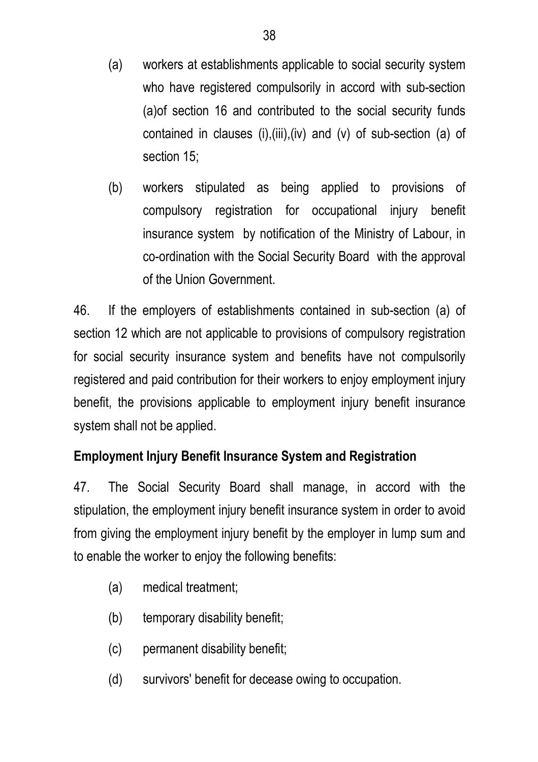(a) workers at establishments applicable to social security system who have registered compulsorily in accord with sub-section (a)of section 16 and contributed to the social security funds contained in clauses (i),(iii),(iv) and (v) of sub-section (a) of section 15;

(b) workers stipulated as being applied to provisions of compulsory registration for occupational injury benefit insurance system by notification of the Ministry of Labour, in co-ordination with the Social Security Board with the approval of the Union Government.

46. If the employers of establishments contained in sub-section (a) of section 12 which are not applicable to provisions of compulsory registration for social security insurance system and benefits have not compulsorily registered and paid contribution for their workers to enjoy employment injury benefit, the provisions applicable to employment injury benefit insurance system shall not be applied.

**Employment Injury Benefit Insurance System and Registration**

47. The Social Security Board shall manage, in accord with the stipulation, the employment injury benefit insurance system in order to avoid from giving the employment injury benefit by the employer in lump sum and to enable the worker to enjoy the following benefits:

(a) medical treatment;

(b) temporary disability benefit;

(c) permanent disability benefit;

(d) survivors' benefit for decease owing to occupation.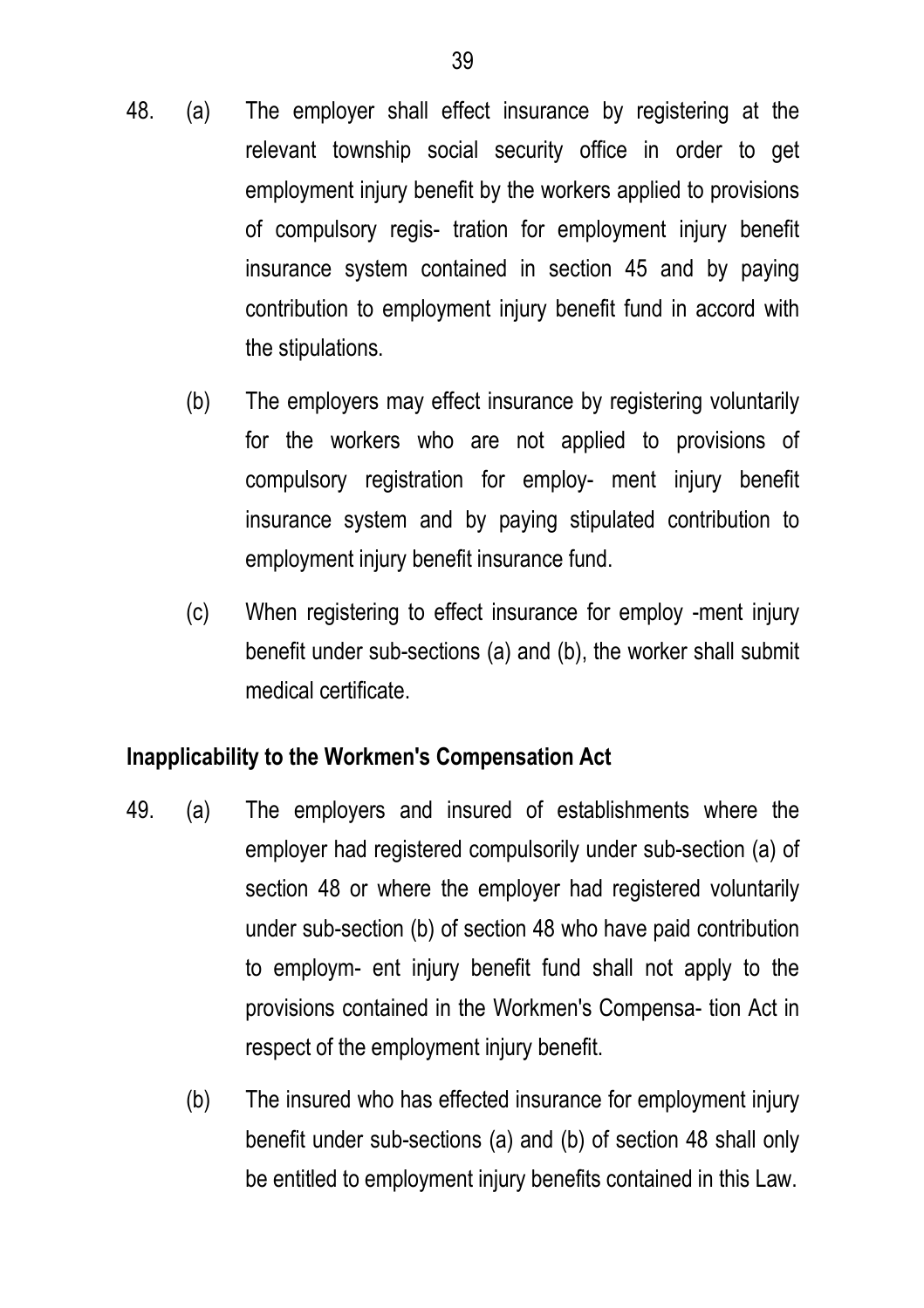48. (a) The employer shall effect insurance by registering at the relevant township social security office in order to get employment injury benefit by the workers applied to provisions of compulsory regis- tration for employment injury benefit insurance system contained in section 45 and by paying contribution to employment injury benefit fund in accord with the stipulations.

(b) The employers may effect insurance by registering voluntarily for the workers who are not applied to provisions of compulsory registration for employ- ment injury benefit insurance system and by paying stipulated contribution to employment injury benefit insurance fund.

(c) When registering to effect insurance for employ -ment injury benefit under sub-sections (a) and (b), the worker shall submit medical certificate.

**Inapplicability to the Workmen's Compensation Act**

49. (a) The employers and insured of establishments where the employer had registered compulsorily under sub-section (a) of section 48 or where the employer had registered voluntarily under sub-section (b) of section 48 who have paid contribution to employm- ent injury benefit fund shall not apply to the provisions contained in the Workmen's Compensa- tion Act in respect of the employment injury benefit.

(b) The insured who has effected insurance for employment injury benefit under sub-sections (a) and (b) of section 48 shall only be entitled to employment injury benefits contained in this Law.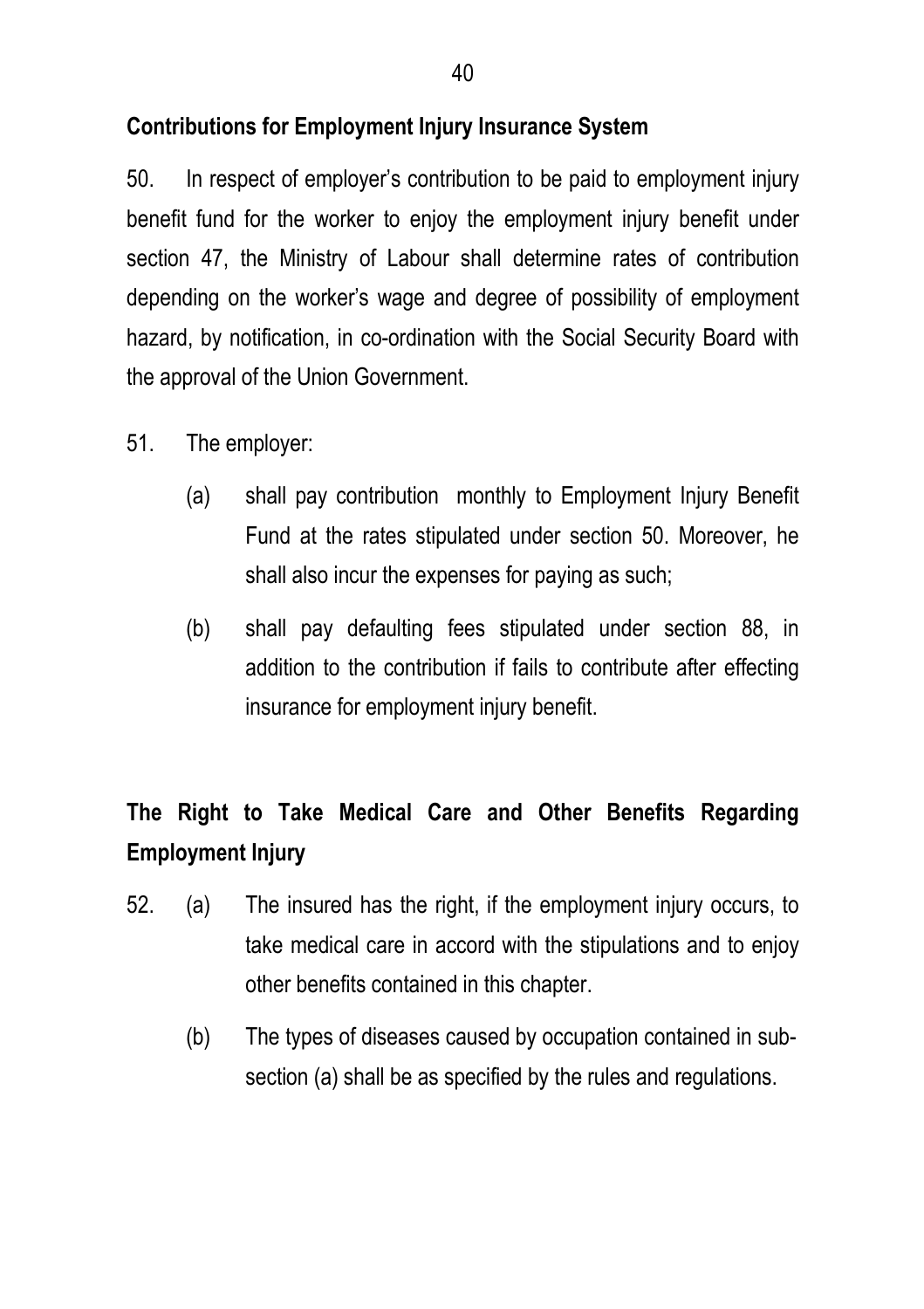**Contributions for Employment Injury Insurance System**

50. In respect of employer's contribution to be paid to employment injury benefit fund for the worker to enjoy the employment injury benefit under section 47, the Ministry of Labour shall determine rates of contribution depending on the worker's wage and degree of possibility of employment hazard, by notification, in co-ordination with the Social Security Board with the approval of the Union Government.

51. The employer:

   (a) shall pay contribution monthly to Employment Injury Benefit Fund at the rates stipulated under section 50. Moreover, he shall also incur the expenses for paying as such;

   (b) shall pay defaulting fees stipulated under section 88, in addition to the contribution if fails to contribute after effecting insurance for employment injury benefit.

**The Right to Take Medical Care and Other Benefits Regarding Employment Injury**

52. (a) The insured has the right, if the employment injury occurs, to take medical care in accord with the stipulations and to enjoy other benefits contained in this chapter.

   (b) The types of diseases caused by occupation contained in sub-section (a) shall be as specified by the rules and regulations.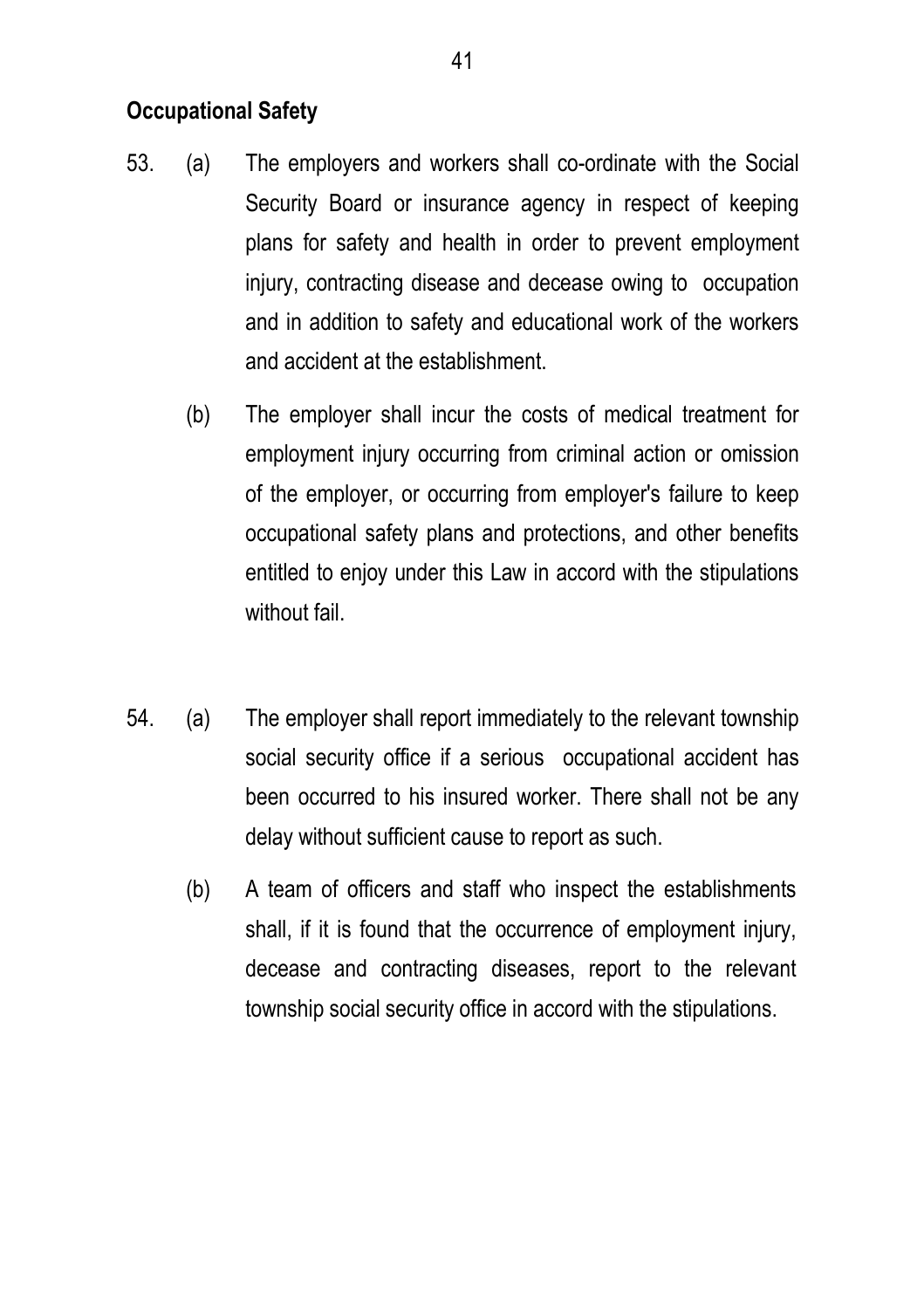## Occupational Safety

53. (a) The employers and workers shall co-ordinate with the Social Security Board or insurance agency in respect of keeping plans for safety and health in order to prevent employment injury, contracting disease and decease owing to occupation and in addition to safety and educational work of the workers and accident at the establishment.

    (b) The employer shall incur the costs of medical treatment for employment injury occurring from criminal action or omission of the employer, or occurring from employer's failure to keep occupational safety plans and protections, and other benefits entitled to enjoy under this Law in accord with the stipulations without fail.

54. (a) The employer shall report immediately to the relevant township social security office if a serious occupational accident has been occurred to his insured worker. There shall not be any delay without sufficient cause to report as such.

    (b) A team of officers and staff who inspect the establishments shall, if it is found that the occurrence of employment injury, decease and contracting diseases, report to the relevant township social security office in accord with the stipulations.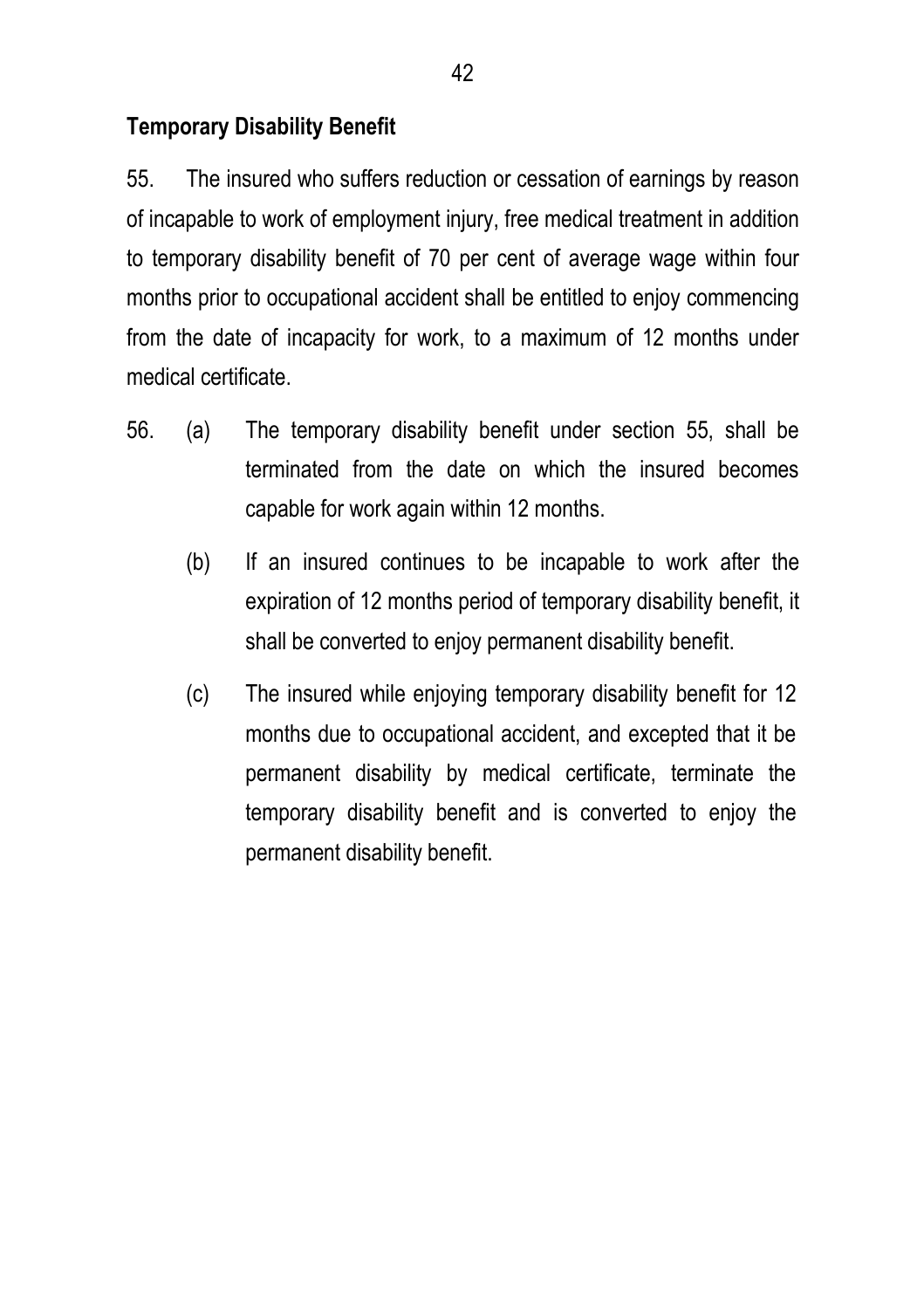**Temporary Disability Benefit**

55. The insured who suffers reduction or cessation of earnings by reason of incapable to work of employment injury, free medical treatment in addition to temporary disability benefit of 70 per cent of average wage within four months prior to occupational accident shall be entitled to enjoy commencing from the date of incapacity for work, to a maximum of 12 months under medical certificate.

56. (a) The temporary disability benefit under section 55, shall be terminated from the date on which the insured becomes capable for work again within 12 months.

(b) If an insured continues to be incapable to work after the expiration of 12 months period of temporary disability benefit, it shall be converted to enjoy permanent disability benefit.

(c) The insured while enjoying temporary disability benefit for 12 months due to occupational accident, and excepted that it be permanent disability by medical certificate, terminate the temporary disability benefit and is converted to enjoy the permanent disability benefit.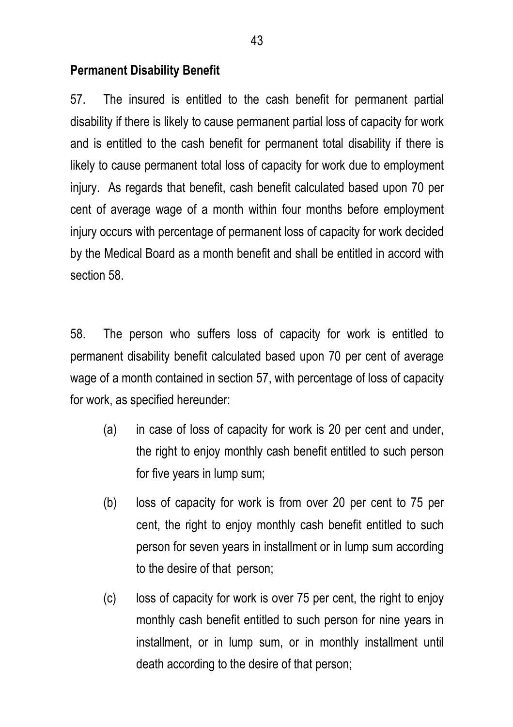**Permanent Disability Benefit**

57. The insured is entitled to the cash benefit for permanent partial disability if there is likely to cause permanent partial loss of capacity for work and is entitled to the cash benefit for permanent total disability if there is likely to cause permanent total loss of capacity for work due to employment injury. As regards that benefit, cash benefit calculated based upon 70 per cent of average wage of a month within four months before employment injury occurs with percentage of permanent loss of capacity for work decided by the Medical Board as a month benefit and shall be entitled in accord with section 58.

58. The person who suffers loss of capacity for work is entitled to permanent disability benefit calculated based upon 70 per cent of average wage of a month contained in section 57, with percentage of loss of capacity for work, as specified hereunder:

(a) in case of loss of capacity for work is 20 per cent and under, the right to enjoy monthly cash benefit entitled to such person for five years in lump sum;

(b) loss of capacity for work is from over 20 per cent to 75 per cent, the right to enjoy monthly cash benefit entitled to such person for seven years in installment or in lump sum according to the desire of that person;

(c) loss of capacity for work is over 75 per cent, the right to enjoy monthly cash benefit entitled to such person for nine years in installment, or in lump sum, or in monthly installment until death according to the desire of that person;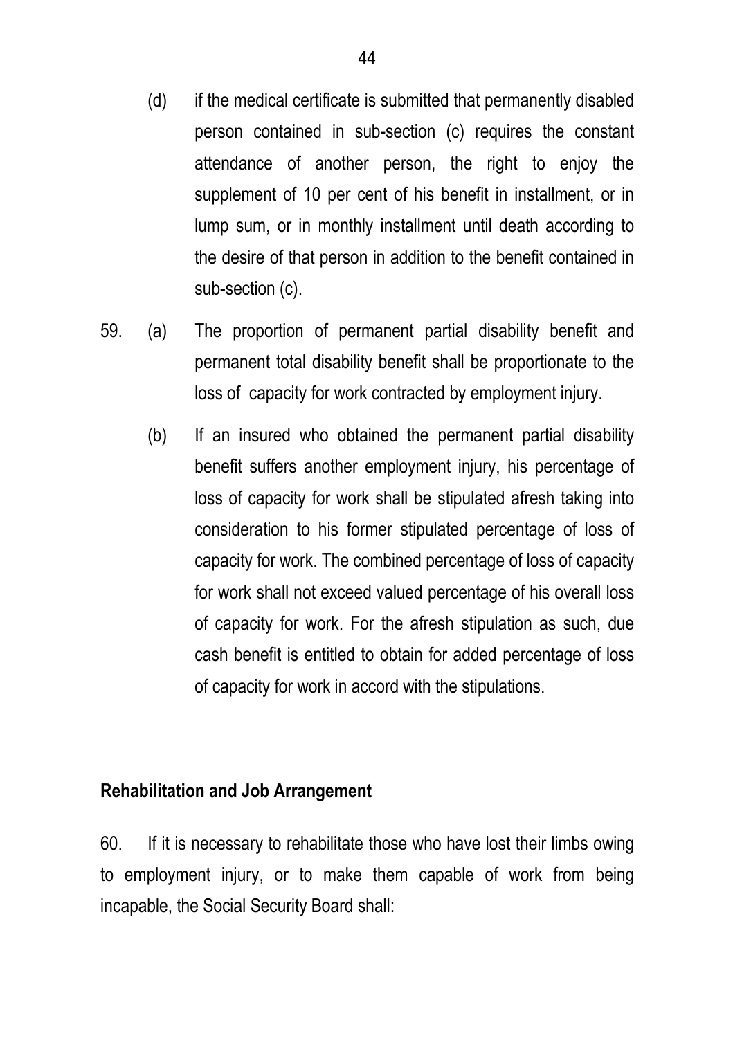(d) if the medical certificate is submitted that permanently disabled person contained in sub-section (c) requires the constant attendance of another person, the right to enjoy the supplement of 10 per cent of his benefit in installment, or in lump sum, or in monthly installment until death according to the desire of that person in addition to the benefit contained in sub-section (c).

59. (a) The proportion of permanent partial disability benefit and permanent total disability benefit shall be proportionate to the loss of capacity for work contracted by employment injury.

(b) If an insured who obtained the permanent partial disability benefit suffers another employment injury, his percentage of loss of capacity for work shall be stipulated afresh taking into consideration to his former stipulated percentage of loss of capacity for work. The combined percentage of loss of capacity for work shall not exceed valued percentage of his overall loss of capacity for work. For the afresh stipulation as such, due cash benefit is entitled to obtain for added percentage of loss of capacity for work in accord with the stipulations.

**Rehabilitation and Job Arrangement**

60. If it is necessary to rehabilitate those who have lost their limbs owing to employment injury, or to make them capable of work from being incapable, the Social Security Board shall: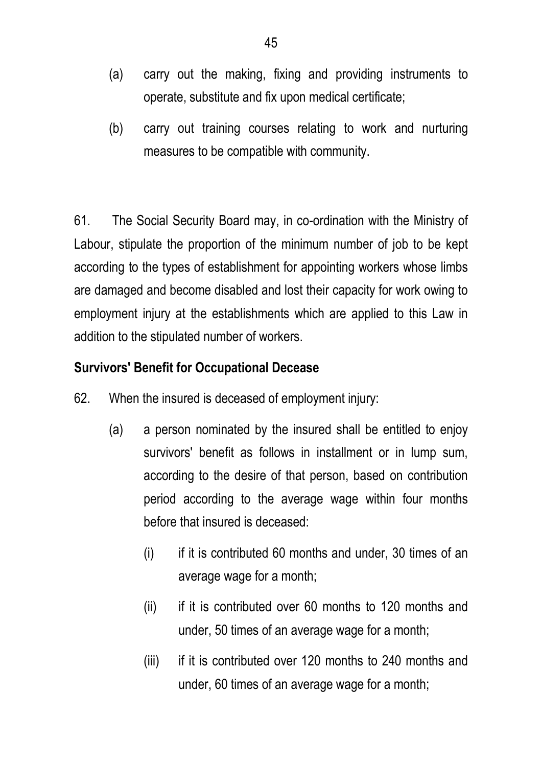(a) carry out the making, fixing and providing instruments to operate, substitute and fix upon medical certificate;

(b) carry out training courses relating to work and nurturing measures to be compatible with community.

61. The Social Security Board may, in co-ordination with the Ministry of Labour, stipulate the proportion of the minimum number of job to be kept according to the types of establishment for appointing workers whose limbs are damaged and become disabled and lost their capacity for work owing to employment injury at the establishments which are applied to this Law in addition to the stipulated number of workers.

**Survivors' Benefit for Occupational Decease**

62. When the insured is deceased of employment injury:

(a) a person nominated by the insured shall be entitled to enjoy survivors' benefit as follows in installment or in lump sum, according to the desire of that person, based on contribution period according to the average wage within four months before that insured is deceased:

(i) if it is contributed 60 months and under, 30 times of an average wage for a month;

(ii) if it is contributed over 60 months to 120 months and under, 50 times of an average wage for a month;

(iii) if it is contributed over 120 months to 240 months and under, 60 times of an average wage for a month;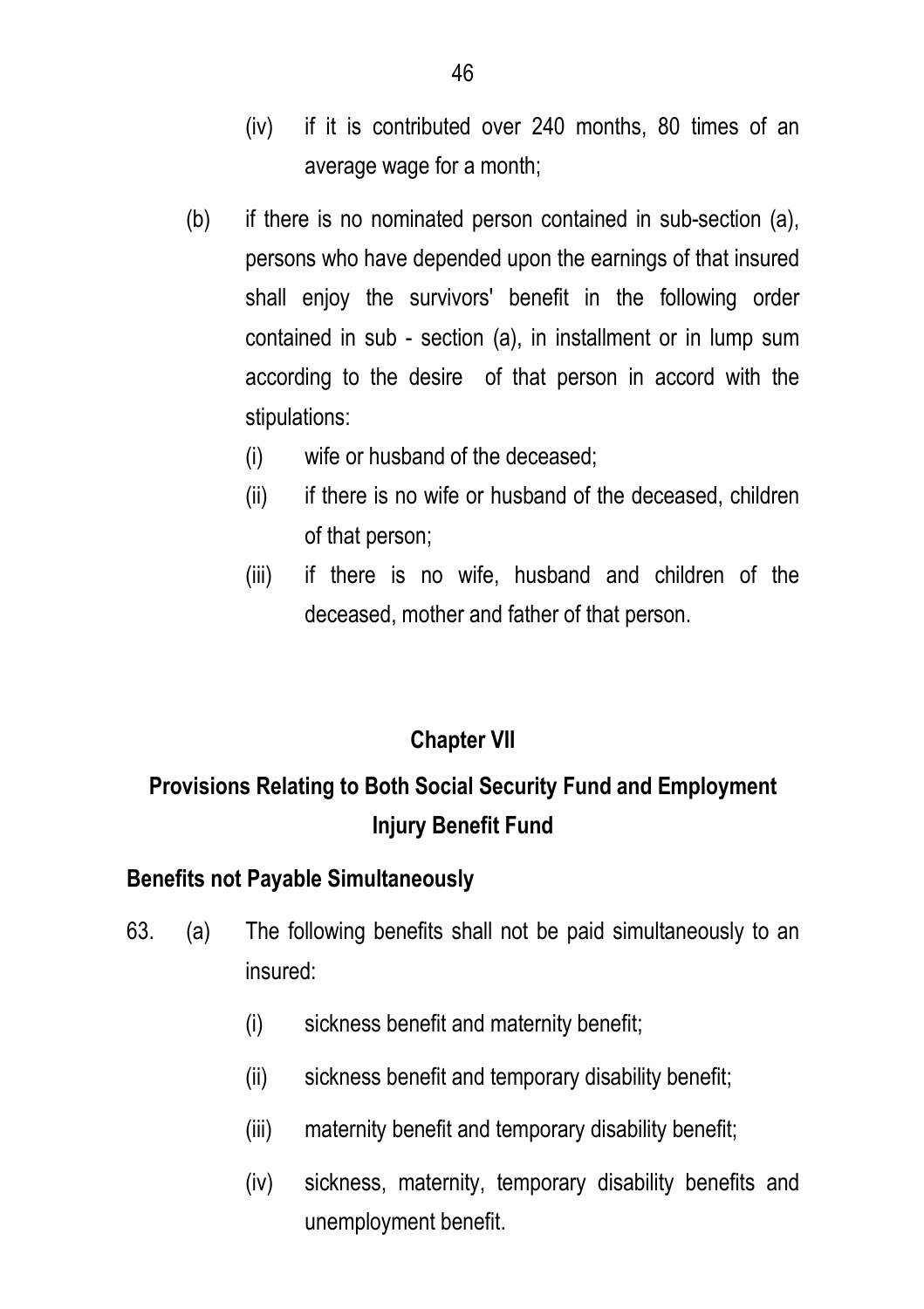(iv) if it is contributed over 240 months, 80 times of an average wage for a month;

(b) if there is no nominated person contained in sub-section (a), persons who have depended upon the earnings of that insured shall enjoy the survivors' benefit in the following order contained in sub - section (a), in installment or in lump sum according to the desire of that person in accord with the stipulations:

(i) wife or husband of the deceased;

(ii) if there is no wife or husband of the deceased, children of that person;

(iii) if there is no wife, husband and children of the deceased, mother and father of that person.

## Chapter VII

## Provisions Relating to Both Social Security Fund and Employment Injury Benefit Fund

### Benefits not Payable Simultaneously

63. (a) The following benefits shall not be paid simultaneously to an insured:

(i) sickness benefit and maternity benefit;

(ii) sickness benefit and temporary disability benefit;

(iii) maternity benefit and temporary disability benefit;

(iv) sickness, maternity, temporary disability benefits and unemployment benefit.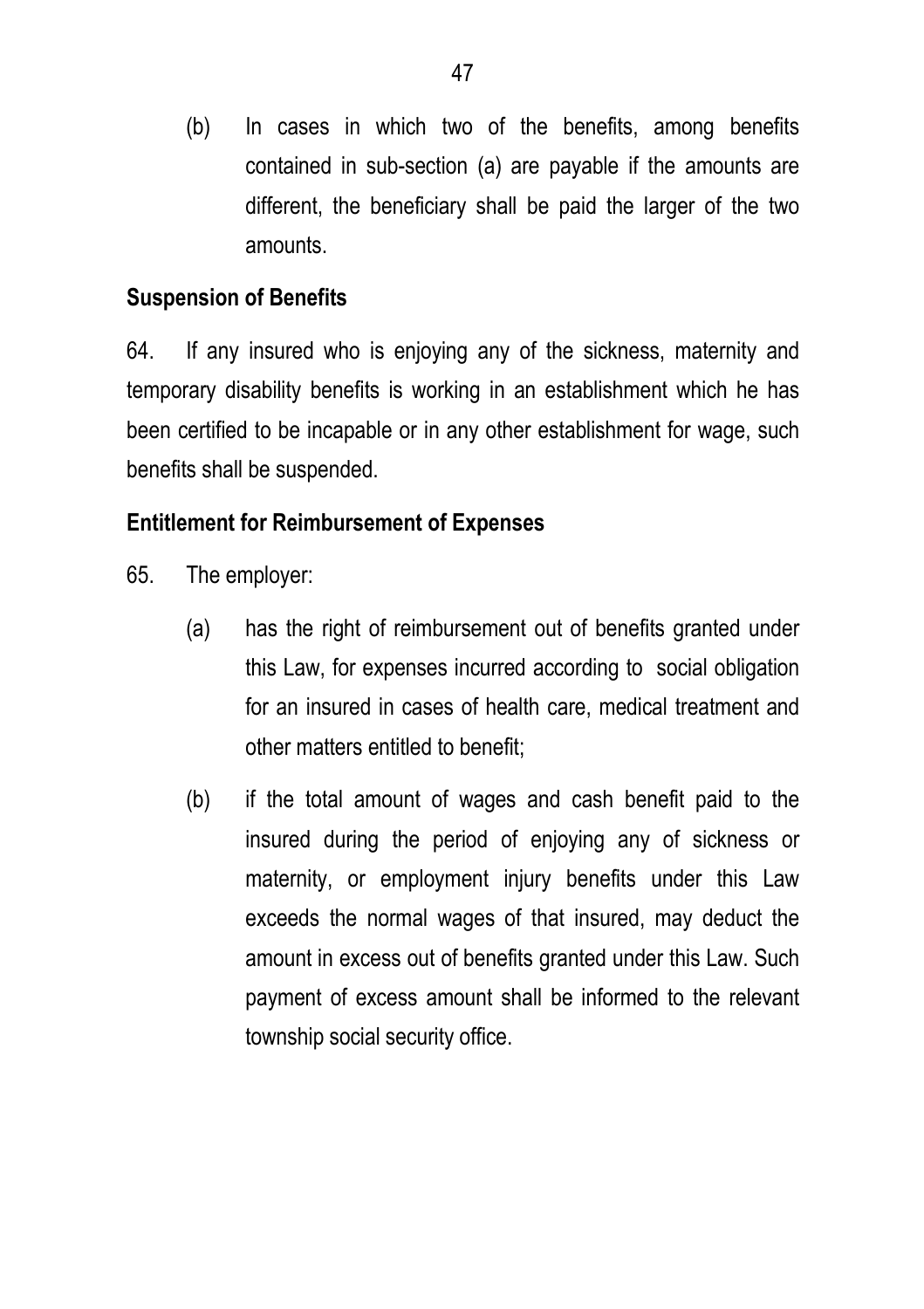(b) In cases in which two of the benefits, among benefits contained in sub-section (a) are payable if the amounts are different, the beneficiary shall be paid the larger of the two amounts.

**Suspension of Benefits**

64. If any insured who is enjoying any of the sickness, maternity and temporary disability benefits is working in an establishment which he has been certified to be incapable or in any other establishment for wage, such benefits shall be suspended.

**Entitlement for Reimbursement of Expenses**

65. The employer:

(a) has the right of reimbursement out of benefits granted under this Law, for expenses incurred according to social obligation for an insured in cases of health care, medical treatment and other matters entitled to benefit;

(b) if the total amount of wages and cash benefit paid to the insured during the period of enjoying any of sickness or maternity, or employment injury benefits under this Law exceeds the normal wages of that insured, may deduct the amount in excess out of benefits granted under this Law. Such payment of excess amount shall be informed to the relevant township social security office.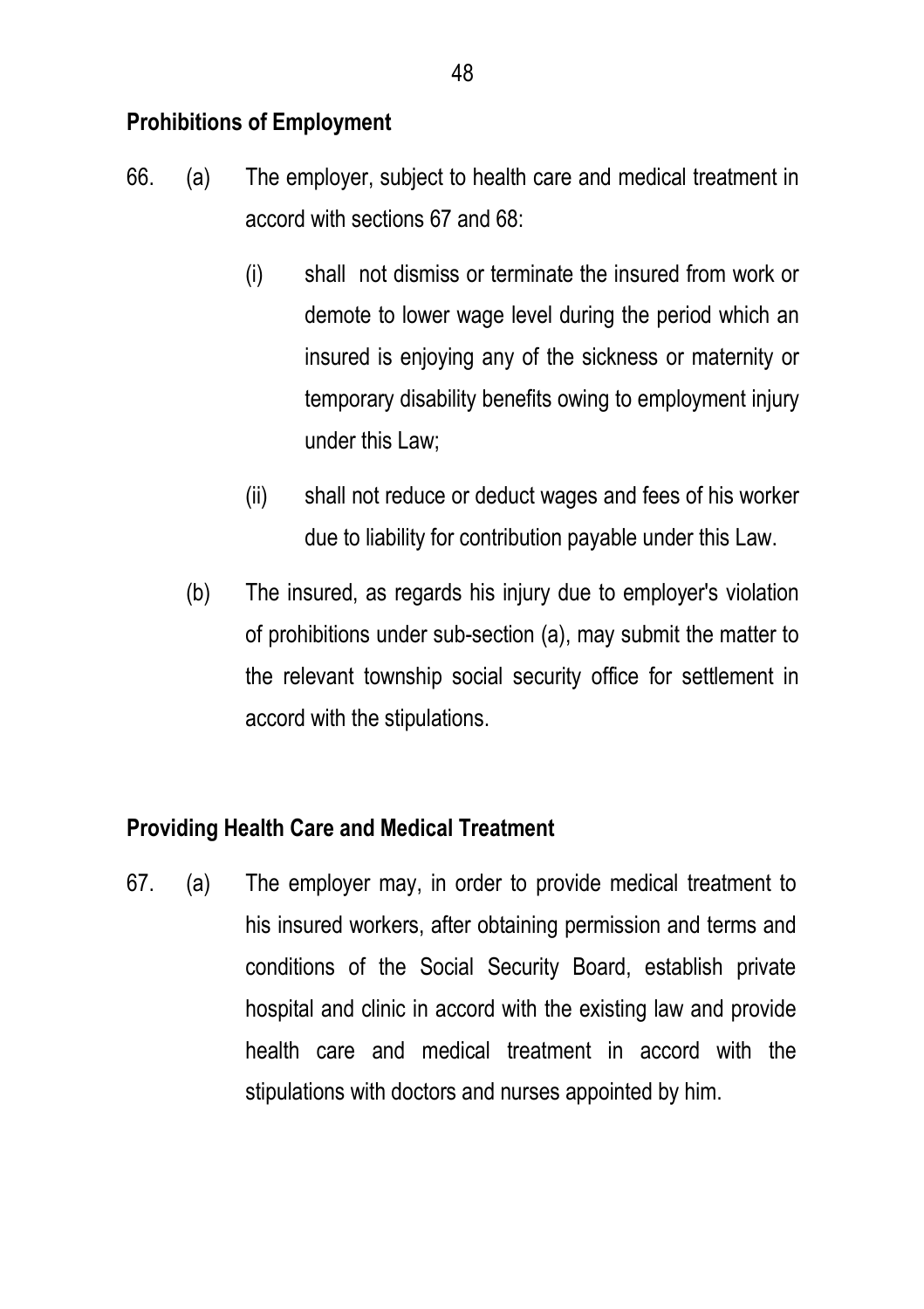**Prohibitions of Employment**

66. (a) The employer, subject to health care and medical treatment in accord with sections 67 and 68:

    (i) shall not dismiss or terminate the insured from work or demote to lower wage level during the period which an insured is enjoying any of the sickness or maternity or temporary disability benefits owing to employment injury under this Law;

    (ii) shall not reduce or deduct wages and fees of his worker due to liability for contribution payable under this Law.

    (b) The insured, as regards his injury due to employer's violation of prohibitions under sub-section (a), may submit the matter to the relevant township social security office for settlement in accord with the stipulations.

**Providing Health Care and Medical Treatment**

67. (a) The employer may, in order to provide medical treatment to his insured workers, after obtaining permission and terms and conditions of the Social Security Board, establish private hospital and clinic in accord with the existing law and provide health care and medical treatment in accord with the stipulations with doctors and nurses appointed by him.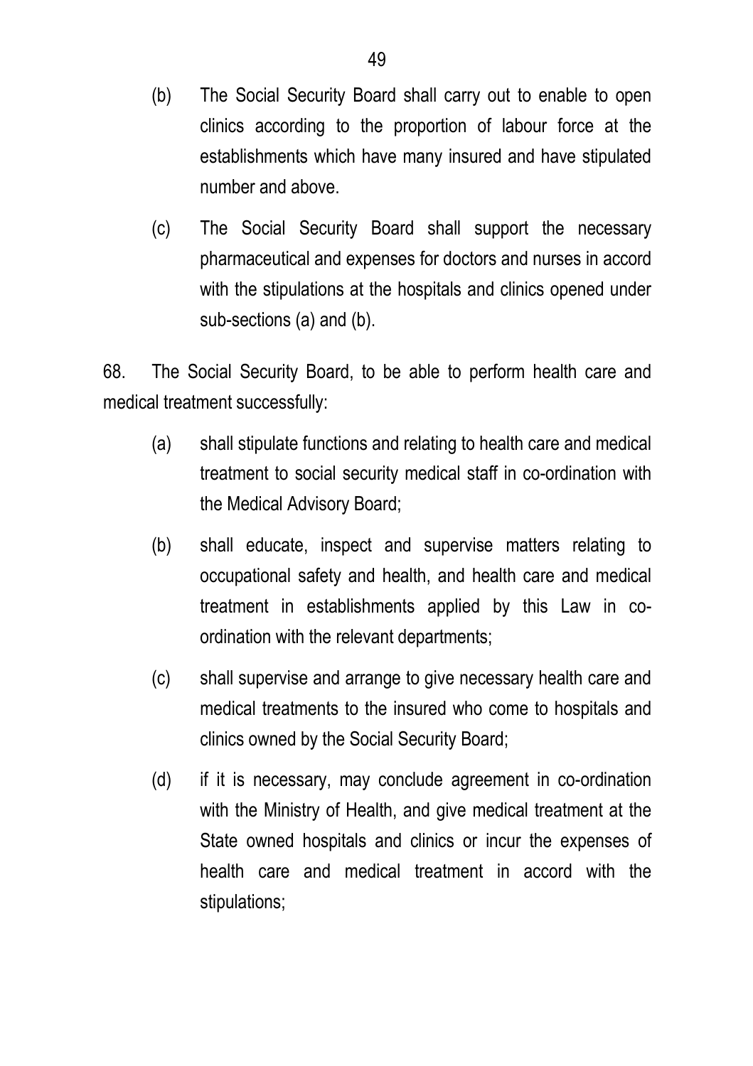(b) The Social Security Board shall carry out to enable to open clinics according to the proportion of labour force at the establishments which have many insured and have stipulated number and above.

(c) The Social Security Board shall support the necessary pharmaceutical and expenses for doctors and nurses in accord with the stipulations at the hospitals and clinics opened under sub-sections (a) and (b).

68. The Social Security Board, to be able to perform health care and medical treatment successfully:

(a) shall stipulate functions and relating to health care and medical treatment to social security medical staff in co-ordination with the Medical Advisory Board;

(b) shall educate, inspect and supervise matters relating to occupational safety and health, and health care and medical treatment in establishments applied by this Law in co-ordination with the relevant departments;

(c) shall supervise and arrange to give necessary health care and medical treatments to the insured who come to hospitals and clinics owned by the Social Security Board;

(d) if it is necessary, may conclude agreement in co-ordination with the Ministry of Health, and give medical treatment at the State owned hospitals and clinics or incur the expenses of health care and medical treatment in accord with the stipulations;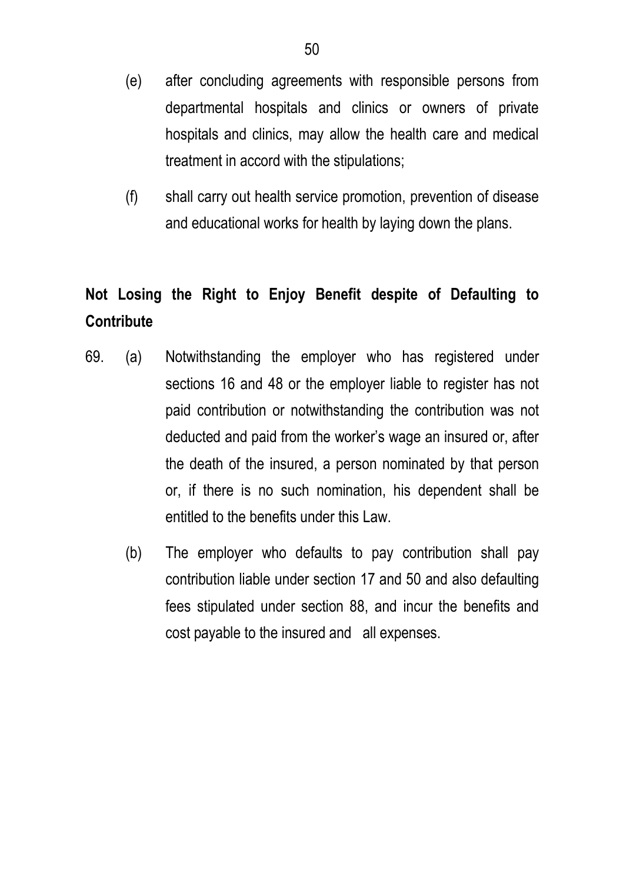(e) after concluding agreements with responsible persons from departmental hospitals and clinics or owners of private hospitals and clinics, may allow the health care and medical treatment in accord with the stipulations;

(f) shall carry out health service promotion, prevention of disease and educational works for health by laying down the plans.

**Not Losing the Right to Enjoy Benefit despite of Defaulting to Contribute**

69. (a) Notwithstanding the employer who has registered under sections 16 and 48 or the employer liable to register has not paid contribution or notwithstanding the contribution was not deducted and paid from the worker's wage an insured or, after the death of the insured, a person nominated by that person or, if there is no such nomination, his dependent shall be entitled to the benefits under this Law.

(b) The employer who defaults to pay contribution shall pay contribution liable under section 17 and 50 and also defaulting fees stipulated under section 88, and incur the benefits and cost payable to the insured and all expenses.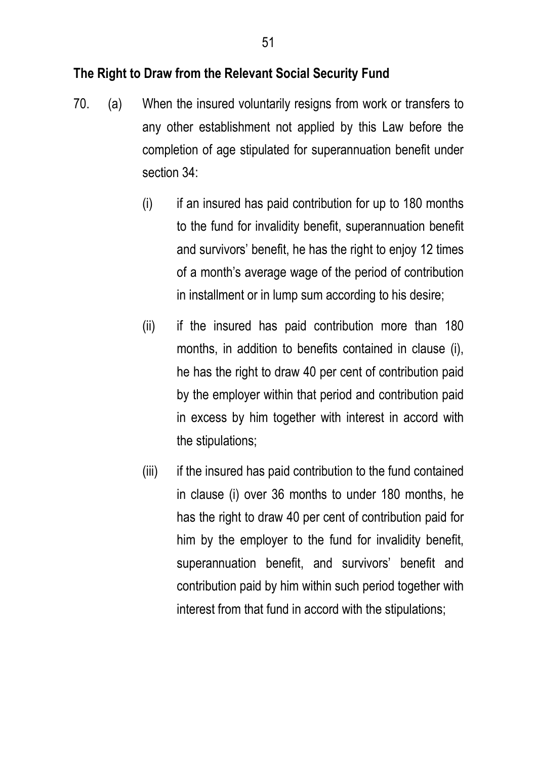**The Right to Draw from the Relevant Social Security Fund**

70. (a) When the insured voluntarily resigns from work or transfers to any other establishment not applied by this Law before the completion of age stipulated for superannuation benefit under section 34:

    (i) if an insured has paid contribution for up to 180 months to the fund for invalidity benefit, superannuation benefit and survivors' benefit, he has the right to enjoy 12 times of a month's average wage of the period of contribution in installment or in lump sum according to his desire;

    (ii) if the insured has paid contribution more than 180 months, in addition to benefits contained in clause (i), he has the right to draw 40 per cent of contribution paid by the employer within that period and contribution paid in excess by him together with interest in accord with the stipulations;

    (iii) if the insured has paid contribution to the fund contained in clause (i) over 36 months to under 180 months, he has the right to draw 40 per cent of contribution paid for him by the employer to the fund for invalidity benefit, superannuation benefit, and survivors' benefit and contribution paid by him within such period together with interest from that fund in accord with the stipulations;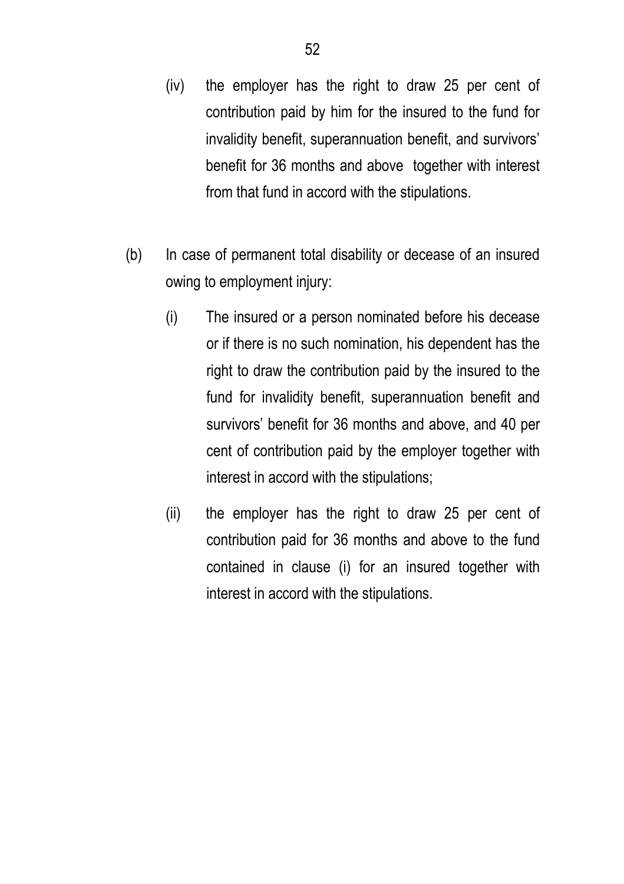(iv) the employer has the right to draw 25 per cent of contribution paid by him for the insured to the fund for invalidity benefit, superannuation benefit, and survivors' benefit for 36 months and above together with interest from that fund in accord with the stipulations.

(b) In case of permanent total disability or decease of an insured owing to employment injury:

(i) The insured or a person nominated before his decease or if there is no such nomination, his dependent has the right to draw the contribution paid by the insured to the fund for invalidity benefit, superannuation benefit and survivors' benefit for 36 months and above, and 40 per cent of contribution paid by the employer together with interest in accord with the stipulations;

(ii) the employer has the right to draw 25 per cent of contribution paid for 36 months and above to the fund contained in clause (i) for an insured together with interest in accord with the stipulations.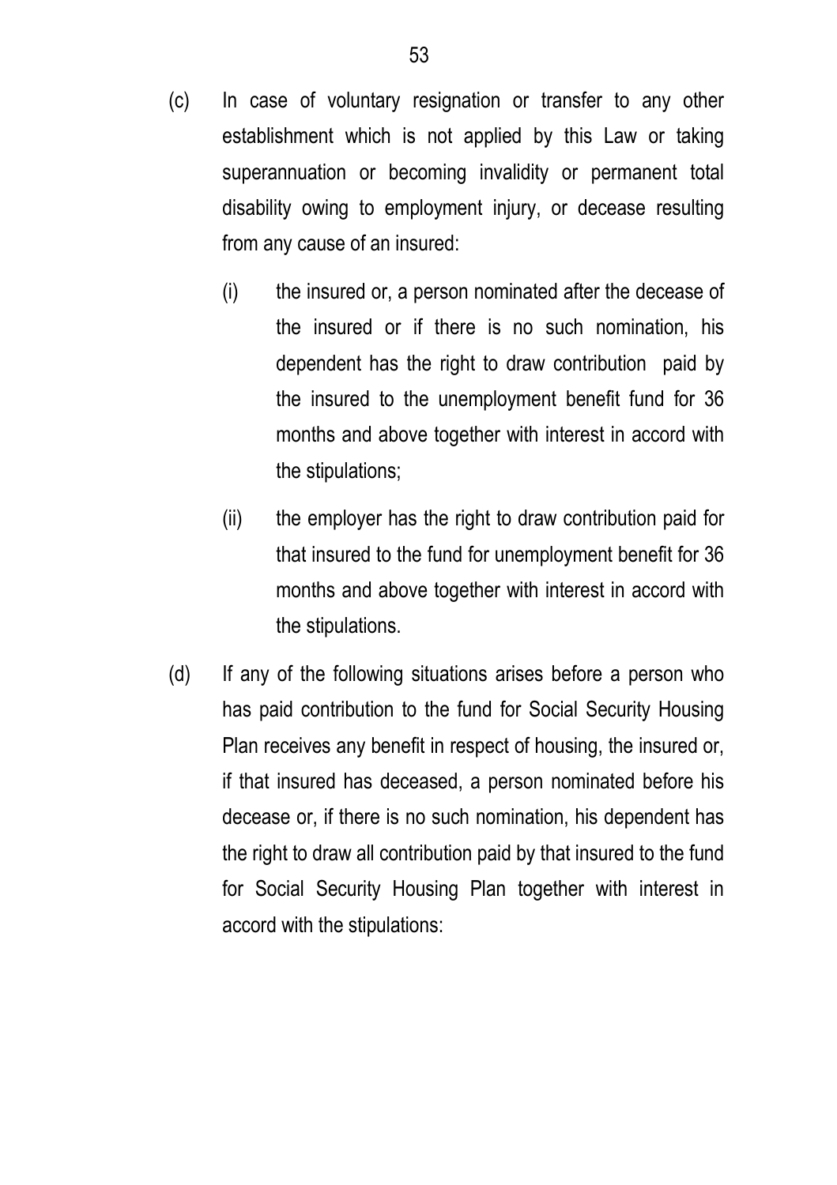(c) In case of voluntary resignation or transfer to any other establishment which is not applied by this Law or taking superannuation or becoming invalidity or permanent total disability owing to employment injury, or decease resulting from any cause of an insured:

   (i) the insured or, a person nominated after the decease of the insured or if there is no such nomination, his dependent has the right to draw contribution paid by the insured to the unemployment benefit fund for 36 months and above together with interest in accord with the stipulations;

   (ii) the employer has the right to draw contribution paid for that insured to the fund for unemployment benefit for 36 months and above together with interest in accord with the stipulations.

(d) If any of the following situations arises before a person who has paid contribution to the fund for Social Security Housing Plan receives any benefit in respect of housing, the insured or, if that insured has deceased, a person nominated before his decease or, if there is no such nomination, his dependent has the right to draw all contribution paid by that insured to the fund for Social Security Housing Plan together with interest in accord with the stipulations: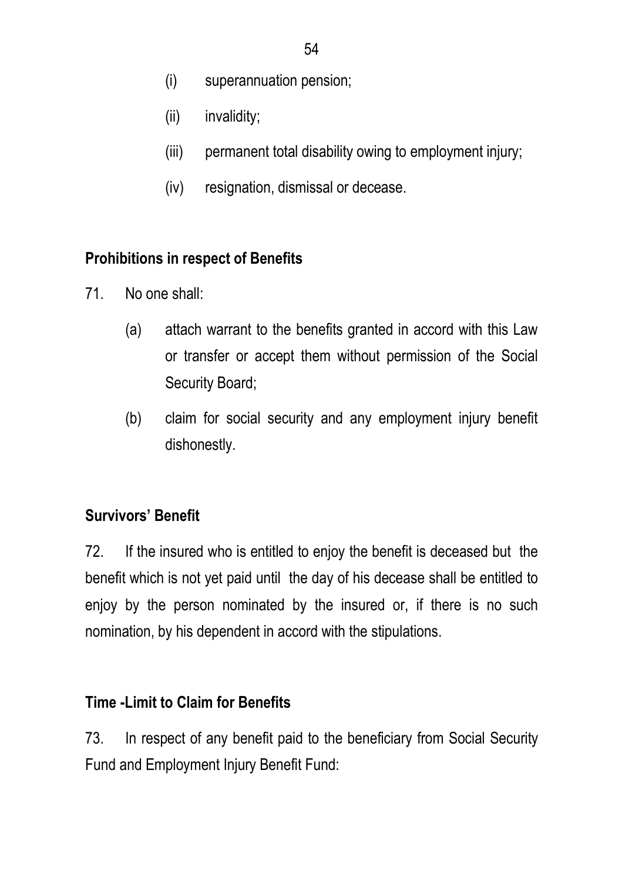(i) superannuation pension;

(ii) invalidity;

(iii) permanent total disability owing to employment injury;

(iv) resignation, dismissal or decease.

**Prohibitions in respect of Benefits**

71. No one shall:

(a) attach warrant to the benefits granted in accord with this Law or transfer or accept them without permission of the Social Security Board;

(b) claim for social security and any employment injury benefit dishonestly.

**Survivors' Benefit**

72. If the insured who is entitled to enjoy the benefit is deceased but the benefit which is not yet paid until the day of his decease shall be entitled to enjoy by the person nominated by the insured or, if there is no such nomination, by his dependent in accord with the stipulations.

**Time -Limit to Claim for Benefits**

73. In respect of any benefit paid to the beneficiary from Social Security Fund and Employment Injury Benefit Fund: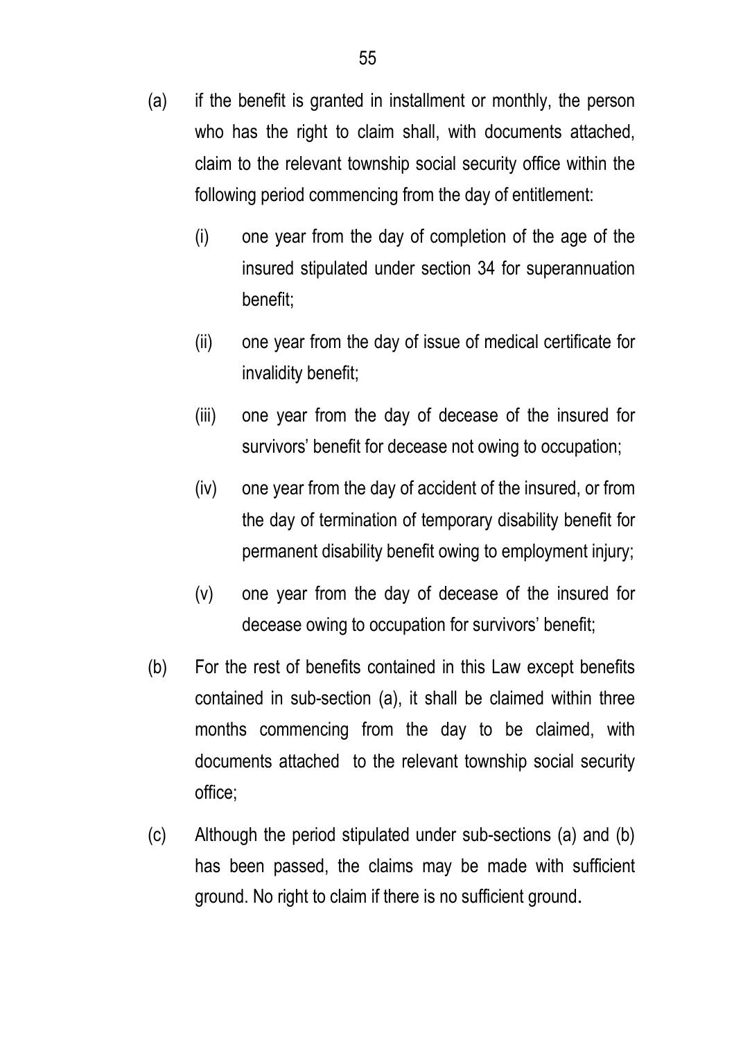(a) if the benefit is granted in installment or monthly, the person who has the right to claim shall, with documents attached, claim to the relevant township social security office within the following period commencing from the day of entitlement:

  (i) one year from the day of completion of the age of the insured stipulated under section 34 for superannuation benefit;

  (ii) one year from the day of issue of medical certificate for invalidity benefit;

  (iii) one year from the day of decease of the insured for survivors' benefit for decease not owing to occupation;

  (iv) one year from the day of accident of the insured, or from the day of termination of temporary disability benefit for permanent disability benefit owing to employment injury;

  (v) one year from the day of decease of the insured for decease owing to occupation for survivors' benefit;

(b) For the rest of benefits contained in this Law except benefits contained in sub-section (a), it shall be claimed within three months commencing from the day to be claimed, with documents attached to the relevant township social security office;

(c) Although the period stipulated under sub-sections (a) and (b) has been passed, the claims may be made with sufficient ground. No right to claim if there is no sufficient ground.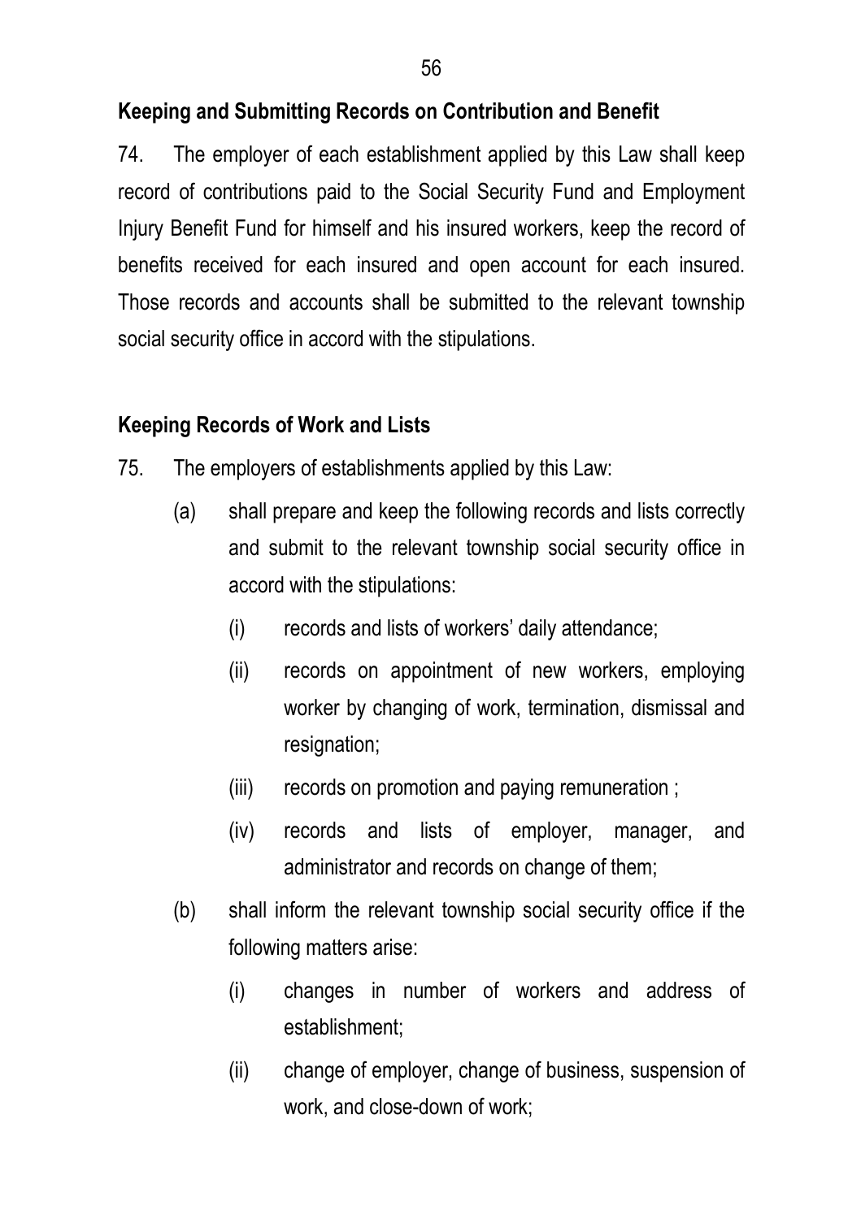**Keeping and Submitting Records on Contribution and Benefit**

74. The employer of each establishment applied by this Law shall keep record of contributions paid to the Social Security Fund and Employment Injury Benefit Fund for himself and his insured workers, keep the record of benefits received for each insured and open account for each insured. Those records and accounts shall be submitted to the relevant township social security office in accord with the stipulations.

**Keeping Records of Work and Lists**

75. The employers of establishments applied by this Law:

(a) shall prepare and keep the following records and lists correctly and submit to the relevant township social security office in accord with the stipulations:

(i) records and lists of workers' daily attendance;

(ii) records on appointment of new workers, employing worker by changing of work, termination, dismissal and resignation;

(iii) records on promotion and paying remuneration ;

(iv) records and lists of employer, manager, and administrator and records on change of them;

(b) shall inform the relevant township social security office if the following matters arise:

(i) changes in number of workers and address of establishment;

(ii) change of employer, change of business, suspension of work, and close-down of work;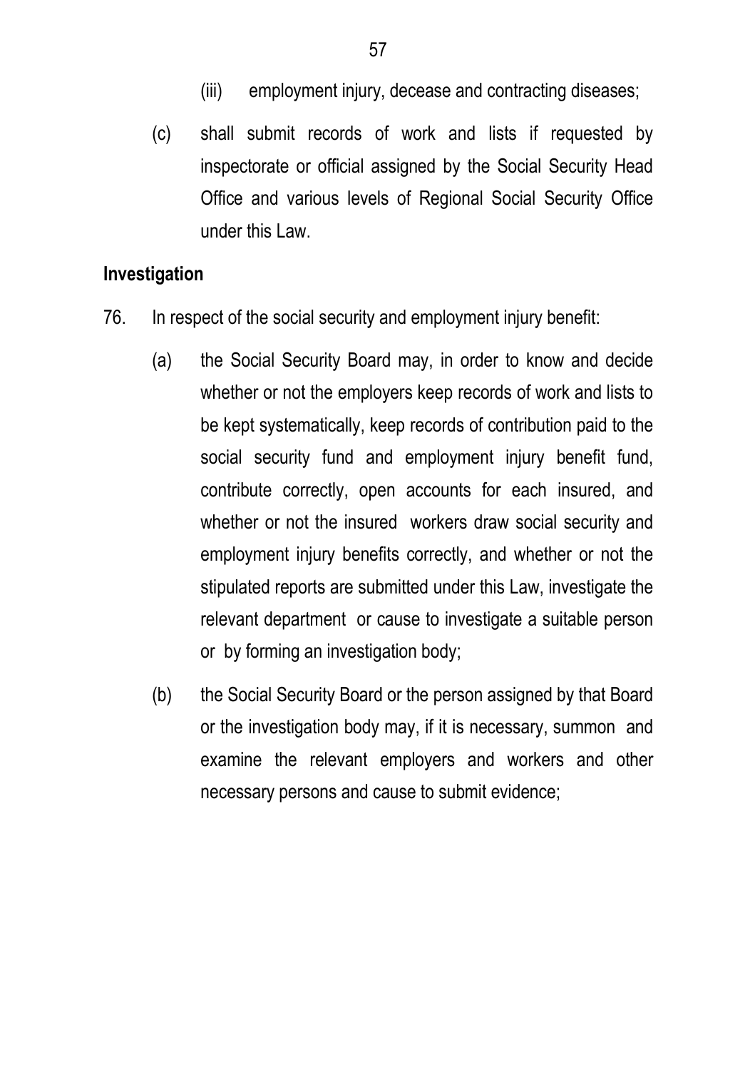(iii) employment injury, decease and contracting diseases;

(c) shall submit records of work and lists if requested by inspectorate or official assigned by the Social Security Head Office and various levels of Regional Social Security Office under this Law.

**Investigation**

76. In respect of the social security and employment injury benefit:

    (a) the Social Security Board may, in order to know and decide whether or not the employers keep records of work and lists to be kept systematically, keep records of contribution paid to the social security fund and employment injury benefit fund, contribute correctly, open accounts for each insured, and whether or not the insured workers draw social security and employment injury benefits correctly, and whether or not the stipulated reports are submitted under this Law, investigate the relevant department or cause to investigate a suitable person or by forming an investigation body;

    (b) the Social Security Board or the person assigned by that Board or the investigation body may, if it is necessary, summon and examine the relevant employers and workers and other necessary persons and cause to submit evidence;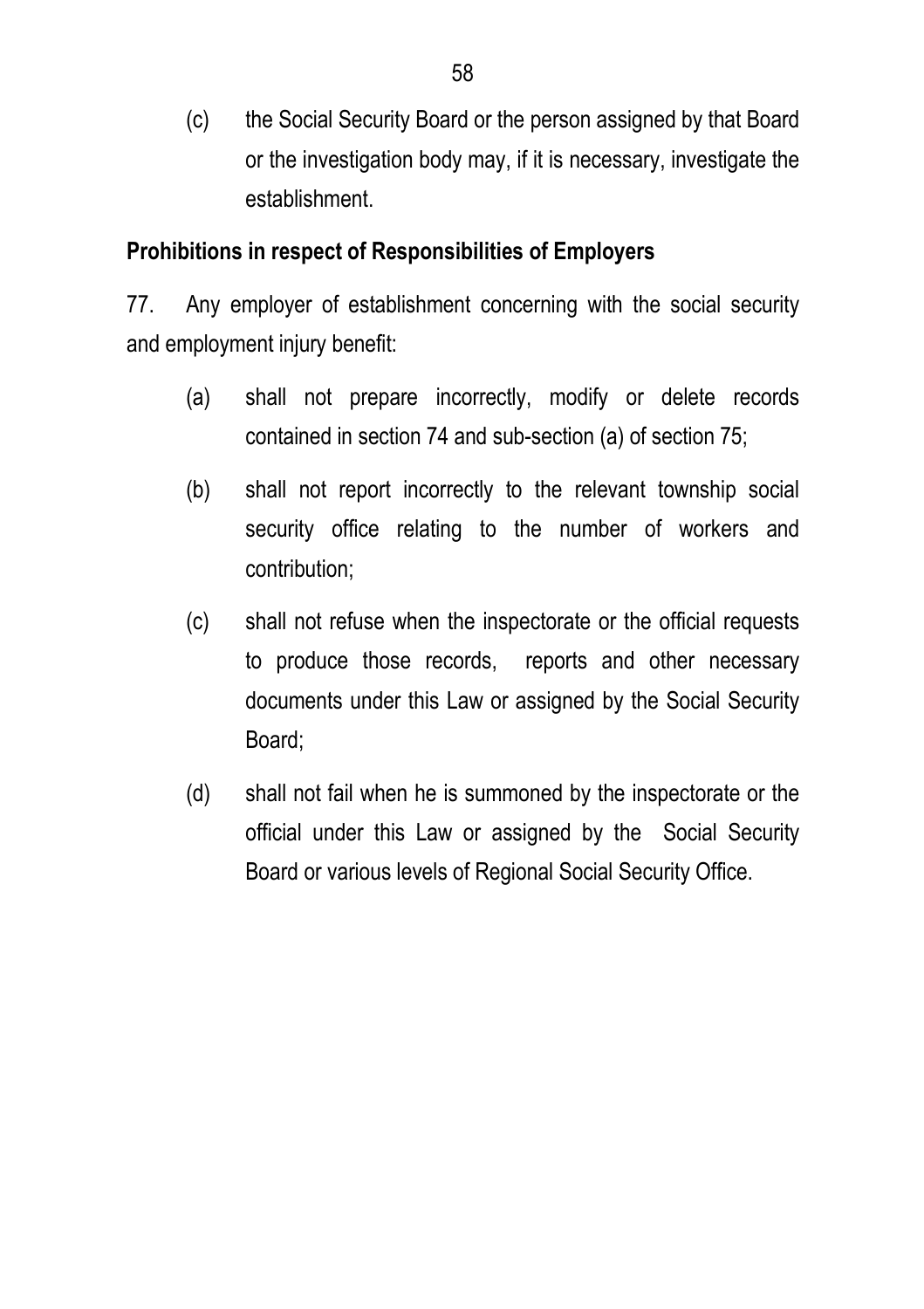(c) the Social Security Board or the person assigned by that Board or the investigation body may, if it is necessary, investigate the establishment.

**Prohibitions in respect of Responsibilities of Employers**

77. Any employer of establishment concerning with the social security and employment injury benefit:

(a) shall not prepare incorrectly, modify or delete records contained in section 74 and sub-section (a) of section 75;

(b) shall not report incorrectly to the relevant township social security office relating to the number of workers and contribution;

(c) shall not refuse when the inspectorate or the official requests to produce those records, reports and other necessary documents under this Law or assigned by the Social Security Board;

(d) shall not fail when he is summoned by the inspectorate or the official under this Law or assigned by the Social Security Board or various levels of Regional Social Security Office.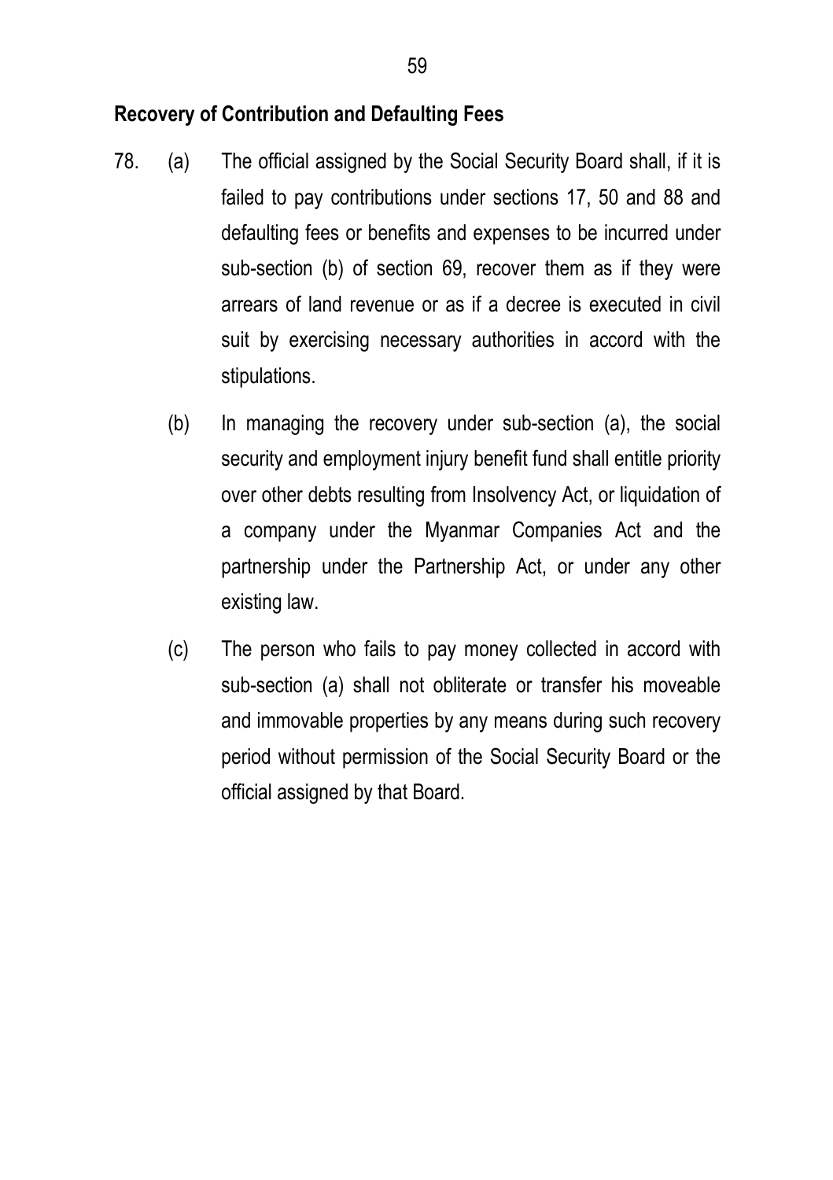**Recovery of Contribution and Defaulting Fees**

78. (a) The official assigned by the Social Security Board shall, if it is failed to pay contributions under sections 17, 50 and 88 and defaulting fees or benefits and expenses to be incurred under sub-section (b) of section 69, recover them as if they were arrears of land revenue or as if a decree is executed in civil suit by exercising necessary authorities in accord with the stipulations.

    (b) In managing the recovery under sub-section (a), the social security and employment injury benefit fund shall entitle priority over other debts resulting from Insolvency Act, or liquidation of a company under the Myanmar Companies Act and the partnership under the Partnership Act, or under any other existing law.

    (c) The person who fails to pay money collected in accord with sub-section (a) shall not obliterate or transfer his moveable and immovable properties by any means during such recovery period without permission of the Social Security Board or the official assigned by that Board.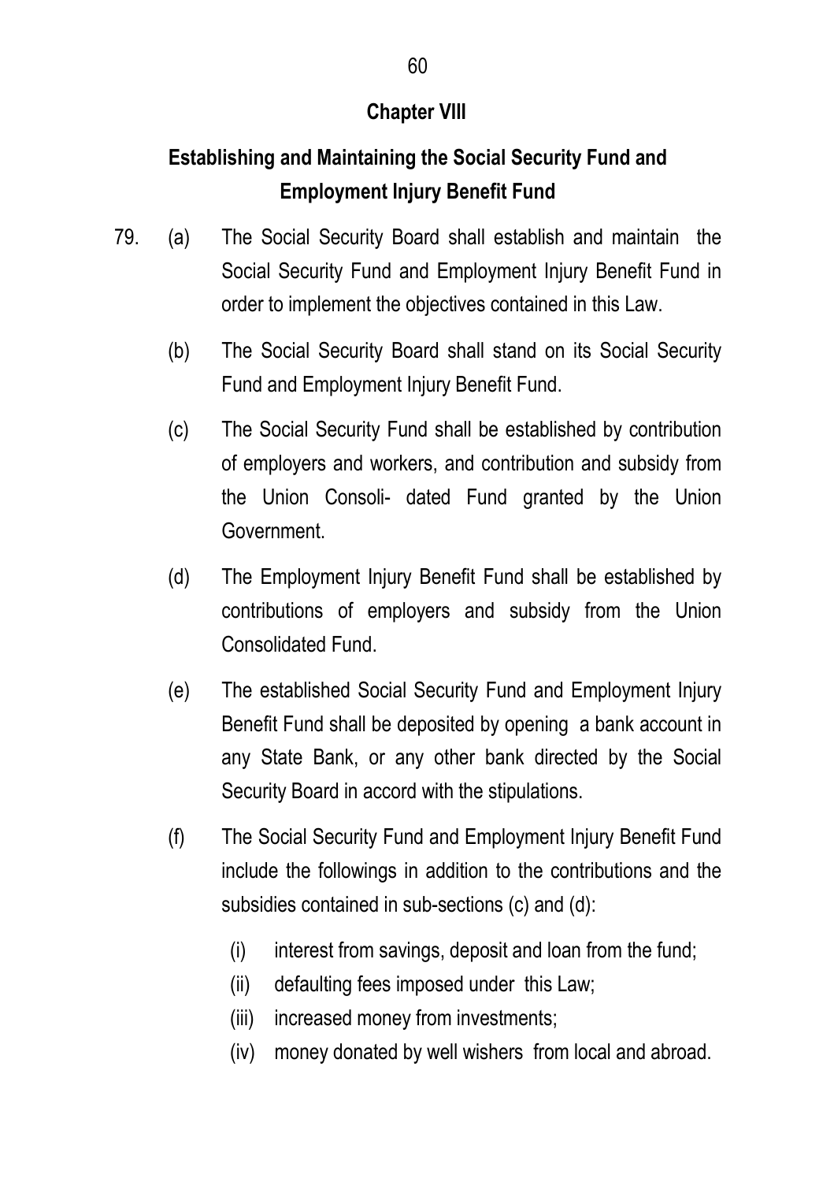## Chapter VIII

## Establishing and Maintaining the Social Security Fund and Employment Injury Benefit Fund

79. (a) The Social Security Board shall establish and maintain the Social Security Fund and Employment Injury Benefit Fund in order to implement the objectives contained in this Law.

    (b) The Social Security Board shall stand on its Social Security Fund and Employment Injury Benefit Fund.

    (c) The Social Security Fund shall be established by contribution of employers and workers, and contribution and subsidy from the Union Consoli- dated Fund granted by the Union Government.

    (d) The Employment Injury Benefit Fund shall be established by contributions of employers and subsidy from the Union Consolidated Fund.

    (e) The established Social Security Fund and Employment Injury Benefit Fund shall be deposited by opening a bank account in any State Bank, or any other bank directed by the Social Security Board in accord with the stipulations.

    (f) The Social Security Fund and Employment Injury Benefit Fund include the followings in addition to the contributions and the subsidies contained in sub-sections (c) and (d):

      (i) interest from savings, deposit and loan from the fund;
      (ii) defaulting fees imposed under this Law;
      (iii) increased money from investments;
      (iv) money donated by well wishers from local and abroad.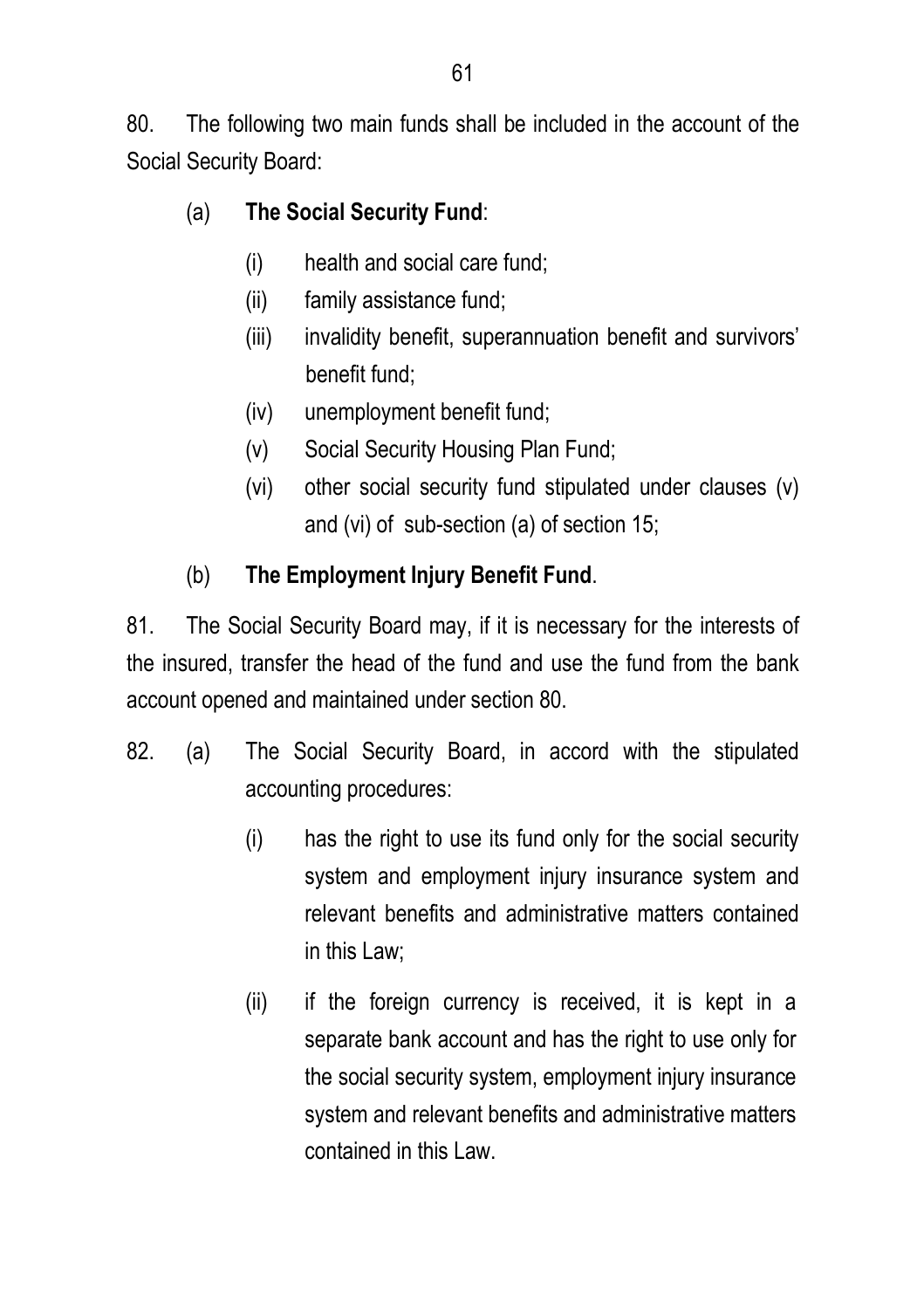80. The following two main funds shall be included in the account of the Social Security Board:

(a) **The Social Security Fund**:

(i) health and social care fund;

(ii) family assistance fund;

(iii) invalidity benefit, superannuation benefit and survivors' benefit fund;

(iv) unemployment benefit fund;

(v) Social Security Housing Plan Fund;

(vi) other social security fund stipulated under clauses (v) and (vi) of sub-section (a) of section 15;

(b) **The Employment Injury Benefit Fund**.

81. The Social Security Board may, if it is necessary for the interests of the insured, transfer the head of the fund and use the fund from the bank account opened and maintained under section 80.

82. (a) The Social Security Board, in accord with the stipulated accounting procedures:

(i) has the right to use its fund only for the social security system and employment injury insurance system and relevant benefits and administrative matters contained in this Law;

(ii) if the foreign currency is received, it is kept in a separate bank account and has the right to use only for the social security system, employment injury insurance system and relevant benefits and administrative matters contained in this Law.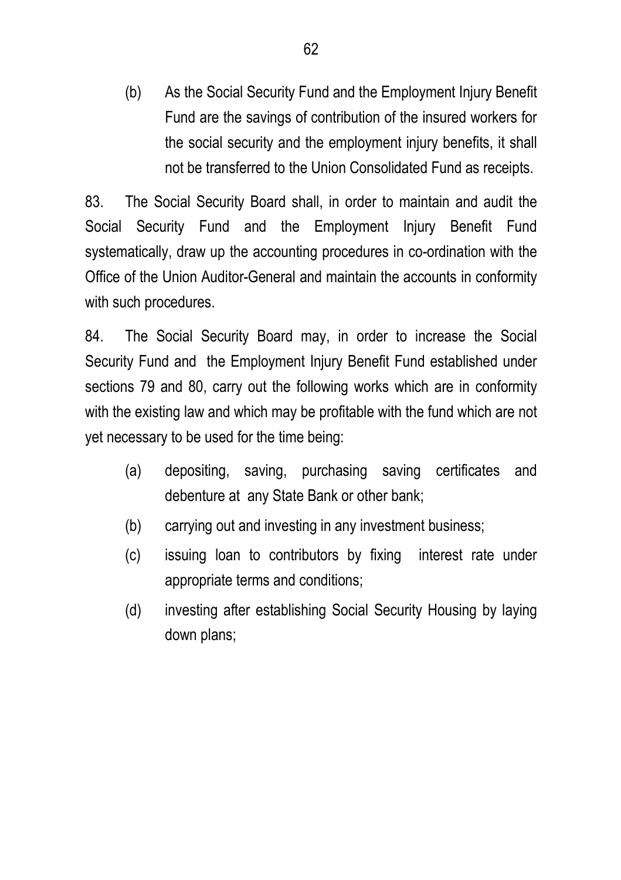(b) As the Social Security Fund and the Employment Injury Benefit Fund are the savings of contribution of the insured workers for the social security and the employment injury benefits, it shall not be transferred to the Union Consolidated Fund as receipts.

83. The Social Security Board shall, in order to maintain and audit the Social Security Fund and the Employment Injury Benefit Fund systematically, draw up the accounting procedures in co-ordination with the Office of the Union Auditor-General and maintain the accounts in conformity with such procedures.

84. The Social Security Board may, in order to increase the Social Security Fund and the Employment Injury Benefit Fund established under sections 79 and 80, carry out the following works which are in conformity with the existing law and which may be profitable with the fund which are not yet necessary to be used for the time being:

(a) depositing, saving, purchasing saving certificates and debenture at any State Bank or other bank;

(b) carrying out and investing in any investment business;

(c) issuing loan to contributors by fixing interest rate under appropriate terms and conditions;

(d) investing after establishing Social Security Housing by laying down plans;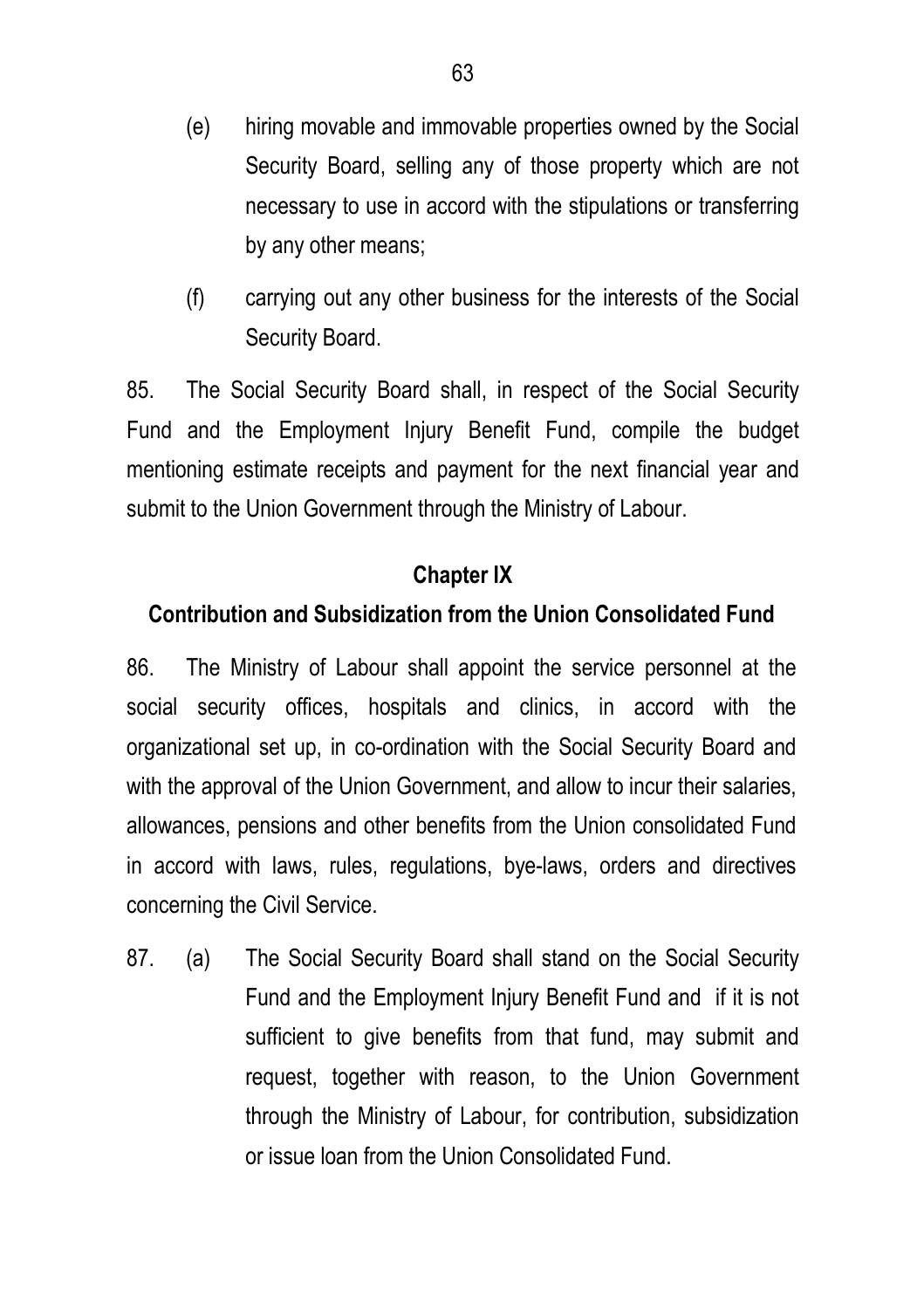(e) hiring movable and immovable properties owned by the Social Security Board, selling any of those property which are not necessary to use in accord with the stipulations or transferring by any other means;

(f) carrying out any other business for the interests of the Social Security Board.

85. The Social Security Board shall, in respect of the Social Security Fund and the Employment Injury Benefit Fund, compile the budget mentioning estimate receipts and payment for the next financial year and submit to the Union Government through the Ministry of Labour.

## Chapter IX

## Contribution and Subsidization from the Union Consolidated Fund

86. The Ministry of Labour shall appoint the service personnel at the social security offices, hospitals and clinics, in accord with the organizational set up, in co-ordination with the Social Security Board and with the approval of the Union Government, and allow to incur their salaries, allowances, pensions and other benefits from the Union consolidated Fund in accord with laws, rules, regulations, bye-laws, orders and directives concerning the Civil Service.

87. (a) The Social Security Board shall stand on the Social Security Fund and the Employment Injury Benefit Fund and if it is not sufficient to give benefits from that fund, may submit and request, together with reason, to the Union Government through the Ministry of Labour, for contribution, subsidization or issue loan from the Union Consolidated Fund.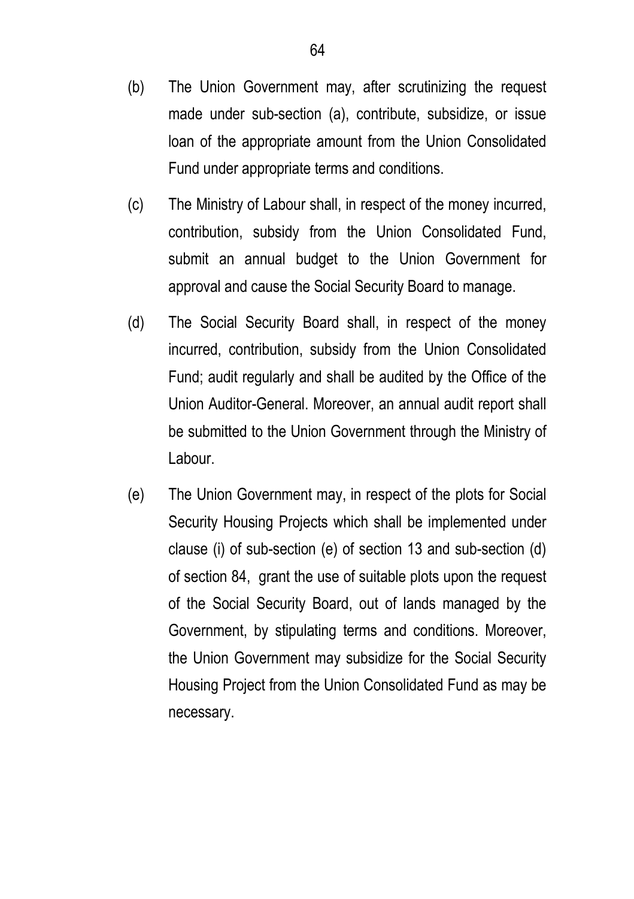(b) The Union Government may, after scrutinizing the request made under sub-section (a), contribute, subsidize, or issue loan of the appropriate amount from the Union Consolidated Fund under appropriate terms and conditions.

(c) The Ministry of Labour shall, in respect of the money incurred, contribution, subsidy from the Union Consolidated Fund, submit an annual budget to the Union Government for approval and cause the Social Security Board to manage.

(d) The Social Security Board shall, in respect of the money incurred, contribution, subsidy from the Union Consolidated Fund; audit regularly and shall be audited by the Office of the Union Auditor-General. Moreover, an annual audit report shall be submitted to the Union Government through the Ministry of Labour.

(e) The Union Government may, in respect of the plots for Social Security Housing Projects which shall be implemented under clause (i) of sub-section (e) of section 13 and sub-section (d) of section 84, grant the use of suitable plots upon the request of the Social Security Board, out of lands managed by the Government, by stipulating terms and conditions. Moreover, the Union Government may subsidize for the Social Security Housing Project from the Union Consolidated Fund as may be necessary.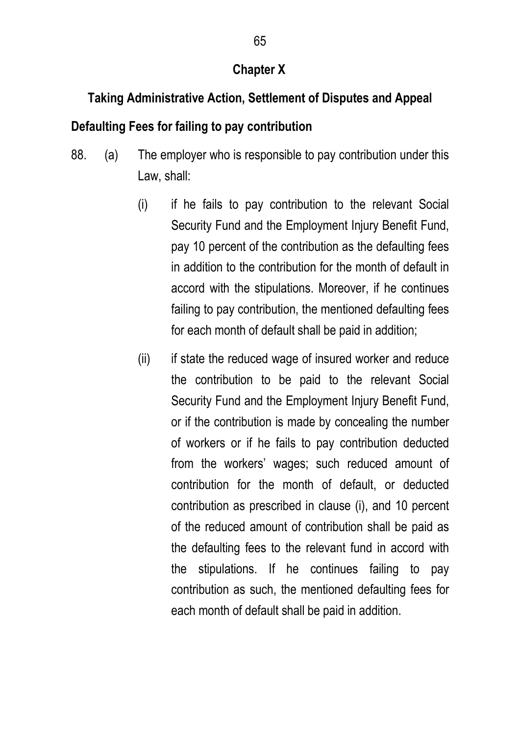## Chapter X

## Taking Administrative Action, Settlement of Disputes and Appeal

### Defaulting Fees for failing to pay contribution

88. (a) The employer who is responsible to pay contribution under this Law, shall:

    (i) if he fails to pay contribution to the relevant Social Security Fund and the Employment Injury Benefit Fund, pay 10 percent of the contribution as the defaulting fees in addition to the contribution for the month of default in accord with the stipulations. Moreover, if he continues failing to pay contribution, the mentioned defaulting fees for each month of default shall be paid in addition;

    (ii) if state the reduced wage of insured worker and reduce the contribution to be paid to the relevant Social Security Fund and the Employment Injury Benefit Fund, or if the contribution is made by concealing the number of workers or if he fails to pay contribution deducted from the workers' wages; such reduced amount of contribution for the month of default, or deducted contribution as prescribed in clause (i), and 10 percent of the reduced amount of contribution shall be paid as the defaulting fees to the relevant fund in accord with the stipulations. If he continues failing to pay contribution as such, the mentioned defaulting fees for each month of default shall be paid in addition.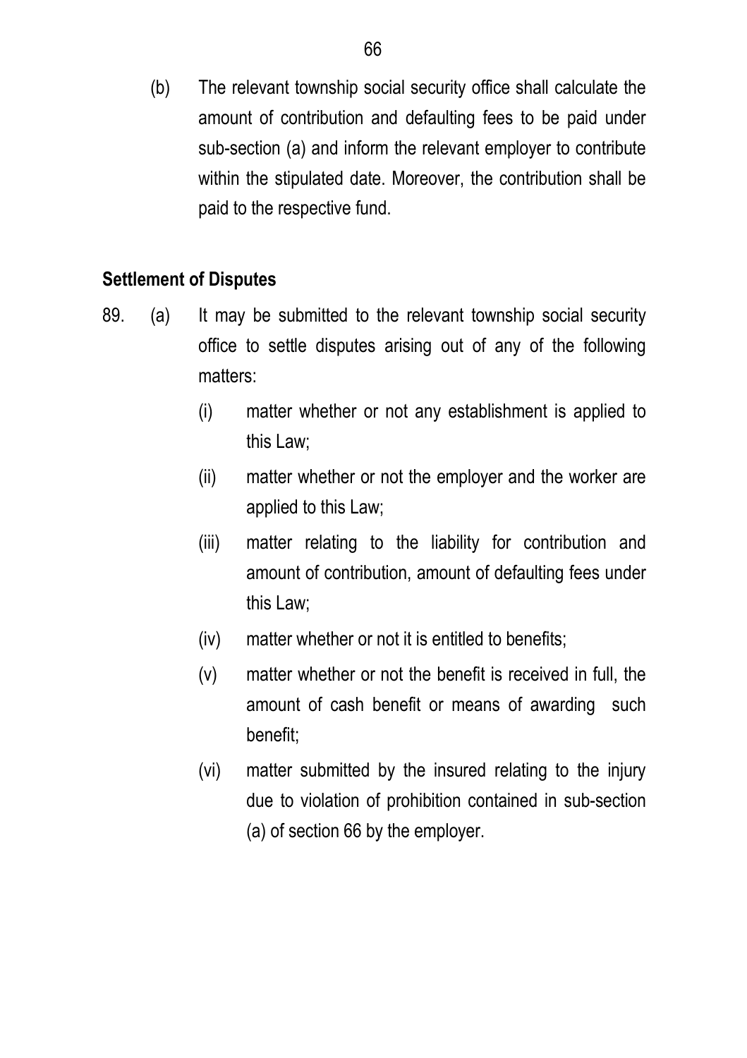(b) The relevant township social security office shall calculate the amount of contribution and defaulting fees to be paid under sub-section (a) and inform the relevant employer to contribute within the stipulated date. Moreover, the contribution shall be paid to the respective fund.

**Settlement of Disputes**

89. (a) It may be submitted to the relevant township social security office to settle disputes arising out of any of the following matters:

   (i) matter whether or not any establishment is applied to this Law;

   (ii) matter whether or not the employer and the worker are applied to this Law;

   (iii) matter relating to the liability for contribution and amount of contribution, amount of defaulting fees under this Law;

   (iv) matter whether or not it is entitled to benefits;

   (v) matter whether or not the benefit is received in full, the amount of cash benefit or means of awarding such benefit;

   (vi) matter submitted by the insured relating to the injury due to violation of prohibition contained in sub-section (a) of section 66 by the employer.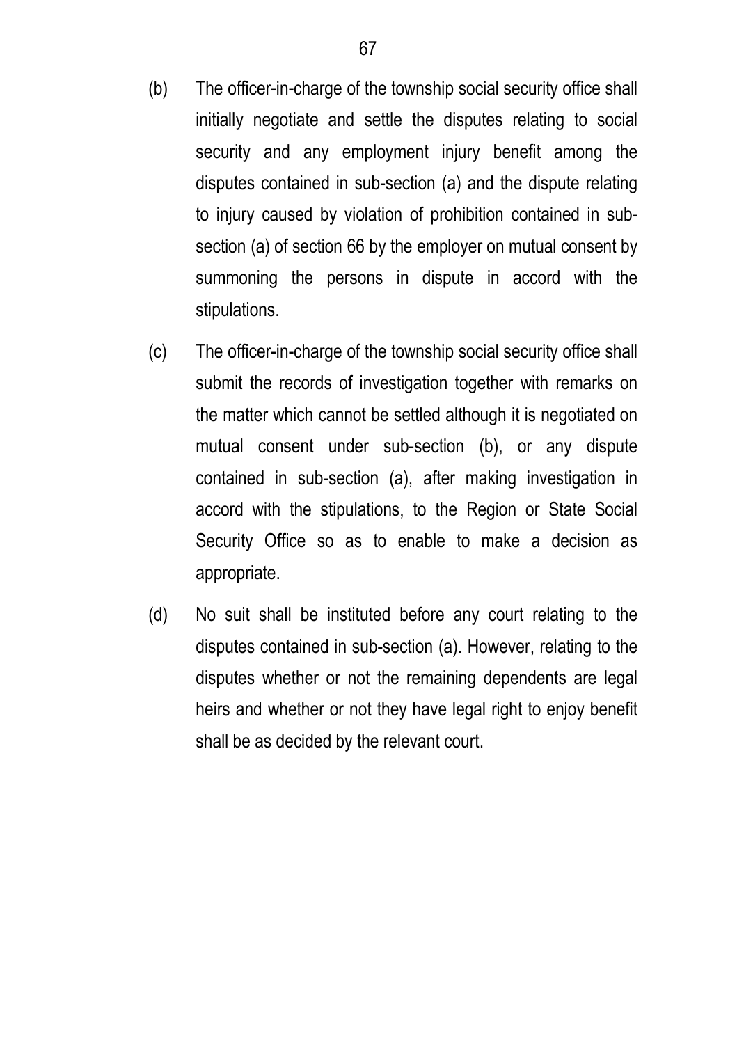(b) The officer-in-charge of the township social security office shall initially negotiate and settle the disputes relating to social security and any employment injury benefit among the disputes contained in sub-section (a) and the dispute relating to injury caused by violation of prohibition contained in sub-section (a) of section 66 by the employer on mutual consent by summoning the persons in dispute in accord with the stipulations.

(c) The officer-in-charge of the township social security office shall submit the records of investigation together with remarks on the matter which cannot be settled although it is negotiated on mutual consent under sub-section (b), or any dispute contained in sub-section (a), after making investigation in accord with the stipulations, to the Region or State Social Security Office so as to enable to make a decision as appropriate.

(d) No suit shall be instituted before any court relating to the disputes contained in sub-section (a). However, relating to the disputes whether or not the remaining dependents are legal heirs and whether or not they have legal right to enjoy benefit shall be as decided by the relevant court.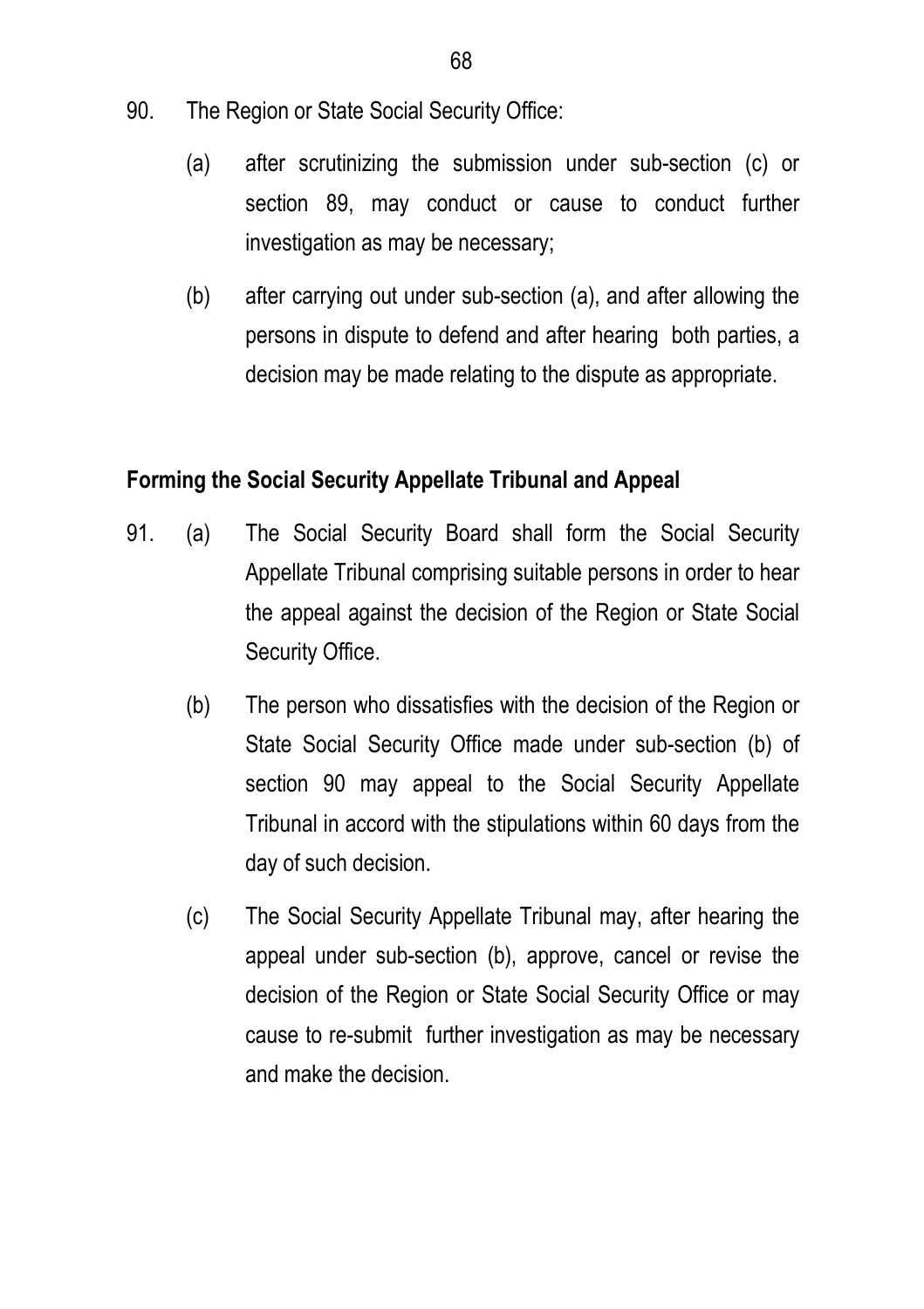90. The Region or State Social Security Office:

    (a) after scrutinizing the submission under sub-section (c) or section 89, may conduct or cause to conduct further investigation as may be necessary;

    (b) after carrying out under sub-section (a), and after allowing the persons in dispute to defend and after hearing both parties, a decision may be made relating to the dispute as appropriate.

**Forming the Social Security Appellate Tribunal and Appeal**

91. (a) The Social Security Board shall form the Social Security Appellate Tribunal comprising suitable persons in order to hear the appeal against the decision of the Region or State Social Security Office.

    (b) The person who dissatisfies with the decision of the Region or State Social Security Office made under sub-section (b) of section 90 may appeal to the Social Security Appellate Tribunal in accord with the stipulations within 60 days from the day of such decision.

    (c) The Social Security Appellate Tribunal may, after hearing the appeal under sub-section (b), approve, cancel or revise the decision of the Region or State Social Security Office or may cause to re-submit further investigation as may be necessary and make the decision.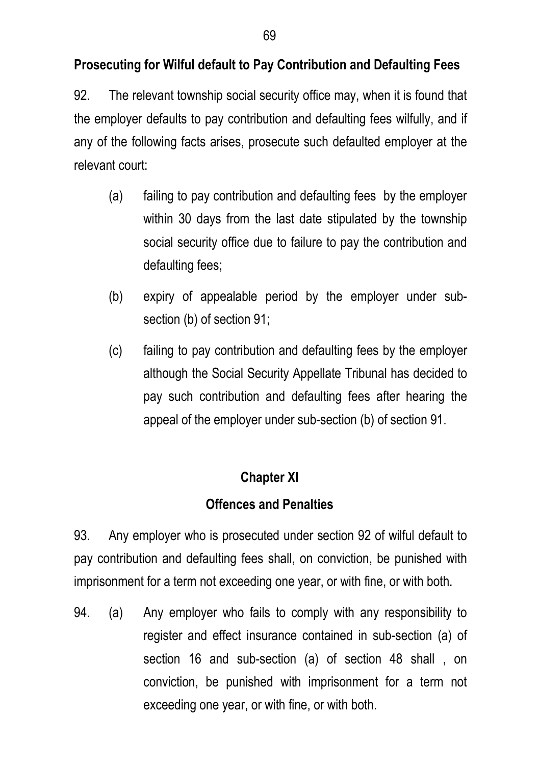**Prosecuting for Wilful default to Pay Contribution and Defaulting Fees**

92. The relevant township social security office may, when it is found that the employer defaults to pay contribution and defaulting fees wilfully, and if any of the following facts arises, prosecute such defaulted employer at the relevant court:

(a) failing to pay contribution and defaulting fees by the employer within 30 days from the last date stipulated by the township social security office due to failure to pay the contribution and defaulting fees;

(b) expiry of appealable period by the employer under sub-section (b) of section 91;

(c) failing to pay contribution and defaulting fees by the employer although the Social Security Appellate Tribunal has decided to pay such contribution and defaulting fees after hearing the appeal of the employer under sub-section (b) of section 91.

## Chapter XI

## Offences and Penalties

93. Any employer who is prosecuted under section 92 of wilful default to pay contribution and defaulting fees shall, on conviction, be punished with imprisonment for a term not exceeding one year, or with fine, or with both.

94. (a) Any employer who fails to comply with any responsibility to register and effect insurance contained in sub-section (a) of section 16 and sub-section (a) of section 48 shall , on conviction, be punished with imprisonment for a term not exceeding one year, or with fine, or with both.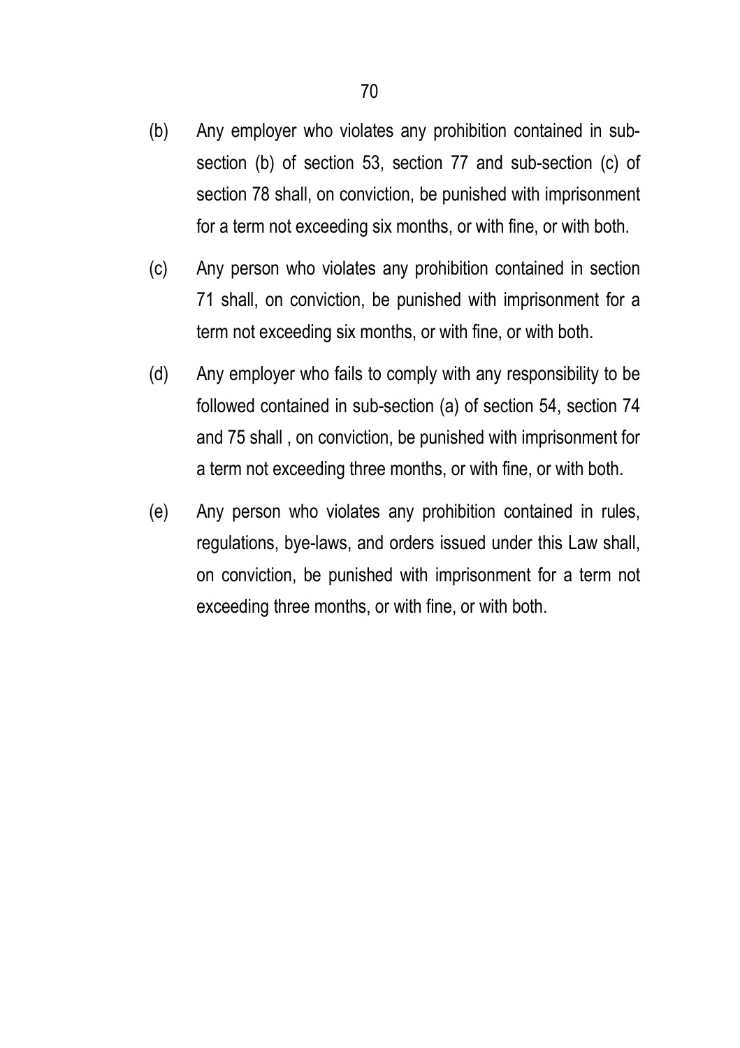(b) Any employer who violates any prohibition contained in sub-section (b) of section 53, section 77 and sub-section (c) of section 78 shall, on conviction, be punished with imprisonment for a term not exceeding six months, or with fine, or with both.

(c) Any person who violates any prohibition contained in section 71 shall, on conviction, be punished with imprisonment for a term not exceeding six months, or with fine, or with both.

(d) Any employer who fails to comply with any responsibility to be followed contained in sub-section (a) of section 54, section 74 and 75 shall , on conviction, be punished with imprisonment for a term not exceeding three months, or with fine, or with both.

(e) Any person who violates any prohibition contained in rules, regulations, bye-laws, and orders issued under this Law shall, on conviction, be punished with imprisonment for a term not exceeding three months, or with fine, or with both.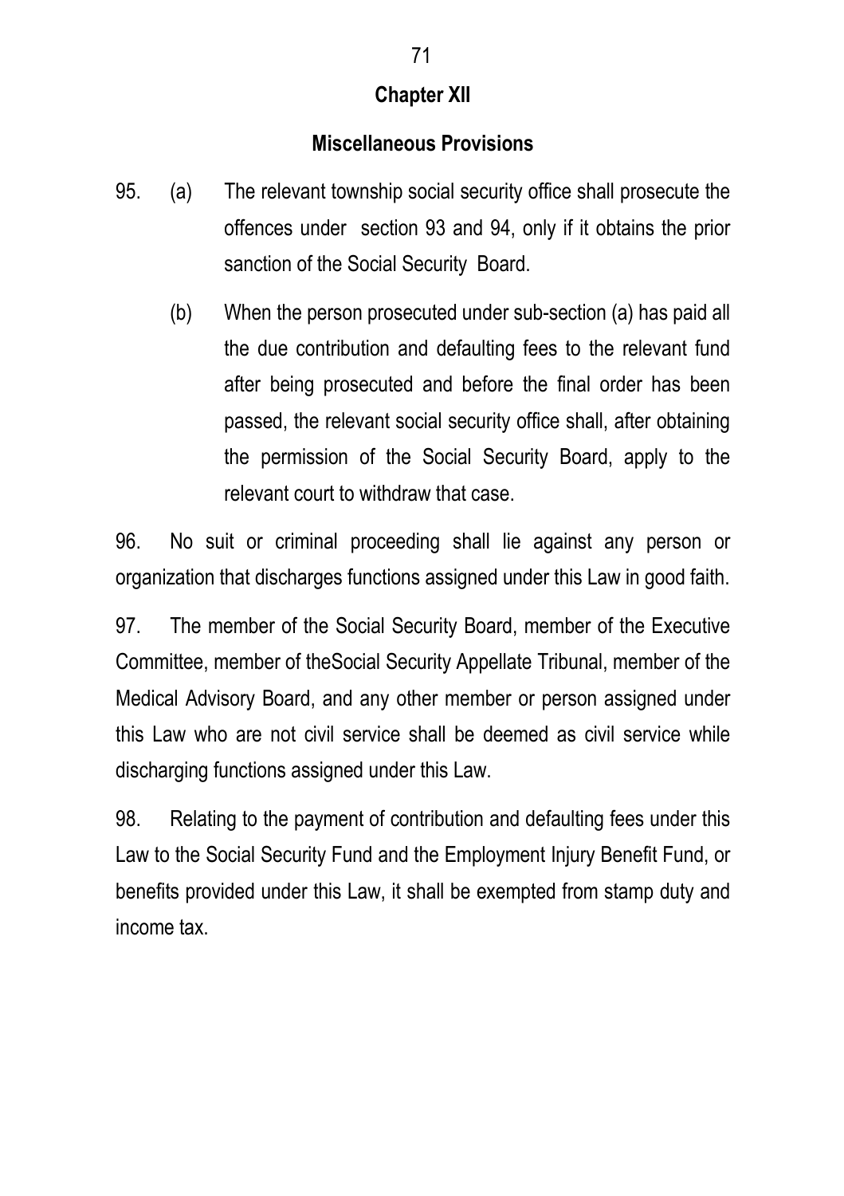## Chapter XII

### Miscellaneous Provisions

95. (a) The relevant township social security office shall prosecute the offences under section 93 and 94, only if it obtains the prior sanction of the Social Security Board.

    (b) When the person prosecuted under sub-section (a) has paid all the due contribution and defaulting fees to the relevant fund after being prosecuted and before the final order has been passed, the relevant social security office shall, after obtaining the permission of the Social Security Board, apply to the relevant court to withdraw that case.

96. No suit or criminal proceeding shall lie against any person or organization that discharges functions assigned under this Law in good faith.

97. The member of the Social Security Board, member of the Executive Committee, member of theSocial Security Appellate Tribunal, member of the Medical Advisory Board, and any other member or person assigned under this Law who are not civil service shall be deemed as civil service while discharging functions assigned under this Law.

98. Relating to the payment of contribution and defaulting fees under this Law to the Social Security Fund and the Employment Injury Benefit Fund, or benefits provided under this Law, it shall be exempted from stamp duty and income tax.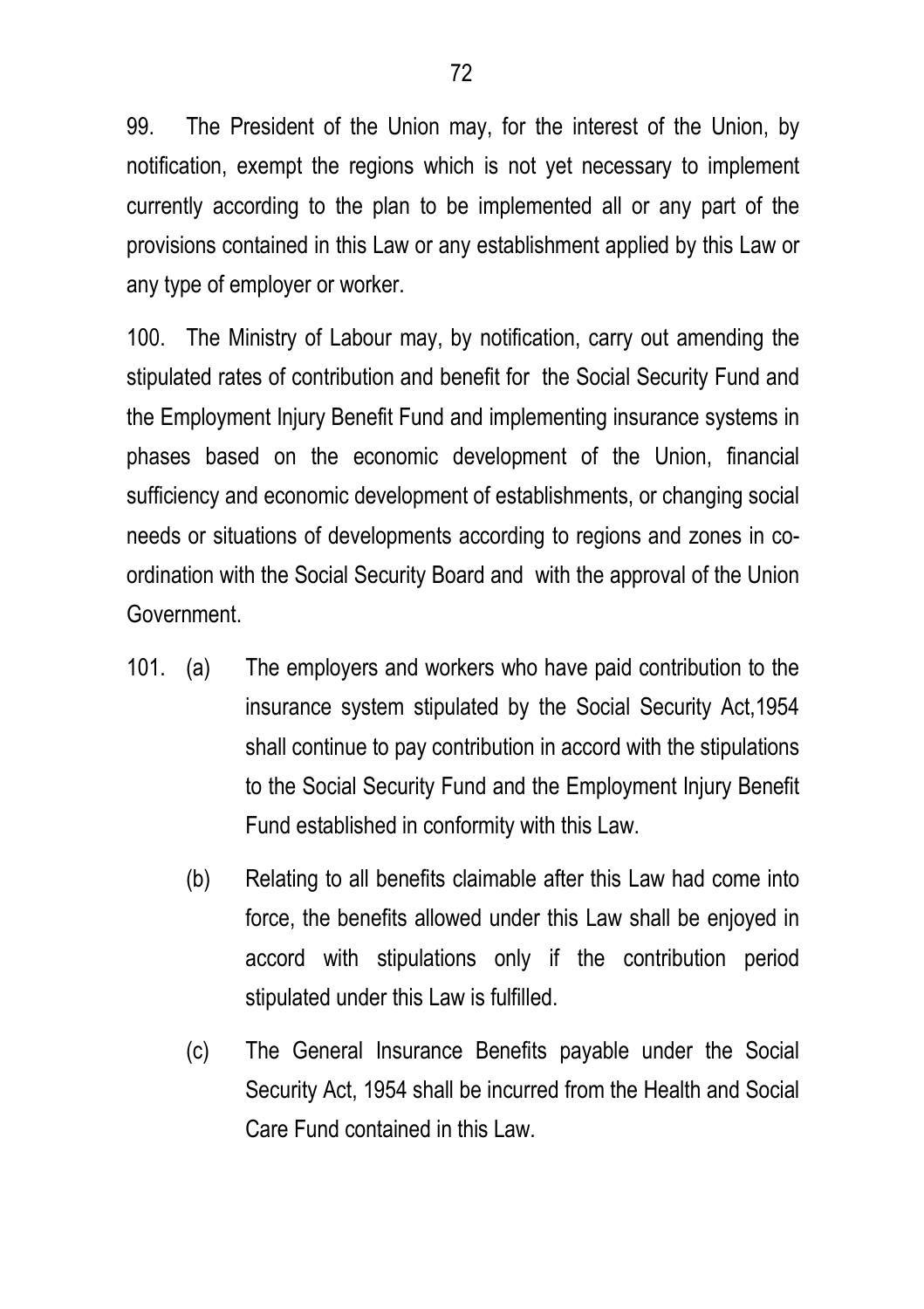99. The President of the Union may, for the interest of the Union, by notification, exempt the regions which is not yet necessary to implement currently according to the plan to be implemented all or any part of the provisions contained in this Law or any establishment applied by this Law or any type of employer or worker.

100. The Ministry of Labour may, by notification, carry out amending the stipulated rates of contribution and benefit for the Social Security Fund and the Employment Injury Benefit Fund and implementing insurance systems in phases based on the economic development of the Union, financial sufficiency and economic development of establishments, or changing social needs or situations of developments according to regions and zones in co-ordination with the Social Security Board and with the approval of the Union Government.

101. (a) The employers and workers who have paid contribution to the insurance system stipulated by the Social Security Act,1954 shall continue to pay contribution in accord with the stipulations to the Social Security Fund and the Employment Injury Benefit Fund established in conformity with this Law.

(b) Relating to all benefits claimable after this Law had come into force, the benefits allowed under this Law shall be enjoyed in accord with stipulations only if the contribution period stipulated under this Law is fulfilled.

(c) The General Insurance Benefits payable under the Social Security Act, 1954 shall be incurred from the Health and Social Care Fund contained in this Law.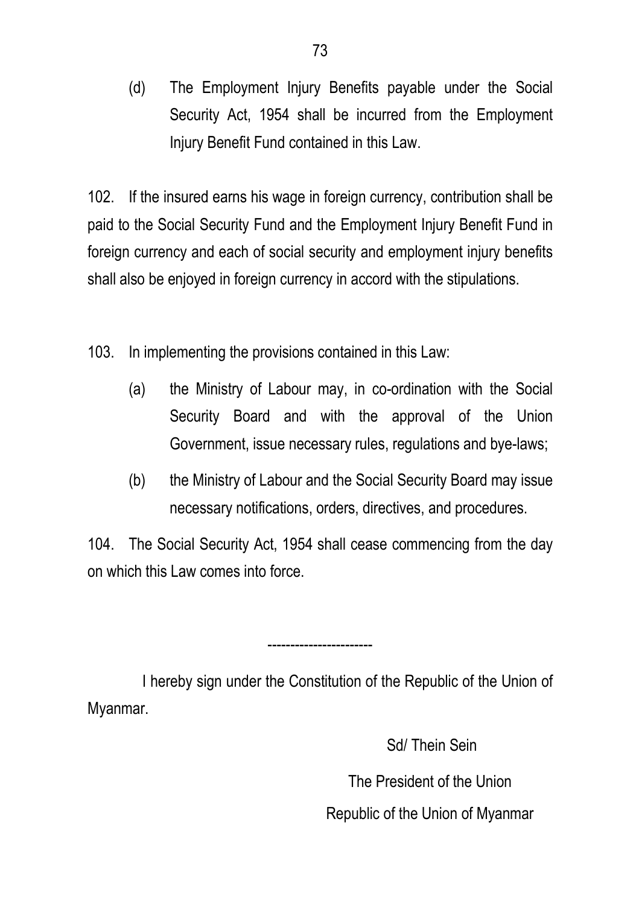(d) The Employment Injury Benefits payable under the Social Security Act, 1954 shall be incurred from the Employment Injury Benefit Fund contained in this Law.

102. If the insured earns his wage in foreign currency, contribution shall be paid to the Social Security Fund and the Employment Injury Benefit Fund in foreign currency and each of social security and employment injury benefits shall also be enjoyed in foreign currency in accord with the stipulations.

103. In implementing the provisions contained in this Law:

(a) the Ministry of Labour may, in co-ordination with the Social Security Board and with the approval of the Union Government, issue necessary rules, regulations and bye-laws;

(b) the Ministry of Labour and the Social Security Board may issue necessary notifications, orders, directives, and procedures.

104. The Social Security Act, 1954 shall cease commencing from the day on which this Law comes into force.

-----------------------

I hereby sign under the Constitution of the Republic of the Union of Myanmar.

Sd/ Thein Sein

The President of the Union

Republic of the Union of Myanmar